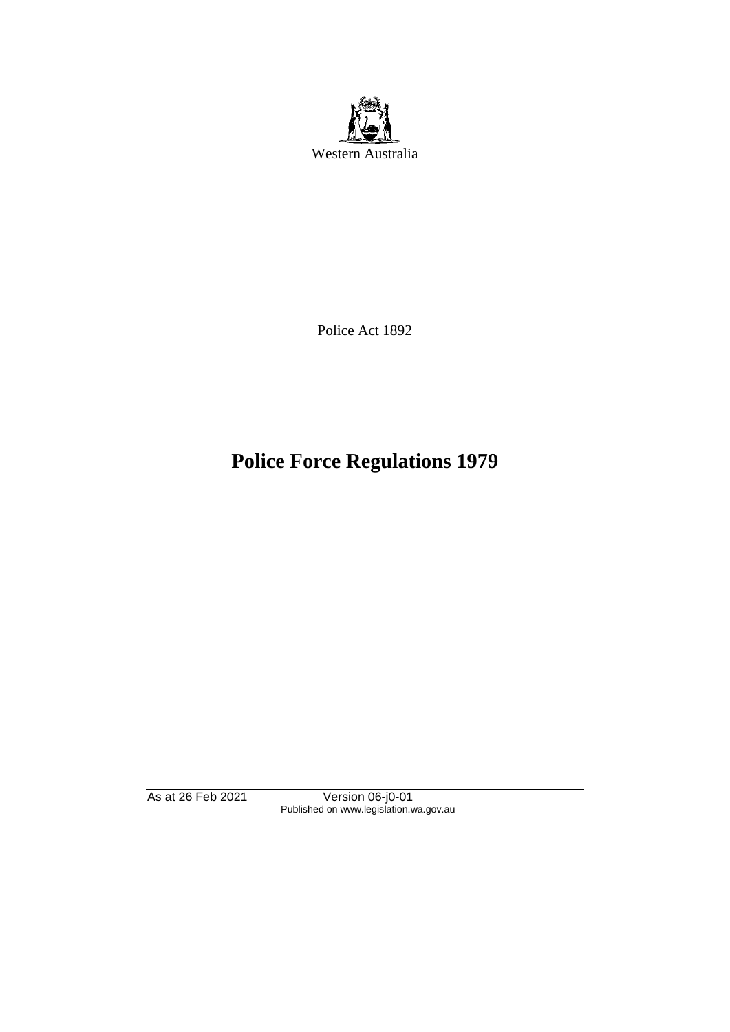Western Australia

Police Act 1892

# Police Force Regulations 1979

As at 26 Feb 2021 Version 06-j0-01
Published on www.legislation.wa.gov.au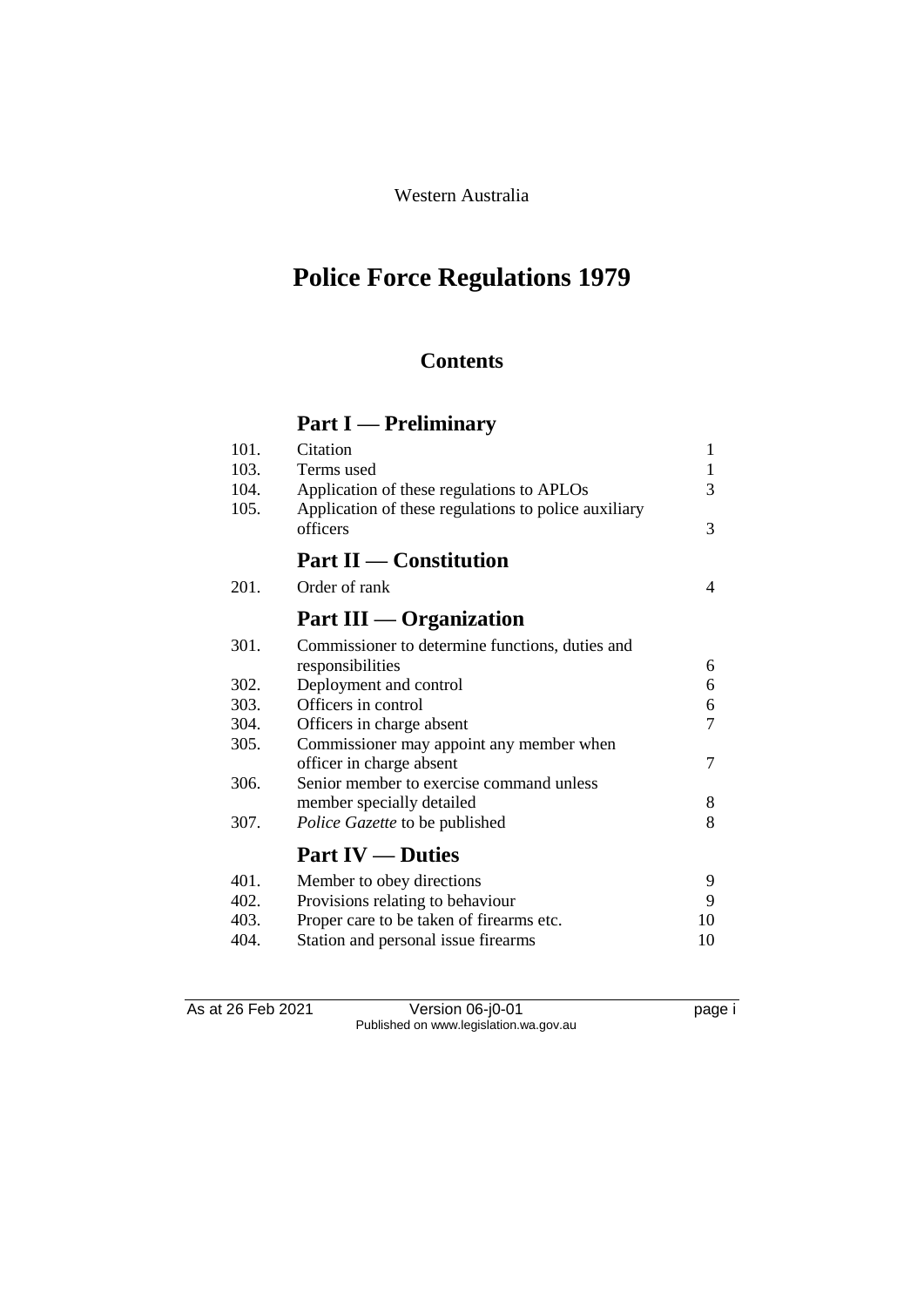Western Australia

# Police Force Regulations 1979

## Contents

## Part I — Preliminary

| | | |
|---|---|---|
| 101. | Citation | 1 |
| 103. | Terms used | 1 |
| 104. | Application of these regulations to APLOs | 3 |
| 105. | Application of these regulations to police auxiliary officers | 3 |

## Part II — Constitution

| | | |
|---|---|---|
| 201. | Order of rank | 4 |

## Part III — Organization

| | | |
|---|---|---|
| 301. | Commissioner to determine functions, duties and responsibilities | 6 |
| 302. | Deployment and control | 6 |
| 303. | Officers in control | 6 |
| 304. | Officers in charge absent | 7 |
| 305. | Commissioner may appoint any member when officer in charge absent | 7 |
| 306. | Senior member to exercise command unless member specially detailed | 8 |
| 307. | *Police Gazette* to be published | 8 |

## Part IV — Duties

| | | |
|---|---|---|
| 401. | Member to obey directions | 9 |
| 402. | Provisions relating to behaviour | 9 |
| 403. | Proper care to be taken of firearms etc. | 10 |
| 404. | Station and personal issue firearms | 10 |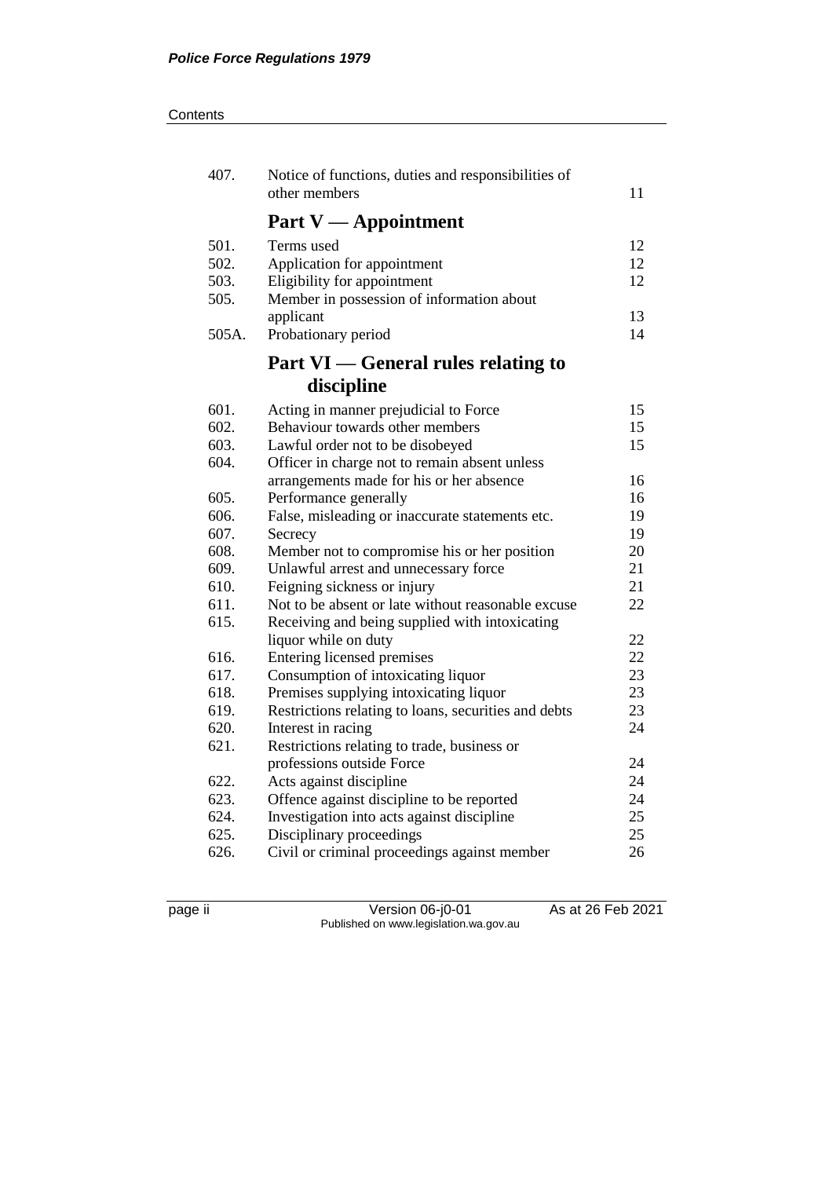| | | |
|---|---|---|
| 407. | Notice of functions, duties and responsibilities of other members | 11 |

## Part V — Appointment

| | | |
|---|---|---|
| 501. | Terms used | 12 |
| 502. | Application for appointment | 12 |
| 503. | Eligibility for appointment | 12 |
| 505. | Member in possession of information about applicant | 13 |
| 505A. | Probationary period | 14 |

## Part VI — General rules relating to discipline

| | | |
|---|---|---|
| 601. | Acting in manner prejudicial to Force | 15 |
| 602. | Behaviour towards other members | 15 |
| 603. | Lawful order not to be disobeyed | 15 |
| 604. | Officer in charge not to remain absent unless arrangements made for his or her absence | 16 |
| 605. | Performance generally | 16 |
| 606. | False, misleading or inaccurate statements etc. | 19 |
| 607. | Secrecy | 19 |
| 608. | Member not to compromise his or her position | 20 |
| 609. | Unlawful arrest and unnecessary force | 21 |
| 610. | Feigning sickness or injury | 21 |
| 611. | Not to be absent or late without reasonable excuse | 22 |
| 615. | Receiving and being supplied with intoxicating liquor while on duty | 22 |
| 616. | Entering licensed premises | 22 |
| 617. | Consumption of intoxicating liquor | 23 |
| 618. | Premises supplying intoxicating liquor | 23 |
| 619. | Restrictions relating to loans, securities and debts | 23 |
| 620. | Interest in racing | 24 |
| 621. | Restrictions relating to trade, business or professions outside Force | 24 |
| 622. | Acts against discipline | 24 |
| 623. | Offence against discipline to be reported | 24 |
| 624. | Investigation into acts against discipline | 25 |
| 625. | Disciplinary proceedings | 25 |
| 626. | Civil or criminal proceedings against member | 26 |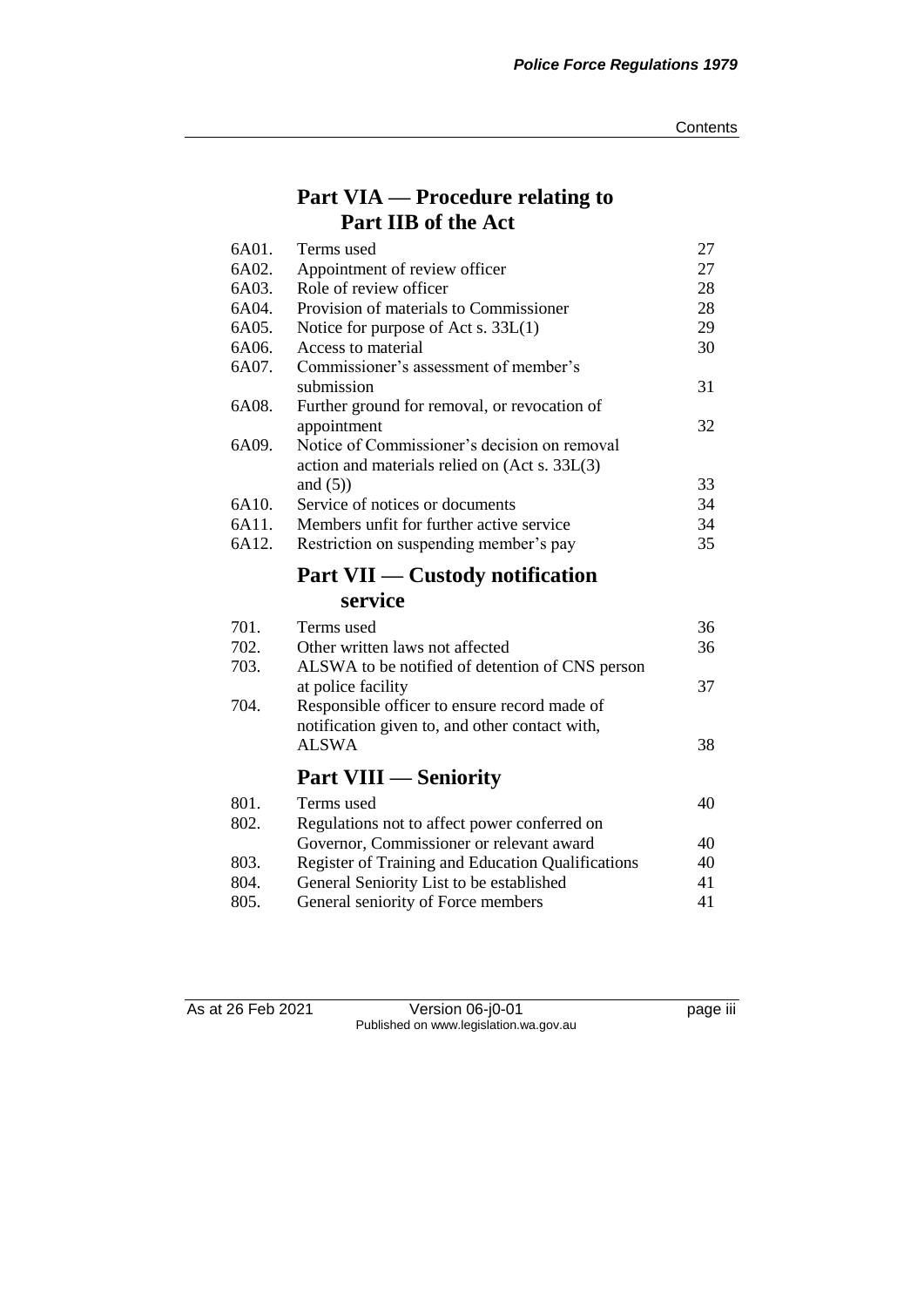## Part VIA — Procedure relating to Part IIB of the Act

| | | |
|---|---|---|
| 6A01. | Terms used | 27 |
| 6A02. | Appointment of review officer | 27 |
| 6A03. | Role of review officer | 28 |
| 6A04. | Provision of materials to Commissioner | 28 |
| 6A05. | Notice for purpose of Act s. 33L(1) | 29 |
| 6A06. | Access to material | 30 |
| 6A07. | Commissioner's assessment of member's submission | 31 |
| 6A08. | Further ground for removal, or revocation of appointment | 32 |
| 6A09. | Notice of Commissioner's decision on removal action and materials relied on (Act s. 33L(3) and (5)) | 33 |
| 6A10. | Service of notices or documents | 34 |
| 6A11. | Members unfit for further active service | 34 |
| 6A12. | Restriction on suspending member's pay | 35 |

## Part VII — Custody notification service

| | | |
|---|---|---|
| 701. | Terms used | 36 |
| 702. | Other written laws not affected | 36 |
| 703. | ALSWA to be notified of detention of CNS person at police facility | 37 |
| 704. | Responsible officer to ensure record made of notification given to, and other contact with, ALSWA | 38 |

## Part VIII — Seniority

| | | |
|---|---|---|
| 801. | Terms used | 40 |
| 802. | Regulations not to affect power conferred on Governor, Commissioner or relevant award | 40 |
| 803. | Register of Training and Education Qualifications | 40 |
| 804. | General Seniority List to be established | 41 |
| 805. | General seniority of Force members | 41 |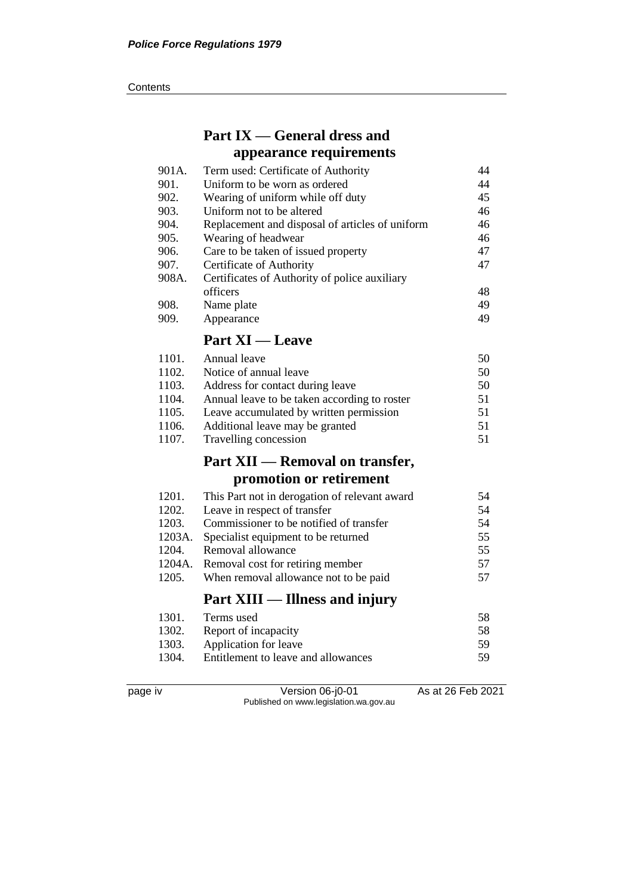## Part IX — General dress and appearance requirements

| | | |
|---|---|---|
| 901A. | Term used: Certificate of Authority | 44 |
| 901. | Uniform to be worn as ordered | 44 |
| 902. | Wearing of uniform while off duty | 45 |
| 903. | Uniform not to be altered | 46 |
| 904. | Replacement and disposal of articles of uniform | 46 |
| 905. | Wearing of headwear | 46 |
| 906. | Care to be taken of issued property | 47 |
| 907. | Certificate of Authority | 47 |
| 908A. | Certificates of Authority of police auxiliary officers | 48 |
| 908. | Name plate | 49 |
| 909. | Appearance | 49 |

## Part XI — Leave

| | | |
|---|---|---|
| 1101. | Annual leave | 50 |
| 1102. | Notice of annual leave | 50 |
| 1103. | Address for contact during leave | 50 |
| 1104. | Annual leave to be taken according to roster | 51 |
| 1105. | Leave accumulated by written permission | 51 |
| 1106. | Additional leave may be granted | 51 |
| 1107. | Travelling concession | 51 |

## Part XII — Removal on transfer, promotion or retirement

| | | |
|---|---|---|
| 1201. | This Part not in derogation of relevant award | 54 |
| 1202. | Leave in respect of transfer | 54 |
| 1203. | Commissioner to be notified of transfer | 54 |
| 1203A. | Specialist equipment to be returned | 55 |
| 1204. | Removal allowance | 55 |
| 1204A. | Removal cost for retiring member | 57 |
| 1205. | When removal allowance not to be paid | 57 |

## Part XIII — Illness and injury

| | | |
|---|---|---|
| 1301. | Terms used | 58 |
| 1302. | Report of incapacity | 58 |
| 1303. | Application for leave | 59 |
| 1304. | Entitlement to leave and allowances | 59 |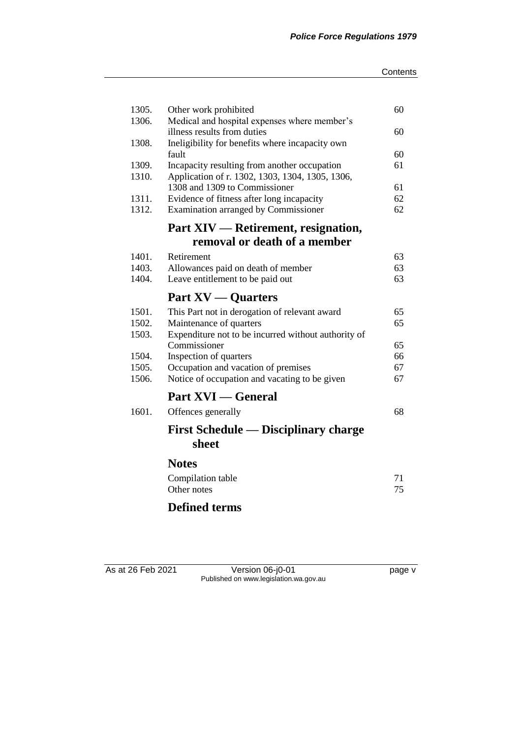| | | |
|---|---|---|
| 1305. | Other work prohibited | 60 |
| 1306. | Medical and hospital expenses where member's illness results from duties | 60 |
| 1308. | Ineligibility for benefits where incapacity own fault | 60 |
| 1309. | Incapacity resulting from another occupation | 61 |
| 1310. | Application of r. 1302, 1303, 1304, 1305, 1306, 1308 and 1309 to Commissioner | 61 |
| 1311. | Evidence of fitness after long incapacity | 62 |
| 1312. | Examination arranged by Commissioner | 62 |

## Part XIV — Retirement, resignation, removal or death of a member

| | | |
|---|---|---|
| 1401. | Retirement | 63 |
| 1403. | Allowances paid on death of member | 63 |
| 1404. | Leave entitlement to be paid out | 63 |

## Part XV — Quarters

| | | |
|---|---|---|
| 1501. | This Part not in derogation of relevant award | 65 |
| 1502. | Maintenance of quarters | 65 |
| 1503. | Expenditure not to be incurred without authority of Commissioner | 65 |
| 1504. | Inspection of quarters | 66 |
| 1505. | Occupation and vacation of premises | 67 |
| 1506. | Notice of occupation and vacating to be given | 67 |

## Part XVI — General

| | | |
|---|---|---|
| 1601. | Offences generally | 68 |

## First Schedule — Disciplinary charge sheet

## Notes

| | |
|---|---|
| Compilation table | 71 |
| Other notes | 75 |

## Defined terms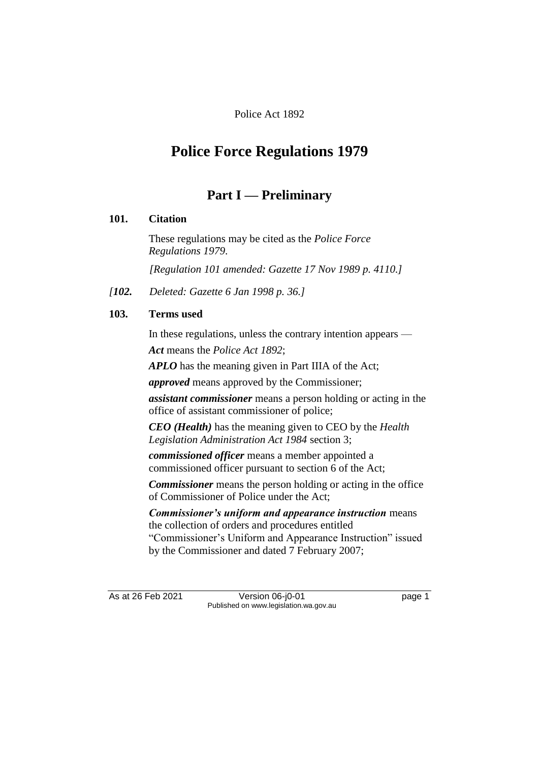Police Act 1892

# Police Force Regulations 1979

## Part I — Preliminary

### 101. Citation

These regulations may be cited as the *Police Force Regulations 1979*.

*[Regulation 101 amended: Gazette 17 Nov 1989 p. 4110.]*

*[**102.** Deleted: Gazette 6 Jan 1998 p. 36.]*

### 103. Terms used

In these regulations, unless the contrary intention appears —

***Act*** means the *Police Act 1892*;

***APLO*** has the meaning given in Part IIIA of the Act;

***approved*** means approved by the Commissioner;

***assistant commissioner*** means a person holding or acting in the office of assistant commissioner of police;

***CEO (Health)*** has the meaning given to CEO by the *Health Legislation Administration Act 1984* section 3;

***commissioned officer*** means a member appointed a commissioned officer pursuant to section 6 of the Act;

***Commissioner*** means the person holding or acting in the office of Commissioner of Police under the Act;

***Commissioner's uniform and appearance instruction*** means the collection of orders and procedures entitled "Commissioner's Uniform and Appearance Instruction" issued by the Commissioner and dated 7 February 2007;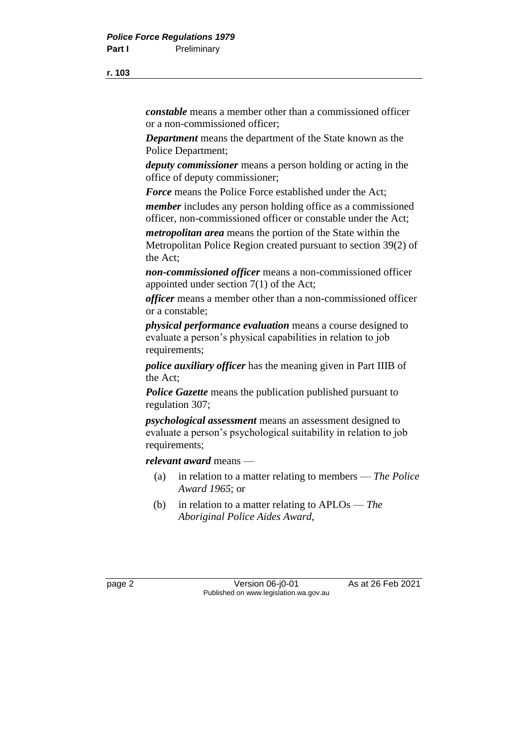***constable*** means a member other than a commissioned officer or a non-commissioned officer;

***Department*** means the department of the State known as the Police Department;

***deputy commissioner*** means a person holding or acting in the office of deputy commissioner;

***Force*** means the Police Force established under the Act;

***member*** includes any person holding office as a commissioned officer, non-commissioned officer or constable under the Act;

***metropolitan area*** means the portion of the State within the Metropolitan Police Region created pursuant to section 39(2) of the Act;

***non-commissioned officer*** means a non-commissioned officer appointed under section 7(1) of the Act;

***officer*** means a member other than a non-commissioned officer or a constable;

***physical performance evaluation*** means a course designed to evaluate a person's physical capabilities in relation to job requirements;

***police auxiliary officer*** has the meaning given in Part IIIB of the Act;

***Police Gazette*** means the publication published pursuant to regulation 307;

***psychological assessment*** means an assessment designed to evaluate a person's psychological suitability in relation to job requirements;

***relevant award*** means —

(a) in relation to a matter relating to members — *The Police Award 1965*; or

(b) in relation to a matter relating to APLOs — *The Aboriginal Police Aides Award*,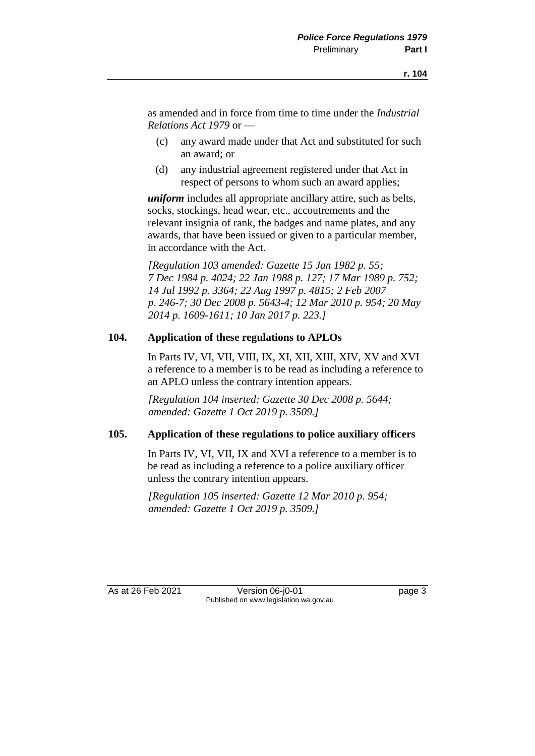as amended and in force from time to time under the *Industrial Relations Act 1979* or —

(c) any award made under that Act and substituted for such an award; or

(d) any industrial agreement registered under that Act in respect of persons to whom such an award applies;

***uniform*** includes all appropriate ancillary attire, such as belts, socks, stockings, head wear, etc., accoutrements and the relevant insignia of rank, the badges and name plates, and any awards, that have been issued or given to a particular member, in accordance with the Act.

*[Regulation 103 amended: Gazette 15 Jan 1982 p. 55; 7 Dec 1984 p. 4024; 22 Jan 1988 p. 127; 17 Mar 1989 p. 752; 14 Jul 1992 p. 3364; 22 Aug 1997 p. 4815; 2 Feb 2007 p. 246-7; 30 Dec 2008 p. 5643-4; 12 Mar 2010 p. 954; 20 May 2014 p. 1609-1611; 10 Jan 2017 p. 223.]*

### 104. Application of these regulations to APLOs

In Parts IV, VI, VII, VIII, IX, XI, XII, XIII, XIV, XV and XVI a reference to a member is to be read as including a reference to an APLO unless the contrary intention appears.

*[Regulation 104 inserted: Gazette 30 Dec 2008 p. 5644; amended: Gazette 1 Oct 2019 p. 3509.]*

### 105. Application of these regulations to police auxiliary officers

In Parts IV, VI, VII, IX and XVI a reference to a member is to be read as including a reference to a police auxiliary officer unless the contrary intention appears.

*[Regulation 105 inserted: Gazette 12 Mar 2010 p. 954; amended: Gazette 1 Oct 2019 p. 3509.]*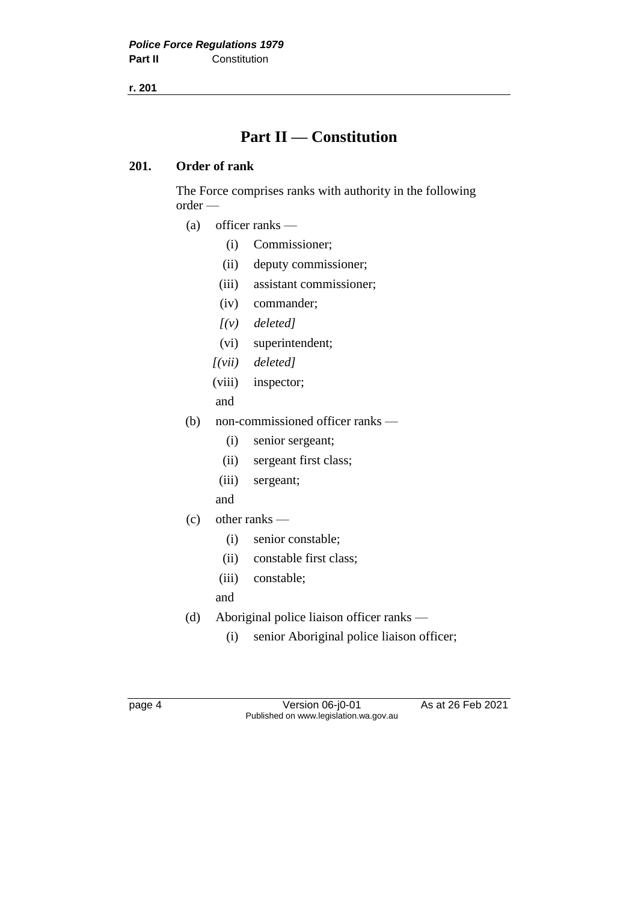# Part II — Constitution

## 201. Order of rank

The Force comprises ranks with authority in the following order —

(a) officer ranks —

  (i) Commissioner;

  (ii) deputy commissioner;

  (iii) assistant commissioner;

  (iv) commander;

  *[(v) deleted]*

  (vi) superintendent;

  *[(vii) deleted]*

  (viii) inspector;

  and

(b) non-commissioned officer ranks —

  (i) senior sergeant;

  (ii) sergeant first class;

  (iii) sergeant;

  and

(c) other ranks —

  (i) senior constable;

  (ii) constable first class;

  (iii) constable;

  and

(d) Aboriginal police liaison officer ranks —

  (i) senior Aboriginal police liaison officer;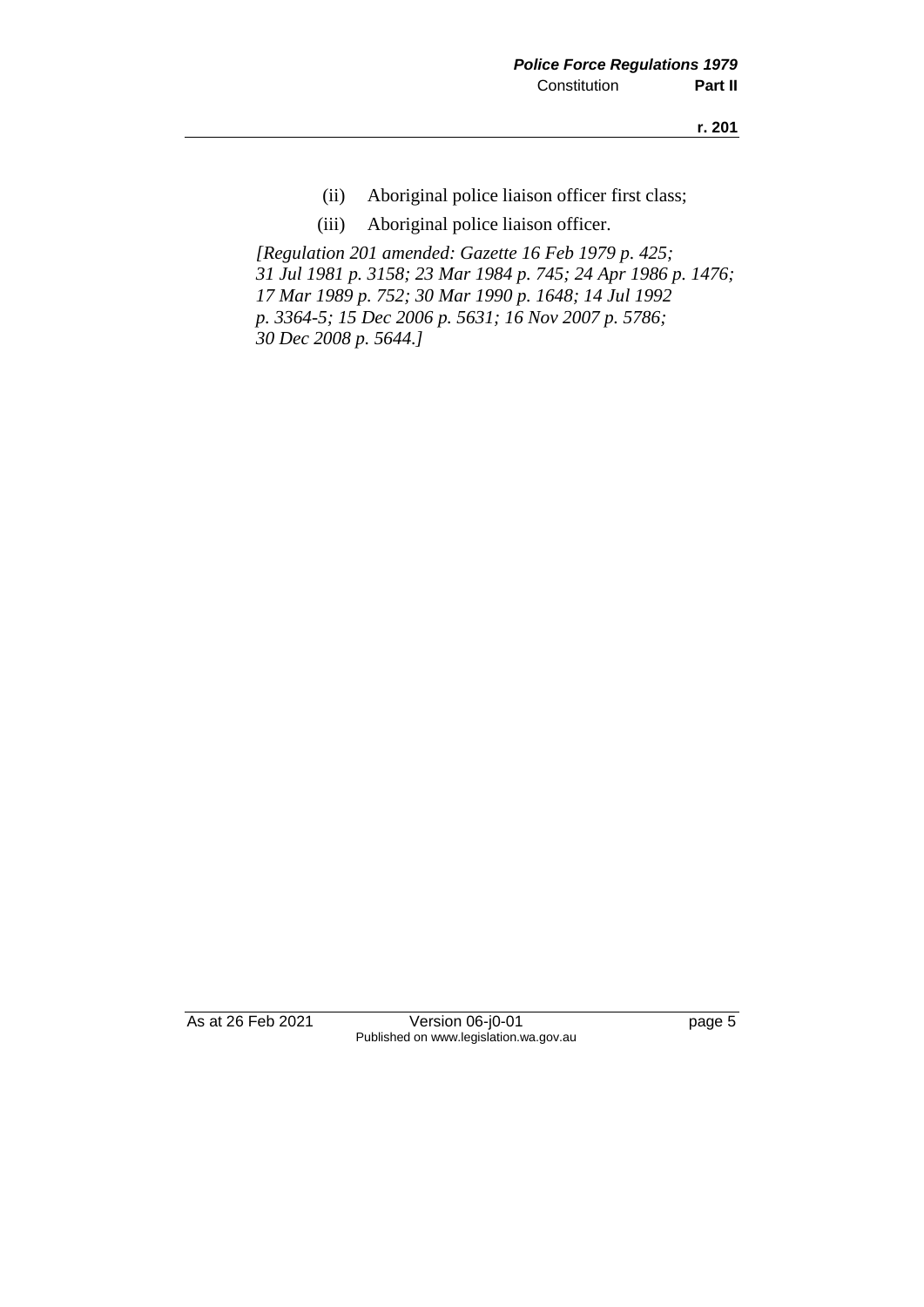(ii) Aboriginal police liaison officer first class;

(iii) Aboriginal police liaison officer.

*[Regulation 201 amended: Gazette 16 Feb 1979 p. 425; 31 Jul 1981 p. 3158; 23 Mar 1984 p. 745; 24 Apr 1986 p. 1476; 17 Mar 1989 p. 752; 30 Mar 1990 p. 1648; 14 Jul 1992 p. 3364-5; 15 Dec 2006 p. 5631; 16 Nov 2007 p. 5786; 30 Dec 2008 p. 5644.]*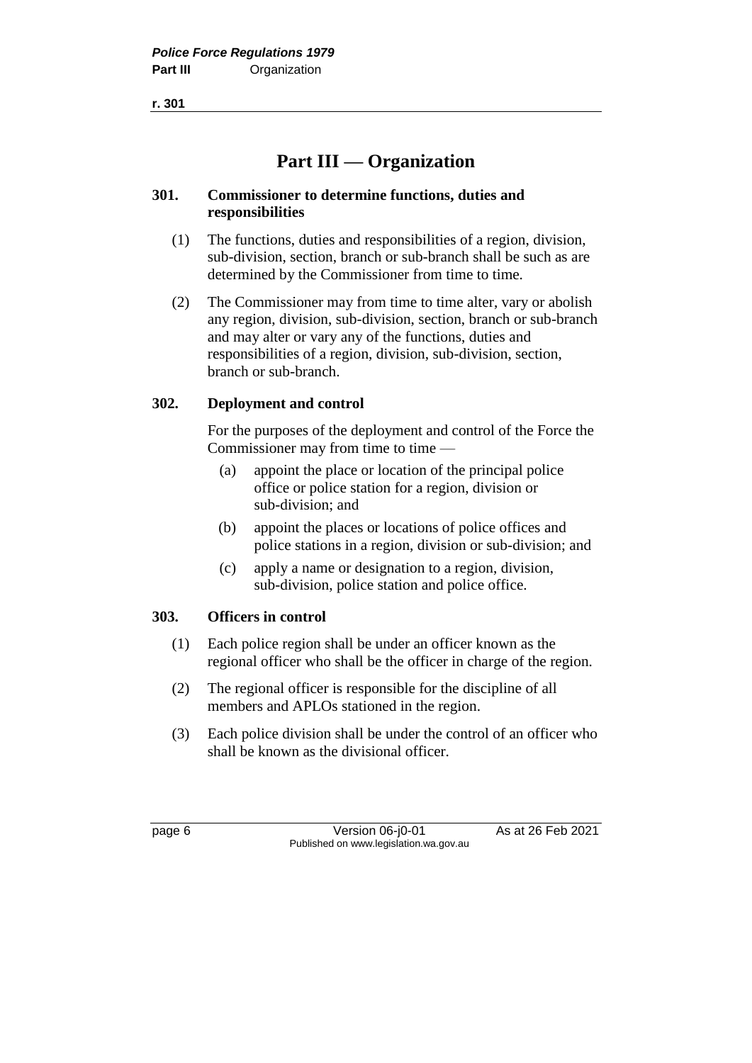# Part III — Organization

## 301. Commissioner to determine functions, duties and responsibilities

(1) The functions, duties and responsibilities of a region, division, sub-division, section, branch or sub-branch shall be such as are determined by the Commissioner from time to time.

(2) The Commissioner may from time to time alter, vary or abolish any region, division, sub-division, section, branch or sub-branch and may alter or vary any of the functions, duties and responsibilities of a region, division, sub-division, section, branch or sub-branch.

## 302. Deployment and control

For the purposes of the deployment and control of the Force the Commissioner may from time to time —

(a) appoint the place or location of the principal police office or police station for a region, division or sub-division; and

(b) appoint the places or locations of police offices and police stations in a region, division or sub-division; and

(c) apply a name or designation to a region, division, sub-division, police station and police office.

## 303. Officers in control

(1) Each police region shall be under an officer known as the regional officer who shall be the officer in charge of the region.

(2) The regional officer is responsible for the discipline of all members and APLOs stationed in the region.

(3) Each police division shall be under the control of an officer who shall be known as the divisional officer.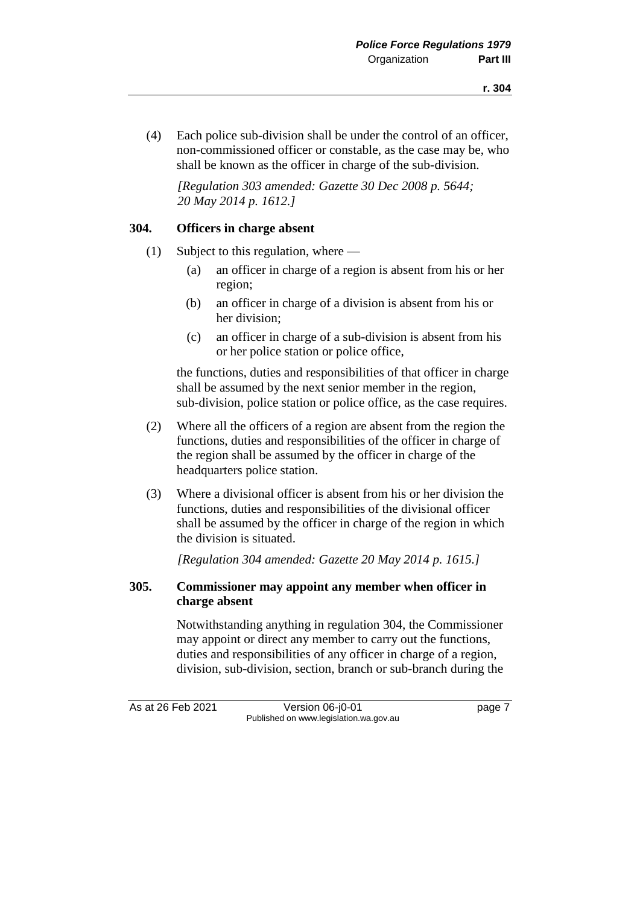(4) Each police sub-division shall be under the control of an officer, non-commissioned officer or constable, as the case may be, who shall be known as the officer in charge of the sub-division.

*[Regulation 303 amended: Gazette 30 Dec 2008 p. 5644; 20 May 2014 p. 1612.]*

### 304. Officers in charge absent

(1) Subject to this regulation, where —

- (a) an officer in charge of a region is absent from his or her region;
- (b) an officer in charge of a division is absent from his or her division;
- (c) an officer in charge of a sub-division is absent from his or her police station or police office,

the functions, duties and responsibilities of that officer in charge shall be assumed by the next senior member in the region, sub-division, police station or police office, as the case requires.

(2) Where all the officers of a region are absent from the region the functions, duties and responsibilities of the officer in charge of the region shall be assumed by the officer in charge of the headquarters police station.

(3) Where a divisional officer is absent from his or her division the functions, duties and responsibilities of the divisional officer shall be assumed by the officer in charge of the region in which the division is situated.

*[Regulation 304 amended: Gazette 20 May 2014 p. 1615.]*

### 305. Commissioner may appoint any member when officer in charge absent

Notwithstanding anything in regulation 304, the Commissioner may appoint or direct any member to carry out the functions, duties and responsibilities of any officer in charge of a region, division, sub-division, section, branch or sub-branch during the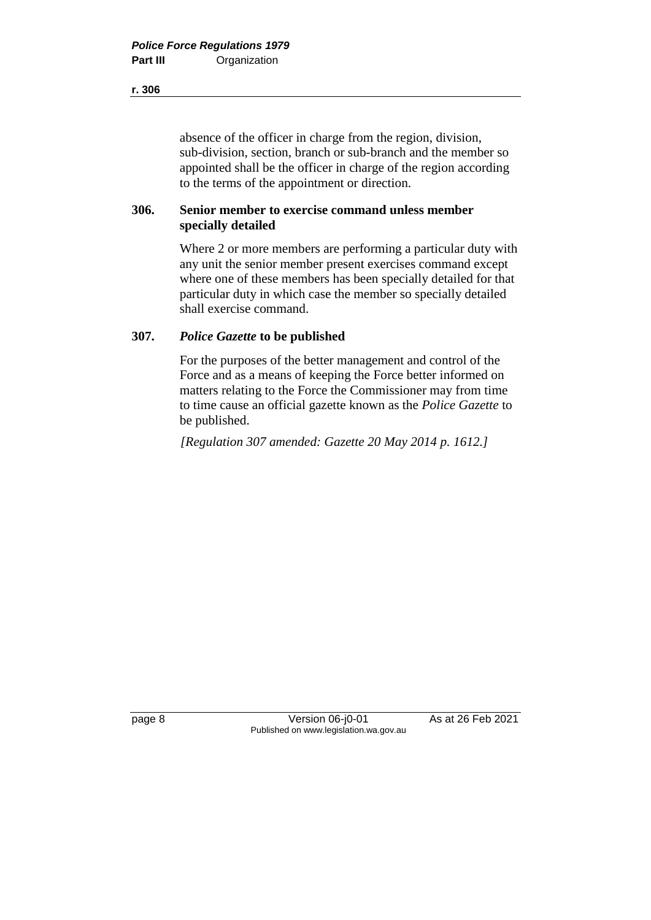absence of the officer in charge from the region, division, sub-division, section, branch or sub-branch and the member so appointed shall be the officer in charge of the region according to the terms of the appointment or direction.

### 306. Senior member to exercise command unless member specially detailed

Where 2 or more members are performing a particular duty with any unit the senior member present exercises command except where one of these members has been specially detailed for that particular duty in which case the member so specially detailed shall exercise command.

### 307. *Police Gazette* to be published

For the purposes of the better management and control of the Force and as a means of keeping the Force better informed on matters relating to the Force the Commissioner may from time to time cause an official gazette known as the *Police Gazette* to be published.

*[Regulation 307 amended: Gazette 20 May 2014 p. 1612.]*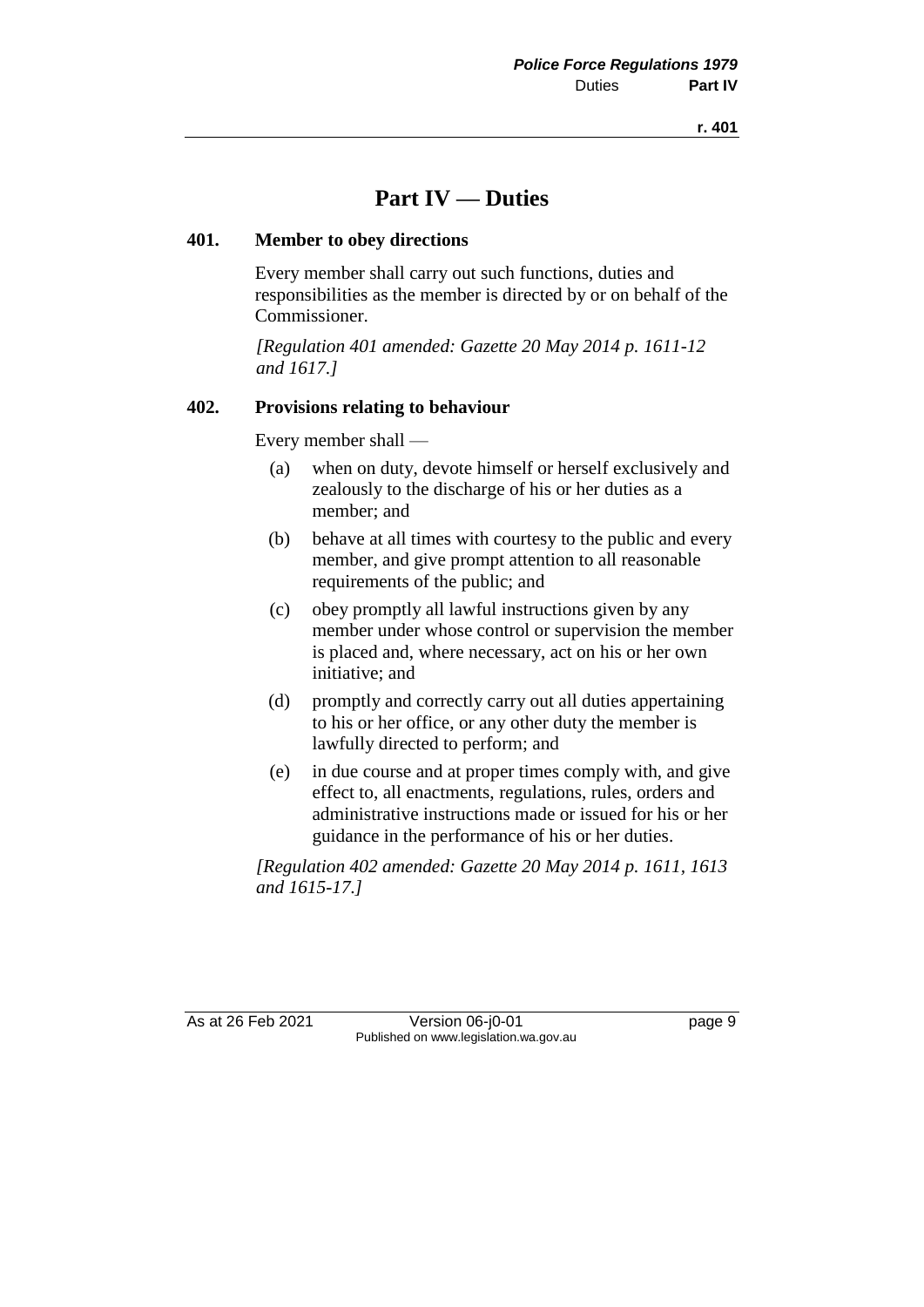# Part IV — Duties

### 401. Member to obey directions

Every member shall carry out such functions, duties and responsibilities as the member is directed by or on behalf of the Commissioner.

*[Regulation 401 amended: Gazette 20 May 2014 p. 1611-12 and 1617.]*

### 402. Provisions relating to behaviour

Every member shall —

(a) when on duty, devote himself or herself exclusively and zealously to the discharge of his or her duties as a member; and

(b) behave at all times with courtesy to the public and every member, and give prompt attention to all reasonable requirements of the public; and

(c) obey promptly all lawful instructions given by any member under whose control or supervision the member is placed and, where necessary, act on his or her own initiative; and

(d) promptly and correctly carry out all duties appertaining to his or her office, or any other duty the member is lawfully directed to perform; and

(e) in due course and at proper times comply with, and give effect to, all enactments, regulations, rules, orders and administrative instructions made or issued for his or her guidance in the performance of his or her duties.

*[Regulation 402 amended: Gazette 20 May 2014 p. 1611, 1613 and 1615-17.]*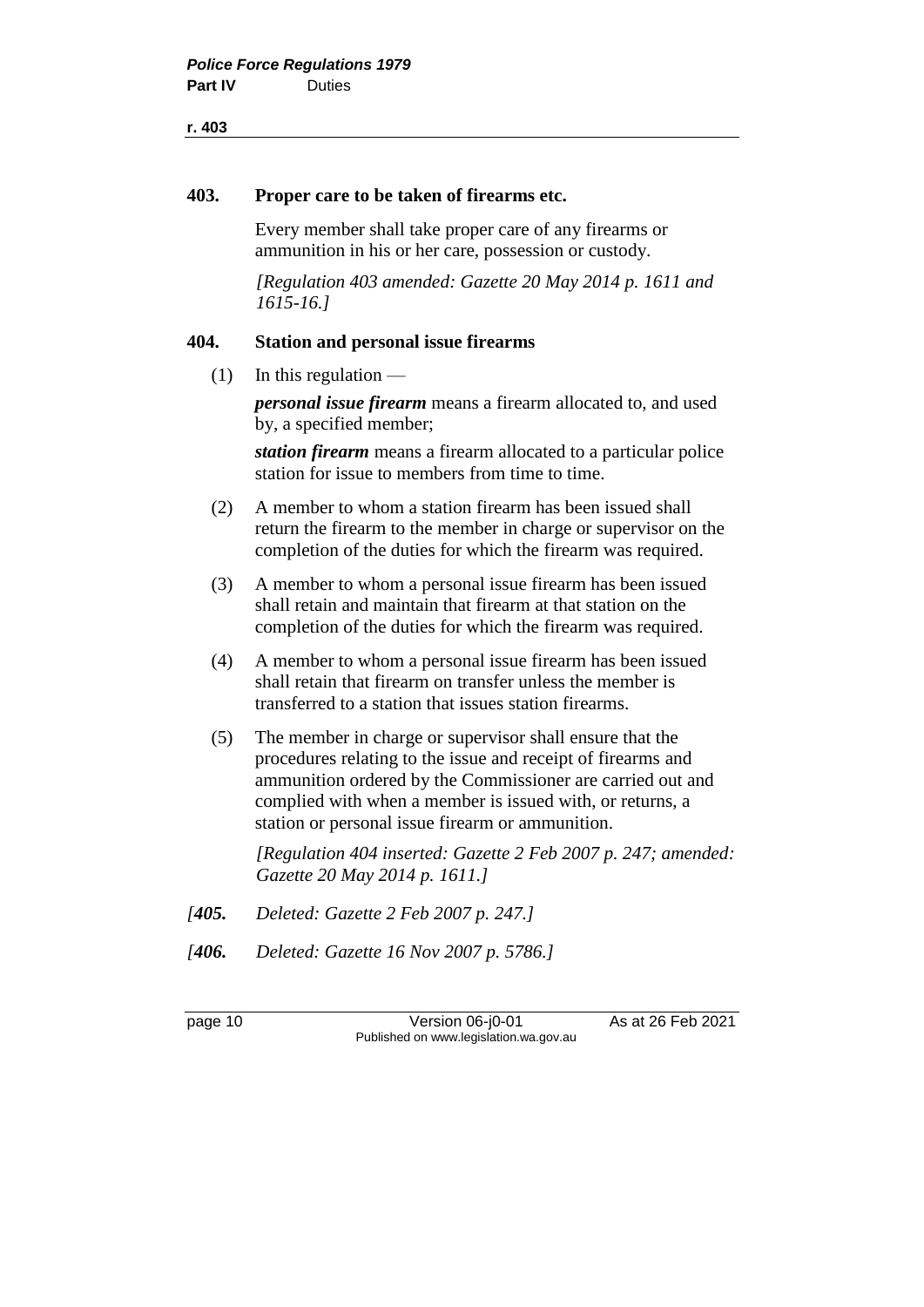### 403. Proper care to be taken of firearms etc.

Every member shall take proper care of any firearms or ammunition in his or her care, possession or custody.

*[Regulation 403 amended: Gazette 20 May 2014 p. 1611 and 1615-16.]*

### 404. Station and personal issue firearms

(1) In this regulation —

***personal issue firearm*** means a firearm allocated to, and used by, a specified member;

***station firearm*** means a firearm allocated to a particular police station for issue to members from time to time.

(2) A member to whom a station firearm has been issued shall return the firearm to the member in charge or supervisor on the completion of the duties for which the firearm was required.

(3) A member to whom a personal issue firearm has been issued shall retain and maintain that firearm at that station on the completion of the duties for which the firearm was required.

(4) A member to whom a personal issue firearm has been issued shall retain that firearm on transfer unless the member is transferred to a station that issues station firearms.

(5) The member in charge or supervisor shall ensure that the procedures relating to the issue and receipt of firearms and ammunition ordered by the Commissioner are carried out and complied with when a member is issued with, or returns, a station or personal issue firearm or ammunition.

*[Regulation 404 inserted: Gazette 2 Feb 2007 p. 247; amended: Gazette 20 May 2014 p. 1611.]*

*[**405.** Deleted: Gazette 2 Feb 2007 p. 247.]*

*[**406.** Deleted: Gazette 16 Nov 2007 p. 5786.]*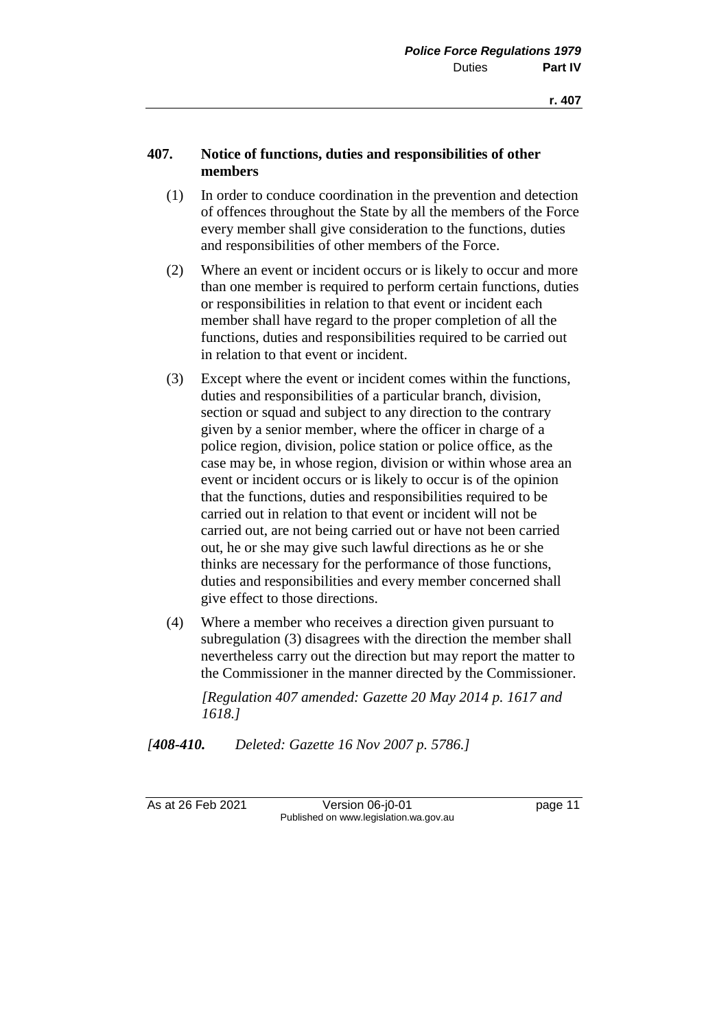### 407. Notice of functions, duties and responsibilities of other members

(1) In order to conduce coordination in the prevention and detection of offences throughout the State by all the members of the Force every member shall give consideration to the functions, duties and responsibilities of other members of the Force.

(2) Where an event or incident occurs or is likely to occur and more than one member is required to perform certain functions, duties or responsibilities in relation to that event or incident each member shall have regard to the proper completion of all the functions, duties and responsibilities required to be carried out in relation to that event or incident.

(3) Except where the event or incident comes within the functions, duties and responsibilities of a particular branch, division, section or squad and subject to any direction to the contrary given by a senior member, where the officer in charge of a police region, division, police station or police office, as the case may be, in whose region, division or within whose area an event or incident occurs or is likely to occur is of the opinion that the functions, duties and responsibilities required to be carried out in relation to that event or incident will not be carried out, are not being carried out or have not been carried out, he or she may give such lawful directions as he or she thinks are necessary for the performance of those functions, duties and responsibilities and every member concerned shall give effect to those directions.

(4) Where a member who receives a direction given pursuant to subregulation (3) disagrees with the direction the member shall nevertheless carry out the direction but may report the matter to the Commissioner in the manner directed by the Commissioner.

*[Regulation 407 amended: Gazette 20 May 2014 p. 1617 and 1618.]*

*[**408-410.** Deleted: Gazette 16 Nov 2007 p. 5786.]*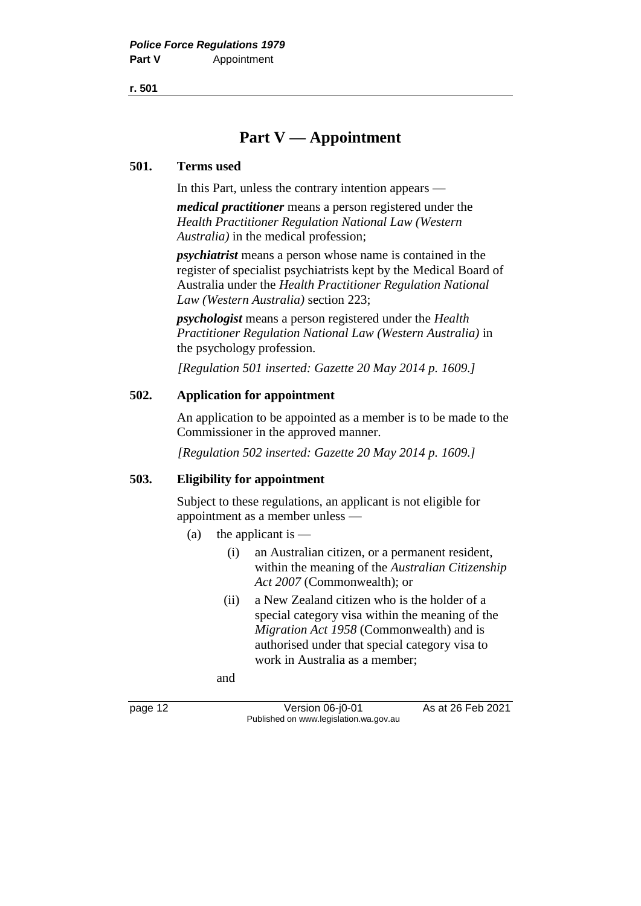# Part V — Appointment

## 501. Terms used

In this Part, unless the contrary intention appears —

***medical practitioner*** means a person registered under the *Health Practitioner Regulation National Law (Western Australia)* in the medical profession;

***psychiatrist*** means a person whose name is contained in the register of specialist psychiatrists kept by the Medical Board of Australia under the *Health Practitioner Regulation National Law (Western Australia)* section 223;

***psychologist*** means a person registered under the *Health Practitioner Regulation National Law (Western Australia)* in the psychology profession.

*[Regulation 501 inserted: Gazette 20 May 2014 p. 1609.]*

## 502. Application for appointment

An application to be appointed as a member is to be made to the Commissioner in the approved manner.

*[Regulation 502 inserted: Gazette 20 May 2014 p. 1609.]*

## 503. Eligibility for appointment

Subject to these regulations, an applicant is not eligible for appointment as a member unless —

(a) the applicant is —

(i) an Australian citizen, or a permanent resident, within the meaning of the *Australian Citizenship Act 2007* (Commonwealth); or

(ii) a New Zealand citizen who is the holder of a special category visa within the meaning of the *Migration Act 1958* (Commonwealth) and is authorised under that special category visa to work in Australia as a member;

and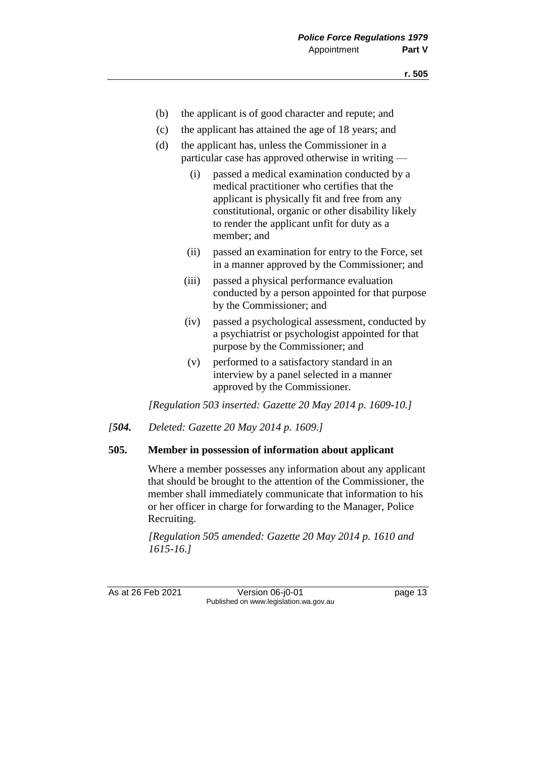(b) the applicant is of good character and repute; and

(c) the applicant has attained the age of 18 years; and

(d) the applicant has, unless the Commissioner in a particular case has approved otherwise in writing —

  (i) passed a medical examination conducted by a medical practitioner who certifies that the applicant is physically fit and free from any constitutional, organic or other disability likely to render the applicant unfit for duty as a member; and

  (ii) passed an examination for entry to the Force, set in a manner approved by the Commissioner; and

  (iii) passed a physical performance evaluation conducted by a person appointed for that purpose by the Commissioner; and

  (iv) passed a psychological assessment, conducted by a psychiatrist or psychologist appointed for that purpose by the Commissioner; and

  (v) performed to a satisfactory standard in an interview by a panel selected in a manner approved by the Commissioner.

*[Regulation 503 inserted: Gazette 20 May 2014 p. 1609-10.]*

*[**504.** Deleted: Gazette 20 May 2014 p. 1609.]*

### 505. Member in possession of information about applicant

Where a member possesses any information about any applicant that should be brought to the attention of the Commissioner, the member shall immediately communicate that information to his or her officer in charge for forwarding to the Manager, Police Recruiting.

*[Regulation 505 amended: Gazette 20 May 2014 p. 1610 and 1615-16.]*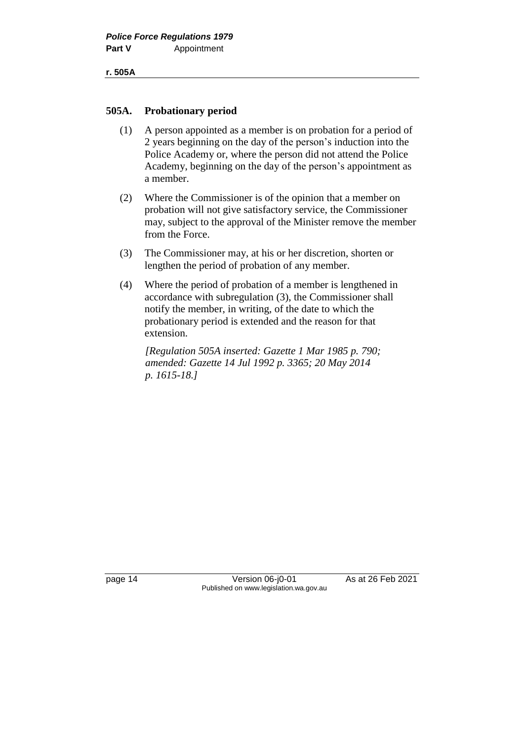## 505A. Probationary period

(1) A person appointed as a member is on probation for a period of 2 years beginning on the day of the person's induction into the Police Academy or, where the person did not attend the Police Academy, beginning on the day of the person's appointment as a member.

(2) Where the Commissioner is of the opinion that a member on probation will not give satisfactory service, the Commissioner may, subject to the approval of the Minister remove the member from the Force.

(3) The Commissioner may, at his or her discretion, shorten or lengthen the period of probation of any member.

(4) Where the period of probation of a member is lengthened in accordance with subregulation (3), the Commissioner shall notify the member, in writing, of the date to which the probationary period is extended and the reason for that extension.

*[Regulation 505A inserted: Gazette 1 Mar 1985 p. 790; amended: Gazette 14 Jul 1992 p. 3365; 20 May 2014 p. 1615-18.]*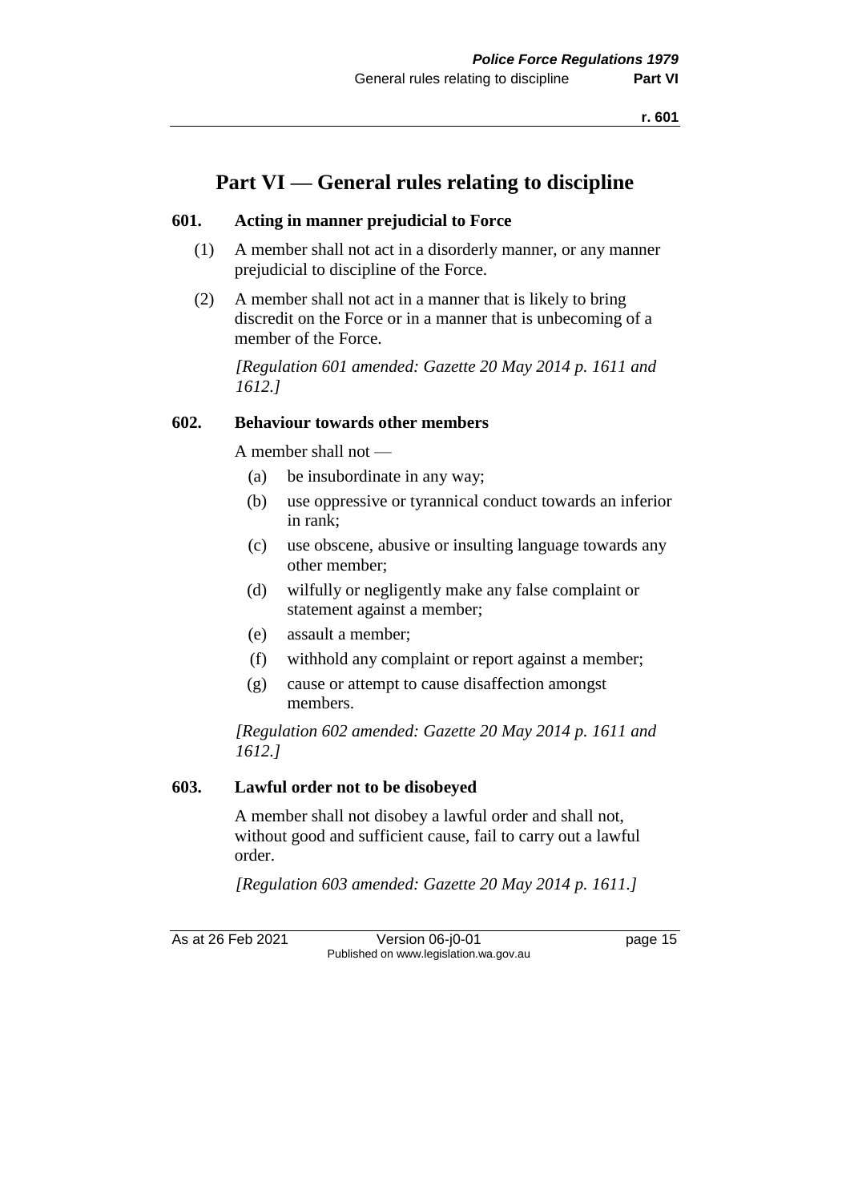# Part VI — General rules relating to discipline

## 601. Acting in manner prejudicial to Force

(1) A member shall not act in a disorderly manner, or any manner prejudicial to discipline of the Force.

(2) A member shall not act in a manner that is likely to bring discredit on the Force or in a manner that is unbecoming of a member of the Force.

*[Regulation 601 amended: Gazette 20 May 2014 p. 1611 and 1612.]*

## 602. Behaviour towards other members

A member shall not —

- (a) be insubordinate in any way;
- (b) use oppressive or tyrannical conduct towards an inferior in rank;
- (c) use obscene, abusive or insulting language towards any other member;
- (d) wilfully or negligently make any false complaint or statement against a member;
- (e) assault a member;
- (f) withhold any complaint or report against a member;
- (g) cause or attempt to cause disaffection amongst members.

*[Regulation 602 amended: Gazette 20 May 2014 p. 1611 and 1612.]*

## 603. Lawful order not to be disobeyed

A member shall not disobey a lawful order and shall not, without good and sufficient cause, fail to carry out a lawful order.

*[Regulation 603 amended: Gazette 20 May 2014 p. 1611.]*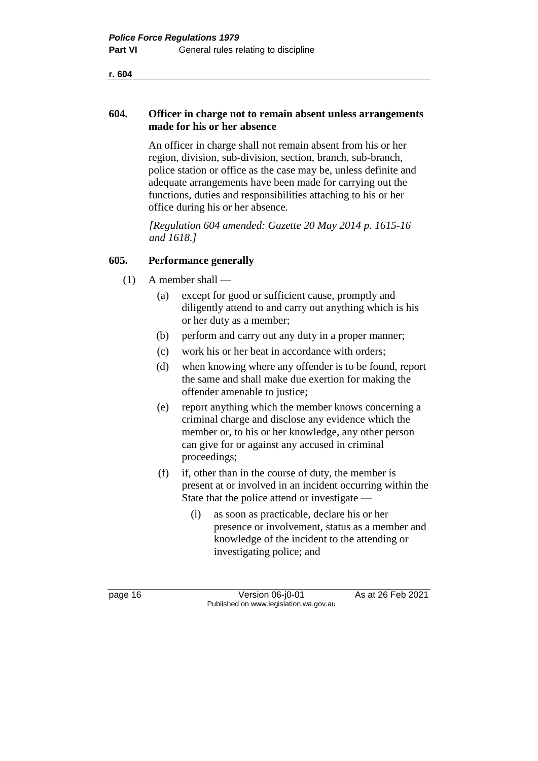### 604. Officer in charge not to remain absent unless arrangements made for his or her absence

An officer in charge shall not remain absent from his or her region, division, sub-division, section, branch, sub-branch, police station or office as the case may be, unless definite and adequate arrangements have been made for carrying out the functions, duties and responsibilities attaching to his or her office during his or her absence.

*[Regulation 604 amended: Gazette 20 May 2014 p. 1615-16 and 1618.]*

### 605. Performance generally

(1) A member shall —

- (a) except for good or sufficient cause, promptly and diligently attend to and carry out anything which is his or her duty as a member;
- (b) perform and carry out any duty in a proper manner;
- (c) work his or her beat in accordance with orders;
- (d) when knowing where any offender is to be found, report the same and shall make due exertion for making the offender amenable to justice;
- (e) report anything which the member knows concerning a criminal charge and disclose any evidence which the member or, to his or her knowledge, any other person can give for or against any accused in criminal proceedings;
- (f) if, other than in the course of duty, the member is present at or involved in an incident occurring within the State that the police attend or investigate —
  - (i) as soon as practicable, declare his or her presence or involvement, status as a member and knowledge of the incident to the attending or investigating police; and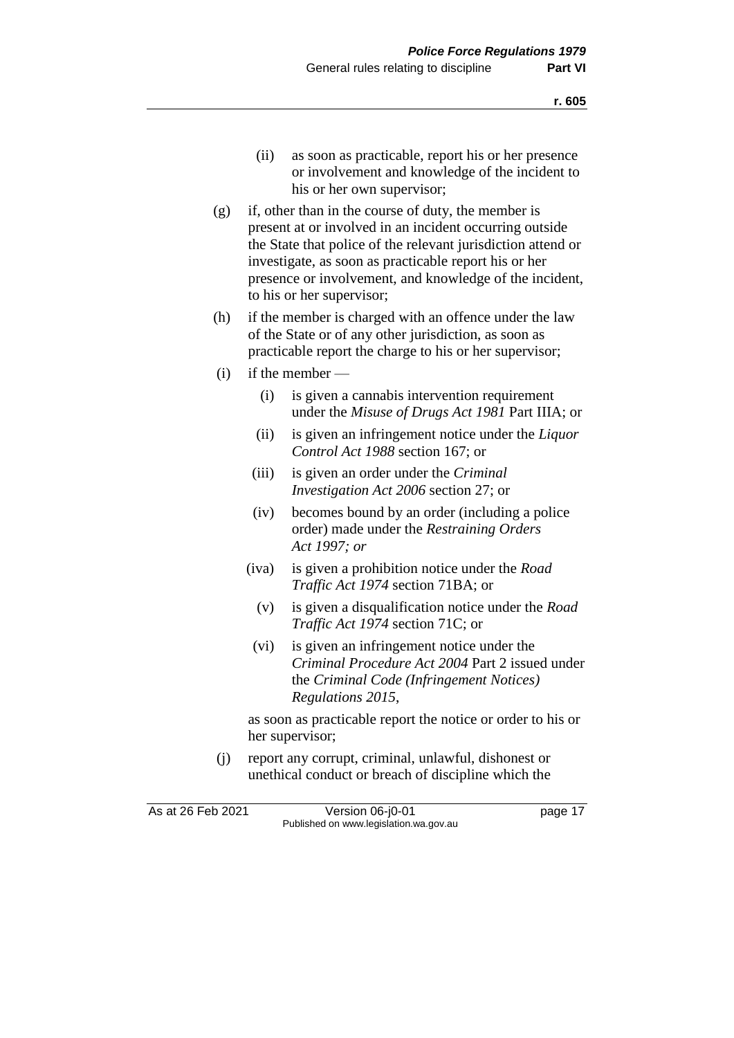(ii) as soon as practicable, report his or her presence or involvement and knowledge of the incident to his or her own supervisor;

(g) if, other than in the course of duty, the member is present at or involved in an incident occurring outside the State that police of the relevant jurisdiction attend or investigate, as soon as practicable report his or her presence or involvement, and knowledge of the incident, to his or her supervisor;

(h) if the member is charged with an offence under the law of the State or of any other jurisdiction, as soon as practicable report the charge to his or her supervisor;

(i) if the member —

  (i) is given a cannabis intervention requirement under the *Misuse of Drugs Act 1981* Part IIIA; or

  (ii) is given an infringement notice under the *Liquor Control Act 1988* section 167; or

  (iii) is given an order under the *Criminal Investigation Act 2006* section 27; or

  (iv) becomes bound by an order (including a police order) made under the *Restraining Orders Act 1997; or*

  (iva) is given a prohibition notice under the *Road Traffic Act 1974* section 71BA; or

  (v) is given a disqualification notice under the *Road Traffic Act 1974* section 71C; or

  (vi) is given an infringement notice under the *Criminal Procedure Act 2004* Part 2 issued under the *Criminal Code (Infringement Notices) Regulations 2015*,

  as soon as practicable report the notice or order to his or her supervisor;

(j) report any corrupt, criminal, unlawful, dishonest or unethical conduct or breach of discipline which the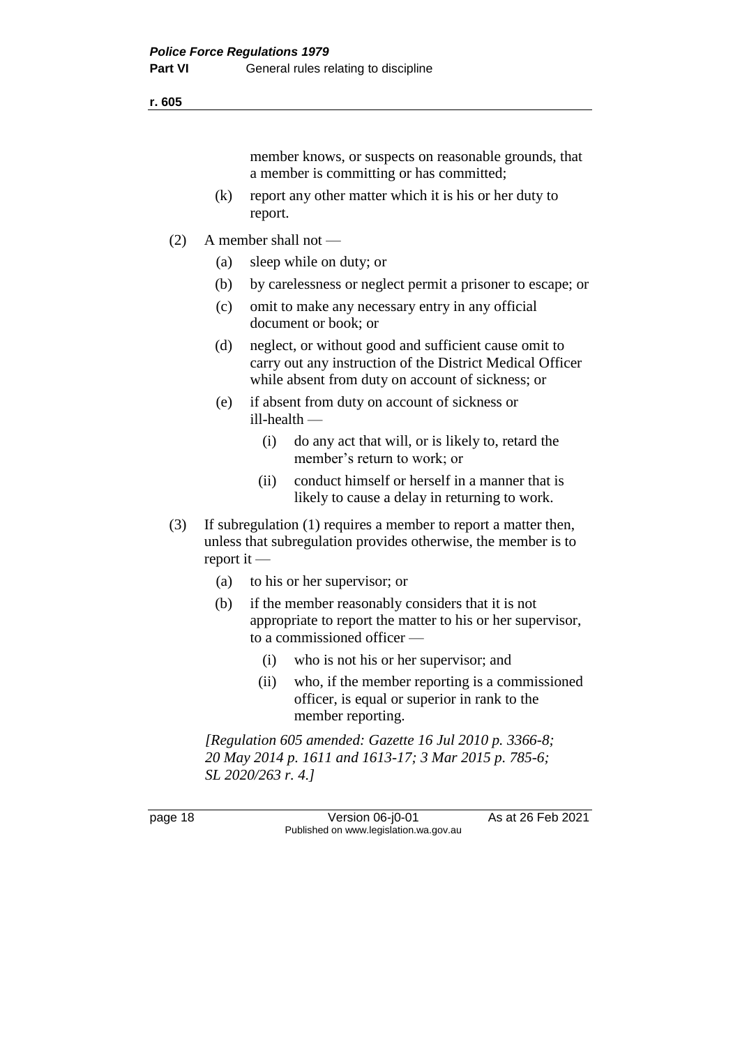member knows, or suspects on reasonable grounds, that a member is committing or has committed;

(k) report any other matter which it is his or her duty to report.

(2) A member shall not —

(a) sleep while on duty; or

(b) by carelessness or neglect permit a prisoner to escape; or

(c) omit to make any necessary entry in any official document or book; or

(d) neglect, or without good and sufficient cause omit to carry out any instruction of the District Medical Officer while absent from duty on account of sickness; or

(e) if absent from duty on account of sickness or ill-health —

(i) do any act that will, or is likely to, retard the member's return to work; or

(ii) conduct himself or herself in a manner that is likely to cause a delay in returning to work.

(3) If subregulation (1) requires a member to report a matter then, unless that subregulation provides otherwise, the member is to report it —

(a) to his or her supervisor; or

(b) if the member reasonably considers that it is not appropriate to report the matter to his or her supervisor, to a commissioned officer —

(i) who is not his or her supervisor; and

(ii) who, if the member reporting is a commissioned officer, is equal or superior in rank to the member reporting.

*[Regulation 605 amended: Gazette 16 Jul 2010 p. 3366-8; 20 May 2014 p. 1611 and 1613-17; 3 Mar 2015 p. 785-6; SL 2020/263 r. 4.]*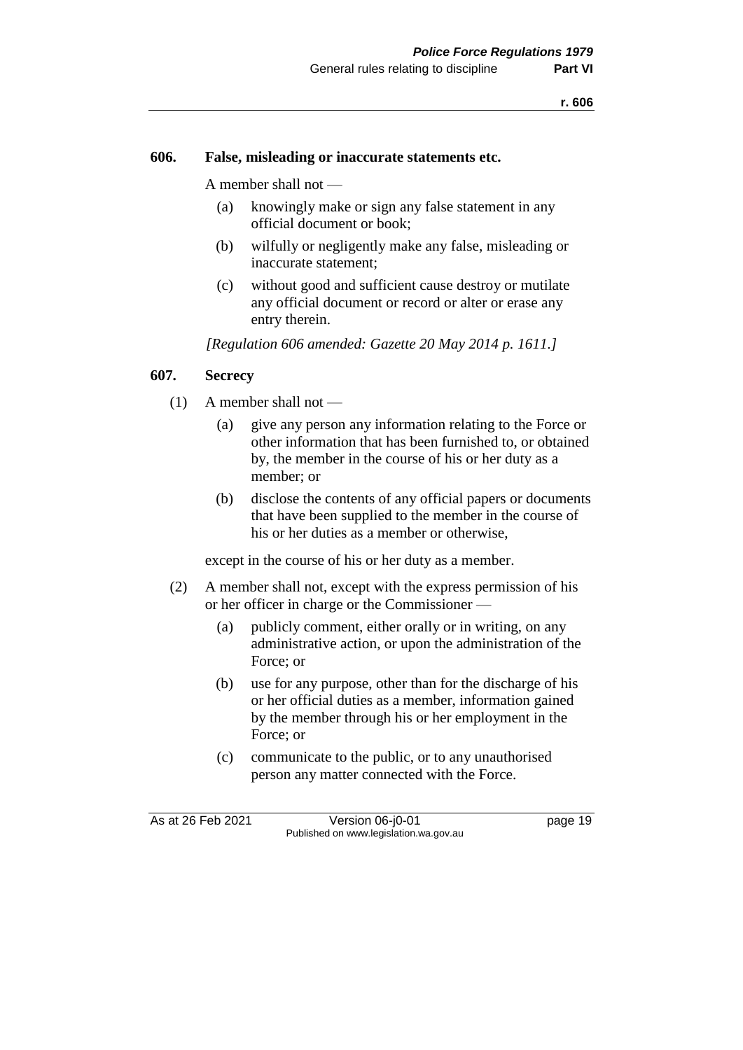### 606. False, misleading or inaccurate statements etc.

A member shall not —

(a) knowingly make or sign any false statement in any official document or book;

(b) wilfully or negligently make any false, misleading or inaccurate statement;

(c) without good and sufficient cause destroy or mutilate any official document or record or alter or erase any entry therein.

*[Regulation 606 amended: Gazette 20 May 2014 p. 1611.]*

### 607. Secrecy

(1) A member shall not —

(a) give any person any information relating to the Force or other information that has been furnished to, or obtained by, the member in the course of his or her duty as a member; or

(b) disclose the contents of any official papers or documents that have been supplied to the member in the course of his or her duties as a member or otherwise,

except in the course of his or her duty as a member.

(2) A member shall not, except with the express permission of his or her officer in charge or the Commissioner —

(a) publicly comment, either orally or in writing, on any administrative action, or upon the administration of the Force; or

(b) use for any purpose, other than for the discharge of his or her official duties as a member, information gained by the member through his or her employment in the Force; or

(c) communicate to the public, or to any unauthorised person any matter connected with the Force.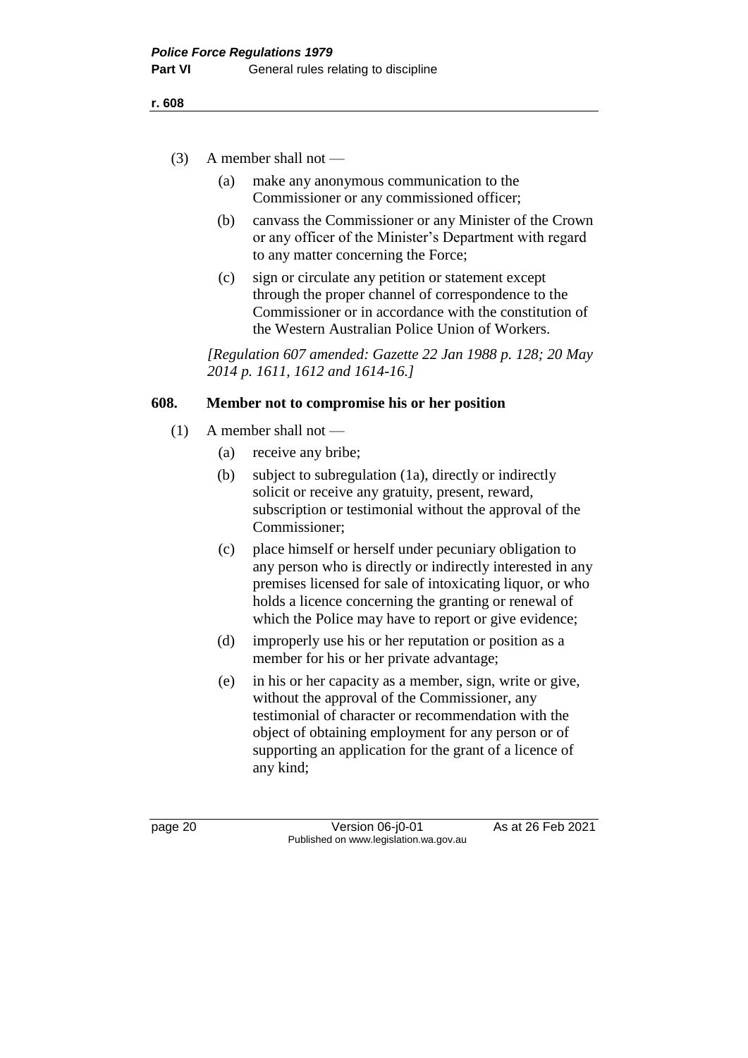(3) A member shall not —

(a) make any anonymous communication to the Commissioner or any commissioned officer;

(b) canvass the Commissioner or any Minister of the Crown or any officer of the Minister's Department with regard to any matter concerning the Force;

(c) sign or circulate any petition or statement except through the proper channel of correspondence to the Commissioner or in accordance with the constitution of the Western Australian Police Union of Workers.

*[Regulation 607 amended: Gazette 22 Jan 1988 p. 128; 20 May 2014 p. 1611, 1612 and 1614-16.]*

## 608. Member not to compromise his or her position

(1) A member shall not —

(a) receive any bribe;

(b) subject to subregulation (1a), directly or indirectly solicit or receive any gratuity, present, reward, subscription or testimonial without the approval of the Commissioner;

(c) place himself or herself under pecuniary obligation to any person who is directly or indirectly interested in any premises licensed for sale of intoxicating liquor, or who holds a licence concerning the granting or renewal of which the Police may have to report or give evidence;

(d) improperly use his or her reputation or position as a member for his or her private advantage;

(e) in his or her capacity as a member, sign, write or give, without the approval of the Commissioner, any testimonial of character or recommendation with the object of obtaining employment for any person or of supporting an application for the grant of a licence of any kind;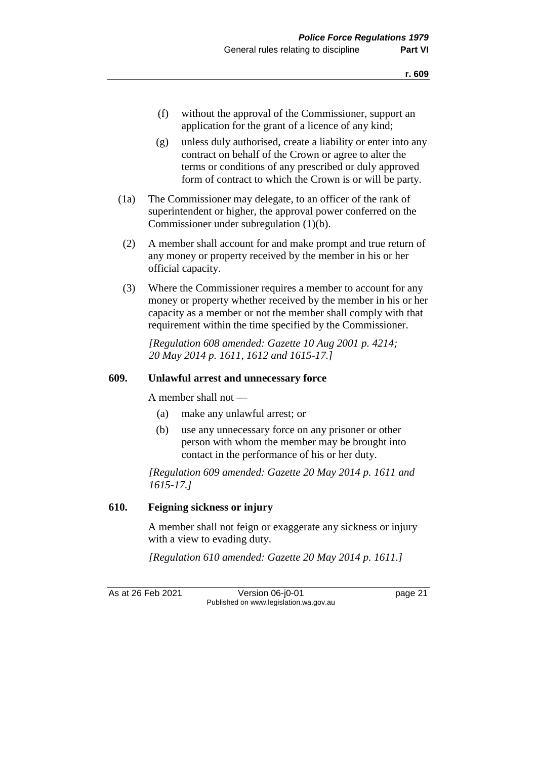(f) without the approval of the Commissioner, support an application for the grant of a licence of any kind;

(g) unless duly authorised, create a liability or enter into any contract on behalf of the Crown or agree to alter the terms or conditions of any prescribed or duly approved form of contract to which the Crown is or will be party.

(1a) The Commissioner may delegate, to an officer of the rank of superintendent or higher, the approval power conferred on the Commissioner under subregulation (1)(b).

(2) A member shall account for and make prompt and true return of any money or property received by the member in his or her official capacity.

(3) Where the Commissioner requires a member to account for any money or property whether received by the member in his or her capacity as a member or not the member shall comply with that requirement within the time specified by the Commissioner.

*[Regulation 608 amended: Gazette 10 Aug 2001 p. 4214; 20 May 2014 p. 1611, 1612 and 1615-17.]*

### 609. Unlawful arrest and unnecessary force

A member shall not —

(a) make any unlawful arrest; or

(b) use any unnecessary force on any prisoner or other person with whom the member may be brought into contact in the performance of his or her duty.

*[Regulation 609 amended: Gazette 20 May 2014 p. 1611 and 1615-17.]*

### 610. Feigning sickness or injury

A member shall not feign or exaggerate any sickness or injury with a view to evading duty.

*[Regulation 610 amended: Gazette 20 May 2014 p. 1611.]*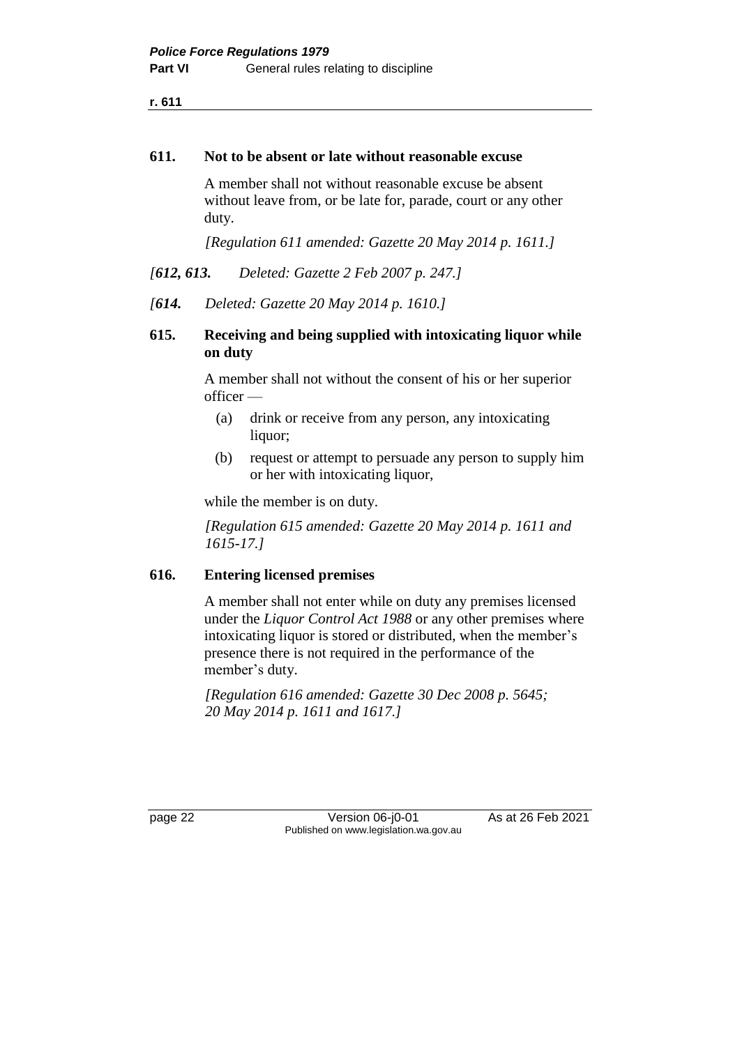### 611. Not to be absent or late without reasonable excuse

A member shall not without reasonable excuse be absent without leave from, or be late for, parade, court or any other duty.

*[Regulation 611 amended: Gazette 20 May 2014 p. 1611.]*

*[**612, 613.** Deleted: Gazette 2 Feb 2007 p. 247.]*

*[**614.** Deleted: Gazette 20 May 2014 p. 1610.]*

### 615. Receiving and being supplied with intoxicating liquor while on duty

A member shall not without the consent of his or her superior officer —

(a) drink or receive from any person, any intoxicating liquor;

(b) request or attempt to persuade any person to supply him or her with intoxicating liquor,

while the member is on duty.

*[Regulation 615 amended: Gazette 20 May 2014 p. 1611 and 1615-17.]*

### 616. Entering licensed premises

A member shall not enter while on duty any premises licensed under the *Liquor Control Act 1988* or any other premises where intoxicating liquor is stored or distributed, when the member's presence there is not required in the performance of the member's duty.

*[Regulation 616 amended: Gazette 30 Dec 2008 p. 5645; 20 May 2014 p. 1611 and 1617.]*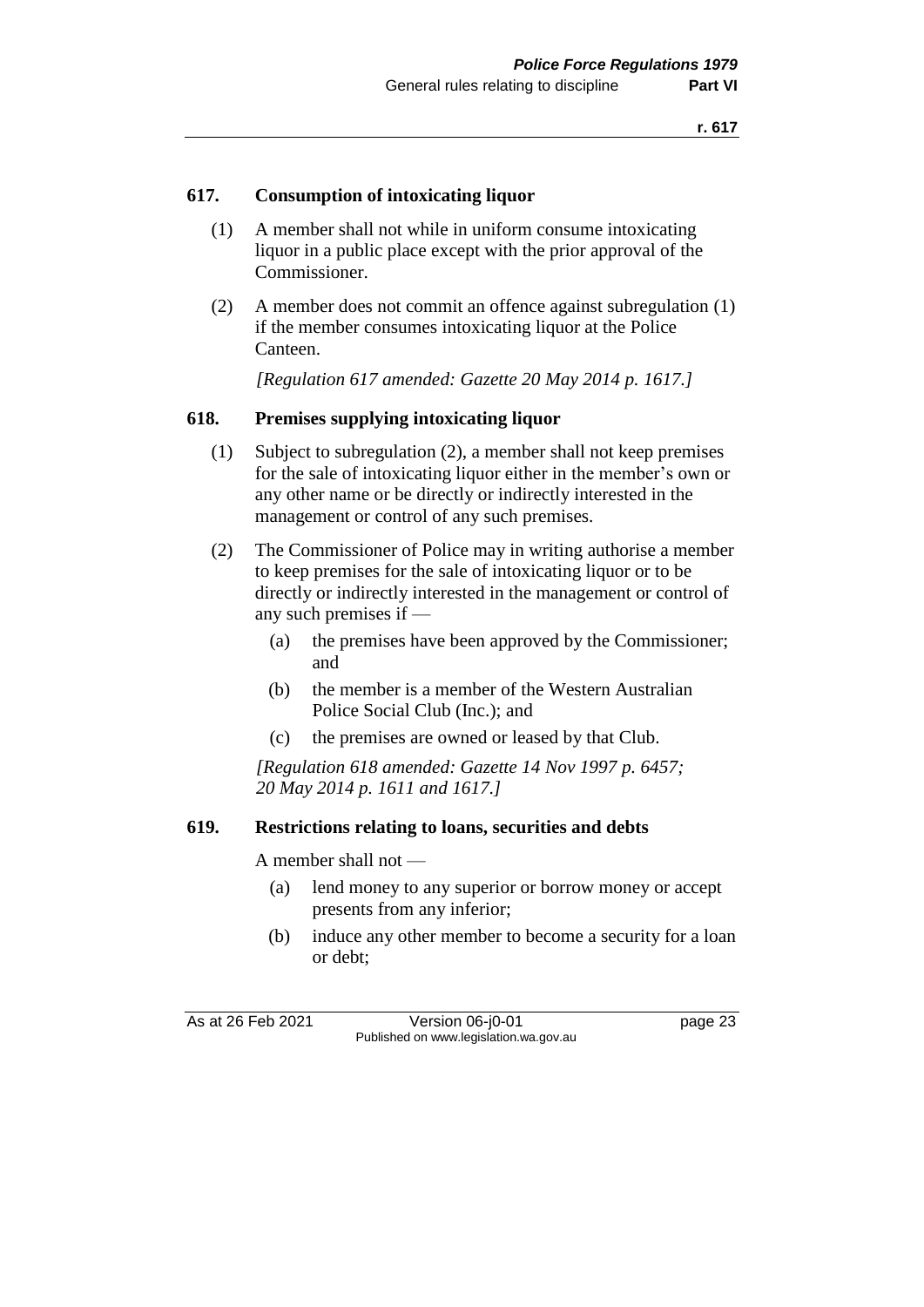### 617. Consumption of intoxicating liquor

(1) A member shall not while in uniform consume intoxicating liquor in a public place except with the prior approval of the Commissioner.

(2) A member does not commit an offence against subregulation (1) if the member consumes intoxicating liquor at the Police Canteen.

*[Regulation 617 amended: Gazette 20 May 2014 p. 1617.]*

### 618. Premises supplying intoxicating liquor

(1) Subject to subregulation (2), a member shall not keep premises for the sale of intoxicating liquor either in the member's own or any other name or be directly or indirectly interested in the management or control of any such premises.

(2) The Commissioner of Police may in writing authorise a member to keep premises for the sale of intoxicating liquor or to be directly or indirectly interested in the management or control of any such premises if —

(a) the premises have been approved by the Commissioner; and

(b) the member is a member of the Western Australian Police Social Club (Inc.); and

(c) the premises are owned or leased by that Club.

*[Regulation 618 amended: Gazette 14 Nov 1997 p. 6457; 20 May 2014 p. 1611 and 1617.]*

### 619. Restrictions relating to loans, securities and debts

A member shall not —

(a) lend money to any superior or borrow money or accept presents from any inferior;

(b) induce any other member to become a security for a loan or debt;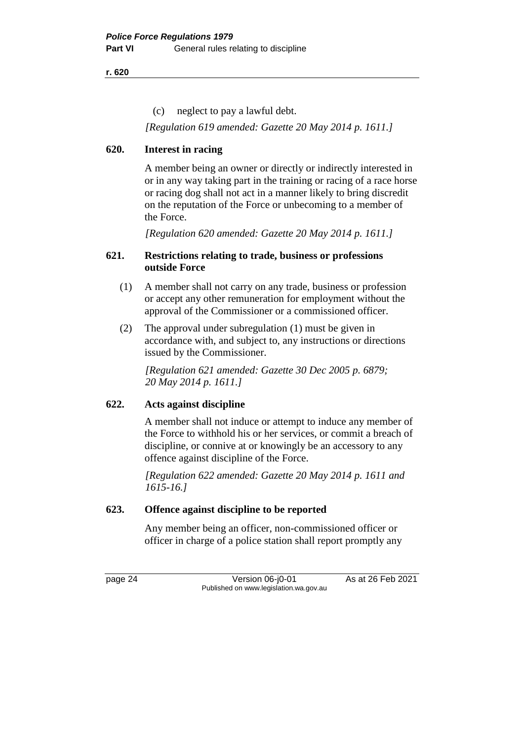(c) neglect to pay a lawful debt.

*[Regulation 619 amended: Gazette 20 May 2014 p. 1611.]*

## 620. Interest in racing

A member being an owner or directly or indirectly interested in or in any way taking part in the training or racing of a race horse or racing dog shall not act in a manner likely to bring discredit on the reputation of the Force or unbecoming to a member of the Force.

*[Regulation 620 amended: Gazette 20 May 2014 p. 1611.]*

## 621. Restrictions relating to trade, business or professions outside Force

(1) A member shall not carry on any trade, business or profession or accept any other remuneration for employment without the approval of the Commissioner or a commissioned officer.

(2) The approval under subregulation (1) must be given in accordance with, and subject to, any instructions or directions issued by the Commissioner.

*[Regulation 621 amended: Gazette 30 Dec 2005 p. 6879; 20 May 2014 p. 1611.]*

## 622. Acts against discipline

A member shall not induce or attempt to induce any member of the Force to withhold his or her services, or commit a breach of discipline, or connive at or knowingly be an accessory to any offence against discipline of the Force.

*[Regulation 622 amended: Gazette 20 May 2014 p. 1611 and 1615-16.]*

## 623. Offence against discipline to be reported

Any member being an officer, non-commissioned officer or officer in charge of a police station shall report promptly any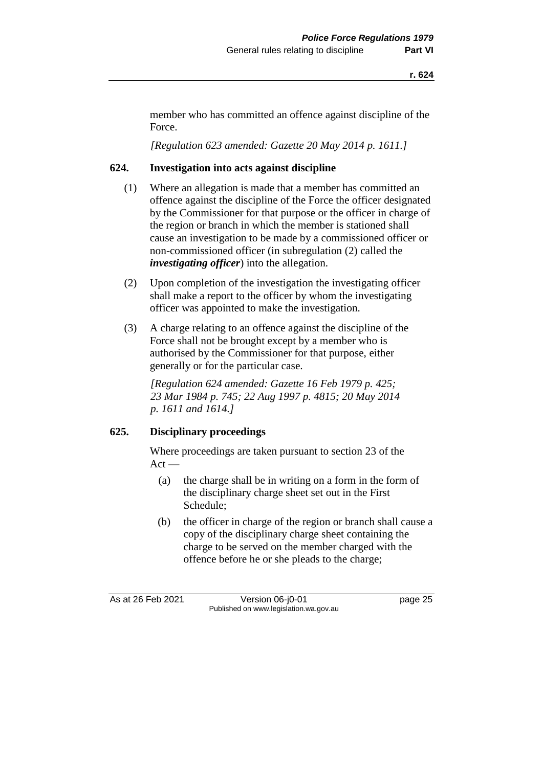member who has committed an offence against discipline of the Force.

*[Regulation 623 amended: Gazette 20 May 2014 p. 1611.]*

### 624. Investigation into acts against discipline

(1) Where an allegation is made that a member has committed an offence against the discipline of the Force the officer designated by the Commissioner for that purpose or the officer in charge of the region or branch in which the member is stationed shall cause an investigation to be made by a commissioned officer or non-commissioned officer (in subregulation (2) called the ***investigating officer***) into the allegation.

(2) Upon completion of the investigation the investigating officer shall make a report to the officer by whom the investigating officer was appointed to make the investigation.

(3) A charge relating to an offence against the discipline of the Force shall not be brought except by a member who is authorised by the Commissioner for that purpose, either generally or for the particular case.

*[Regulation 624 amended: Gazette 16 Feb 1979 p. 425; 23 Mar 1984 p. 745; 22 Aug 1997 p. 4815; 20 May 2014 p. 1611 and 1614.]*

### 625. Disciplinary proceedings

Where proceedings are taken pursuant to section 23 of the Act —

(a) the charge shall be in writing on a form in the form of the disciplinary charge sheet set out in the First Schedule;

(b) the officer in charge of the region or branch shall cause a copy of the disciplinary charge sheet containing the charge to be served on the member charged with the offence before he or she pleads to the charge;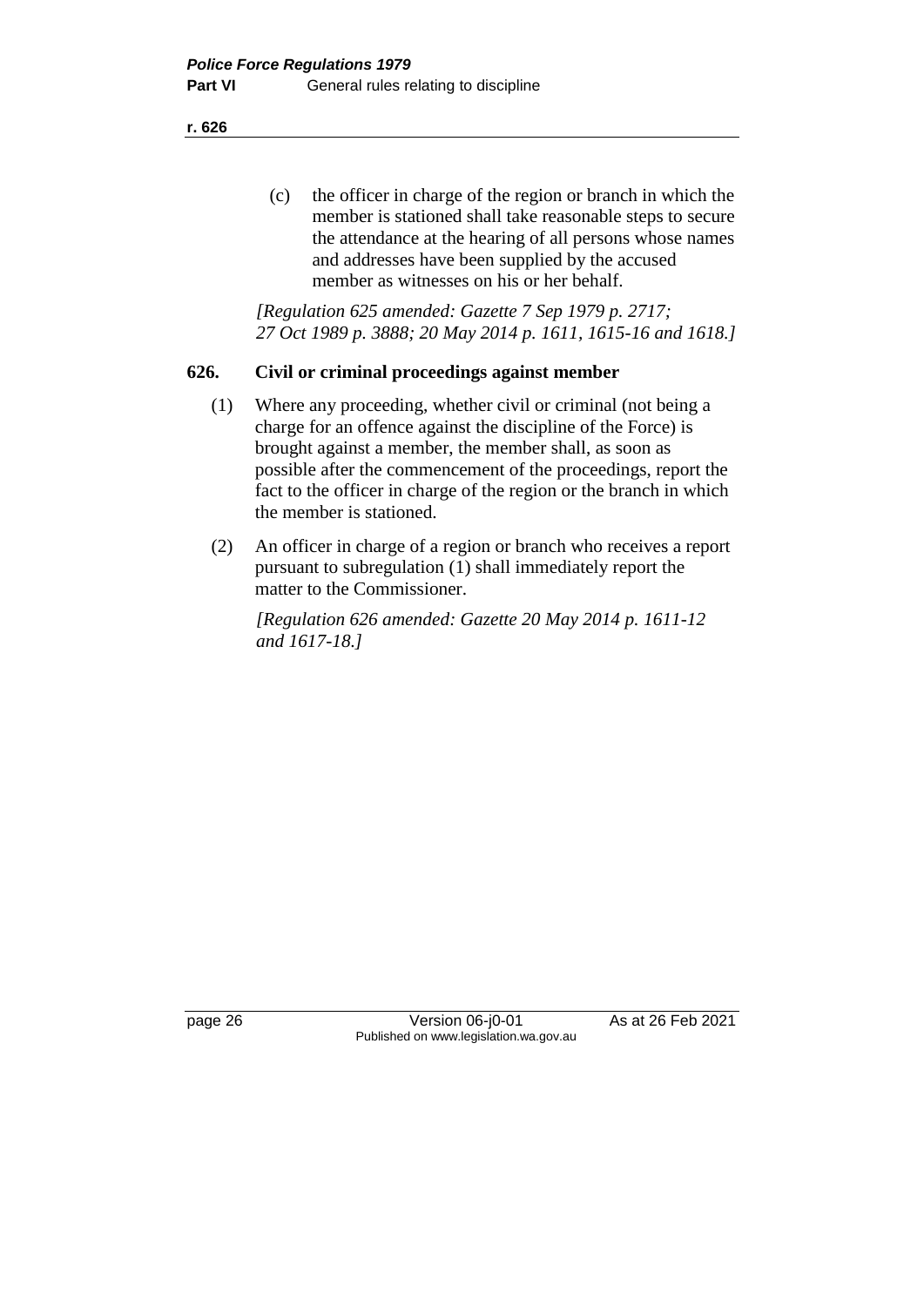(c) the officer in charge of the region or branch in which the member is stationed shall take reasonable steps to secure the attendance at the hearing of all persons whose names and addresses have been supplied by the accused member as witnesses on his or her behalf.

*[Regulation 625 amended: Gazette 7 Sep 1979 p. 2717; 27 Oct 1989 p. 3888; 20 May 2014 p. 1611, 1615-16 and 1618.]*

## 626. Civil or criminal proceedings against member

(1) Where any proceeding, whether civil or criminal (not being a charge for an offence against the discipline of the Force) is brought against a member, the member shall, as soon as possible after the commencement of the proceedings, report the fact to the officer in charge of the region or the branch in which the member is stationed.

(2) An officer in charge of a region or branch who receives a report pursuant to subregulation (1) shall immediately report the matter to the Commissioner.

*[Regulation 626 amended: Gazette 20 May 2014 p. 1611-12 and 1617-18.]*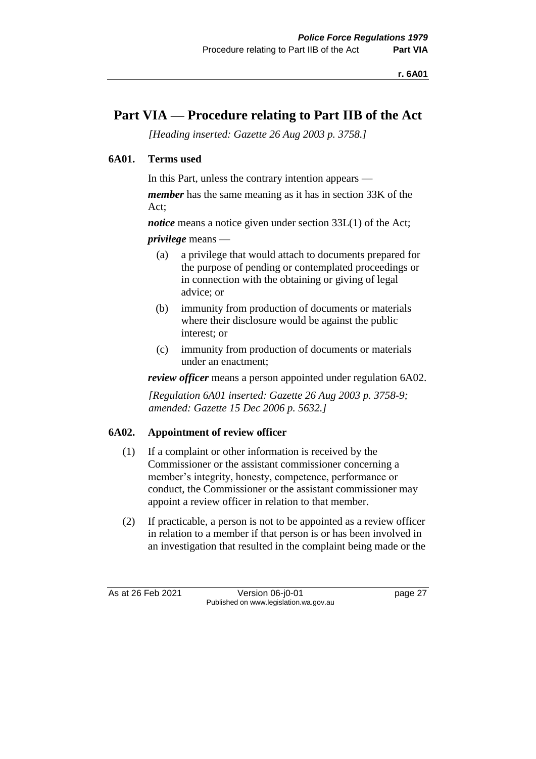# Part VIA — Procedure relating to Part IIB of the Act

*[Heading inserted: Gazette 26 Aug 2003 p. 3758.]*

## 6A01. Terms used

In this Part, unless the contrary intention appears —

***member*** has the same meaning as it has in section 33K of the Act;

***notice*** means a notice given under section 33L(1) of the Act;

***privilege*** means —

(a) a privilege that would attach to documents prepared for the purpose of pending or contemplated proceedings or in connection with the obtaining or giving of legal advice; or

(b) immunity from production of documents or materials where their disclosure would be against the public interest; or

(c) immunity from production of documents or materials under an enactment;

***review officer*** means a person appointed under regulation 6A02.

*[Regulation 6A01 inserted: Gazette 26 Aug 2003 p. 3758-9; amended: Gazette 15 Dec 2006 p. 5632.]*

## 6A02. Appointment of review officer

(1) If a complaint or other information is received by the Commissioner or the assistant commissioner concerning a member's integrity, honesty, competence, performance or conduct, the Commissioner or the assistant commissioner may appoint a review officer in relation to that member.

(2) If practicable, a person is not to be appointed as a review officer in relation to a member if that person is or has been involved in an investigation that resulted in the complaint being made or the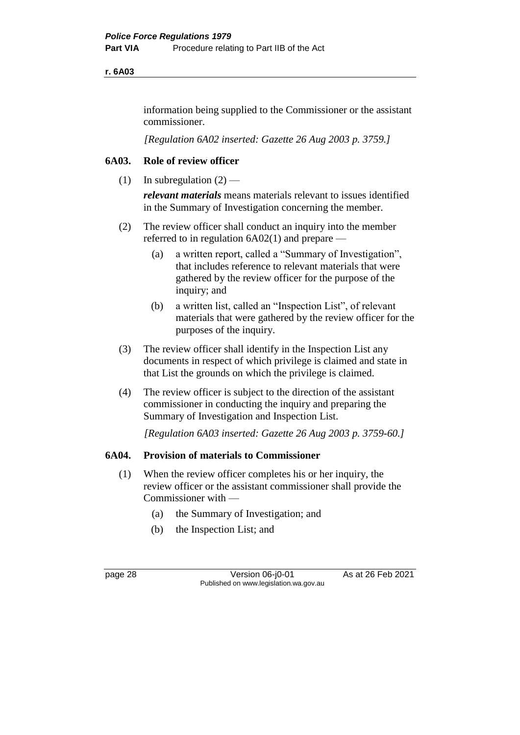information being supplied to the Commissioner or the assistant commissioner.

*[Regulation 6A02 inserted: Gazette 26 Aug 2003 p. 3759.]*

## 6A03. Role of review officer

(1) In subregulation (2) —

***relevant materials*** means materials relevant to issues identified in the Summary of Investigation concerning the member.

(2) The review officer shall conduct an inquiry into the member referred to in regulation 6A02(1) and prepare —

   (a) a written report, called a "Summary of Investigation", that includes reference to relevant materials that were gathered by the review officer for the purpose of the inquiry; and

   (b) a written list, called an "Inspection List", of relevant materials that were gathered by the review officer for the purposes of the inquiry.

(3) The review officer shall identify in the Inspection List any documents in respect of which privilege is claimed and state in that List the grounds on which the privilege is claimed.

(4) The review officer is subject to the direction of the assistant commissioner in conducting the inquiry and preparing the Summary of Investigation and Inspection List.

*[Regulation 6A03 inserted: Gazette 26 Aug 2003 p. 3759-60.]*

## 6A04. Provision of materials to Commissioner

(1) When the review officer completes his or her inquiry, the review officer or the assistant commissioner shall provide the Commissioner with —

   (a) the Summary of Investigation; and

   (b) the Inspection List; and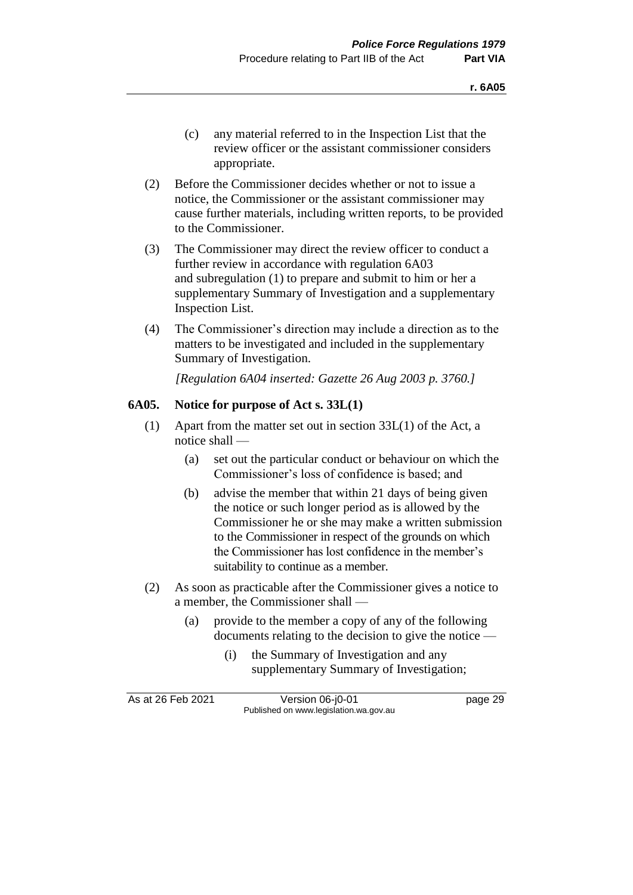(c) any material referred to in the Inspection List that the review officer or the assistant commissioner considers appropriate.

(2) Before the Commissioner decides whether or not to issue a notice, the Commissioner or the assistant commissioner may cause further materials, including written reports, to be provided to the Commissioner.

(3) The Commissioner may direct the review officer to conduct a further review in accordance with regulation 6A03 and subregulation (1) to prepare and submit to him or her a supplementary Summary of Investigation and a supplementary Inspection List.

(4) The Commissioner's direction may include a direction as to the matters to be investigated and included in the supplementary Summary of Investigation.

*[Regulation 6A04 inserted: Gazette 26 Aug 2003 p. 3760.]*

### 6A05. Notice for purpose of Act s. 33L(1)

(1) Apart from the matter set out in section 33L(1) of the Act, a notice shall —

(a) set out the particular conduct or behaviour on which the Commissioner's loss of confidence is based; and

(b) advise the member that within 21 days of being given the notice or such longer period as is allowed by the Commissioner he or she may make a written submission to the Commissioner in respect of the grounds on which the Commissioner has lost confidence in the member's suitability to continue as a member.

(2) As soon as practicable after the Commissioner gives a notice to a member, the Commissioner shall —

(a) provide to the member a copy of any of the following documents relating to the decision to give the notice —

(i) the Summary of Investigation and any supplementary Summary of Investigation;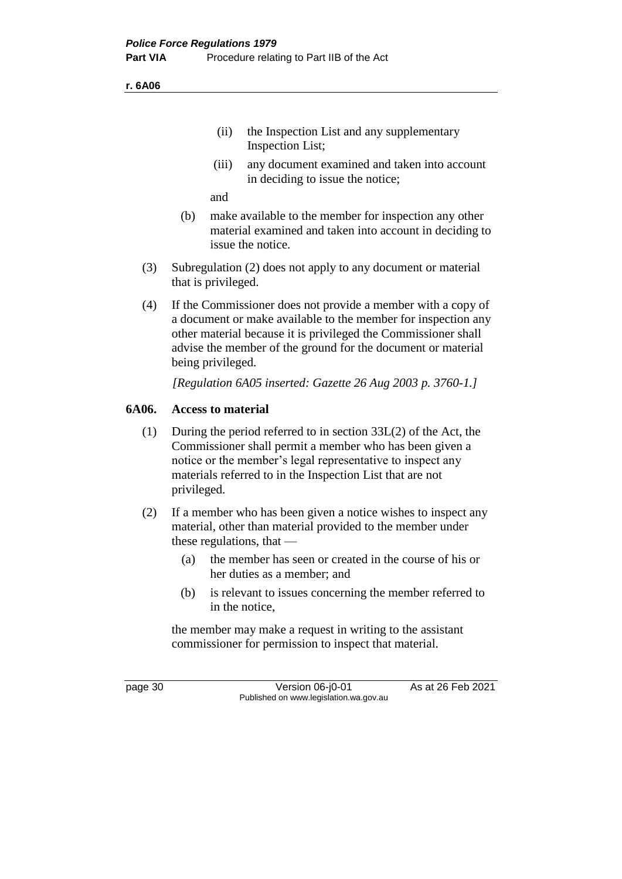(ii) the Inspection List and any supplementary Inspection List;

(iii) any document examined and taken into account in deciding to issue the notice;

and

(b) make available to the member for inspection any other material examined and taken into account in deciding to issue the notice.

(3) Subregulation (2) does not apply to any document or material that is privileged.

(4) If the Commissioner does not provide a member with a copy of a document or make available to the member for inspection any other material because it is privileged the Commissioner shall advise the member of the ground for the document or material being privileged.

*[Regulation 6A05 inserted: Gazette 26 Aug 2003 p. 3760-1.]*

## 6A06. Access to material

(1) During the period referred to in section 33L(2) of the Act, the Commissioner shall permit a member who has been given a notice or the member's legal representative to inspect any materials referred to in the Inspection List that are not privileged.

(2) If a member who has been given a notice wishes to inspect any material, other than material provided to the member under these regulations, that —

(a) the member has seen or created in the course of his or her duties as a member; and

(b) is relevant to issues concerning the member referred to in the notice,

the member may make a request in writing to the assistant commissioner for permission to inspect that material.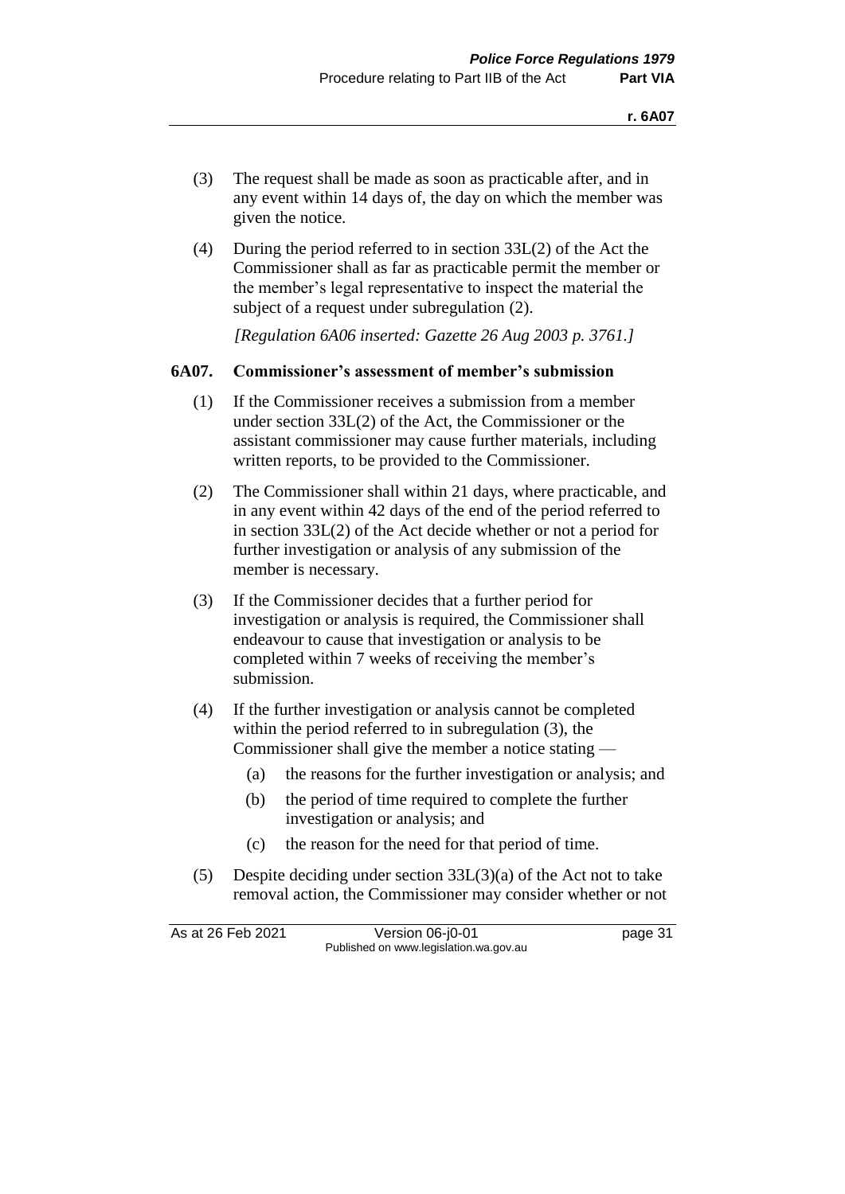(3) The request shall be made as soon as practicable after, and in any event within 14 days of, the day on which the member was given the notice.

(4) During the period referred to in section 33L(2) of the Act the Commissioner shall as far as practicable permit the member or the member's legal representative to inspect the material the subject of a request under subregulation (2).

*[Regulation 6A06 inserted: Gazette 26 Aug 2003 p. 3761.]*

### 6A07. Commissioner's assessment of member's submission

(1) If the Commissioner receives a submission from a member under section 33L(2) of the Act, the Commissioner or the assistant commissioner may cause further materials, including written reports, to be provided to the Commissioner.

(2) The Commissioner shall within 21 days, where practicable, and in any event within 42 days of the end of the period referred to in section 33L(2) of the Act decide whether or not a period for further investigation or analysis of any submission of the member is necessary.

(3) If the Commissioner decides that a further period for investigation or analysis is required, the Commissioner shall endeavour to cause that investigation or analysis to be completed within 7 weeks of receiving the member's submission.

(4) If the further investigation or analysis cannot be completed within the period referred to in subregulation (3), the Commissioner shall give the member a notice stating —

- (a) the reasons for the further investigation or analysis; and
- (b) the period of time required to complete the further investigation or analysis; and
- (c) the reason for the need for that period of time.

(5) Despite deciding under section 33L(3)(a) of the Act not to take removal action, the Commissioner may consider whether or not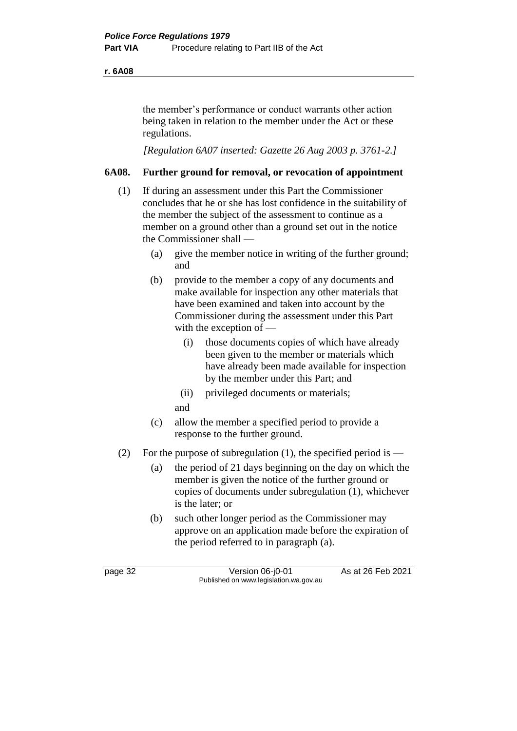the member's performance or conduct warrants other action being taken in relation to the member under the Act or these regulations.

*[Regulation 6A07 inserted: Gazette 26 Aug 2003 p. 3761-2.]*

## 6A08. Further ground for removal, or revocation of appointment

(1) If during an assessment under this Part the Commissioner concludes that he or she has lost confidence in the suitability of the member the subject of the assessment to continue as a member on a ground other than a ground set out in the notice the Commissioner shall —

(a) give the member notice in writing of the further ground; and

(b) provide to the member a copy of any documents and make available for inspection any other materials that have been examined and taken into account by the Commissioner during the assessment under this Part with the exception of —

(i) those documents copies of which have already been given to the member or materials which have already been made available for inspection by the member under this Part; and

(ii) privileged documents or materials;

and

(c) allow the member a specified period to provide a response to the further ground.

(2) For the purpose of subregulation (1), the specified period is —

(a) the period of 21 days beginning on the day on which the member is given the notice of the further ground or copies of documents under subregulation (1), whichever is the later; or

(b) such other longer period as the Commissioner may approve on an application made before the expiration of the period referred to in paragraph (a).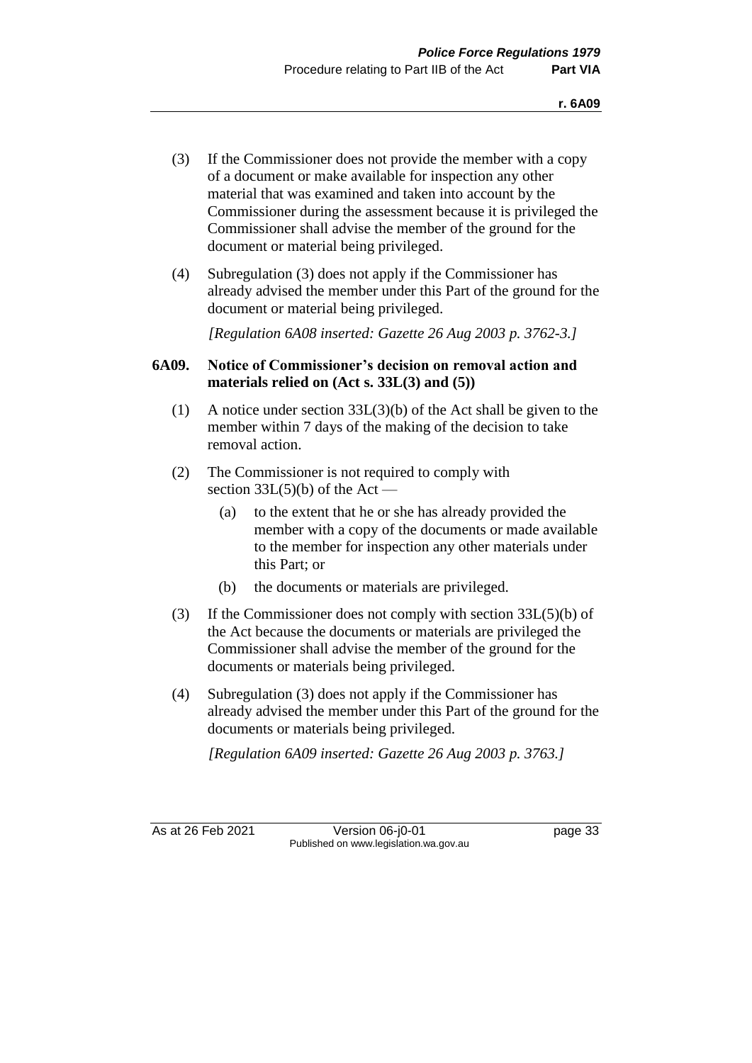(3) If the Commissioner does not provide the member with a copy of a document or make available for inspection any other material that was examined and taken into account by the Commissioner during the assessment because it is privileged the Commissioner shall advise the member of the ground for the document or material being privileged.

(4) Subregulation (3) does not apply if the Commissioner has already advised the member under this Part of the ground for the document or material being privileged.

*[Regulation 6A08 inserted: Gazette 26 Aug 2003 p. 3762-3.]*

### 6A09. Notice of Commissioner's decision on removal action and materials relied on (Act s. 33L(3) and (5))

(1) A notice under section 33L(3)(b) of the Act shall be given to the member within 7 days of the making of the decision to take removal action.

(2) The Commissioner is not required to comply with section 33L(5)(b) of the Act —

  (a) to the extent that he or she has already provided the member with a copy of the documents or made available to the member for inspection any other materials under this Part; or

  (b) the documents or materials are privileged.

(3) If the Commissioner does not comply with section 33L(5)(b) of the Act because the documents or materials are privileged the Commissioner shall advise the member of the ground for the documents or materials being privileged.

(4) Subregulation (3) does not apply if the Commissioner has already advised the member under this Part of the ground for the documents or materials being privileged.

*[Regulation 6A09 inserted: Gazette 26 Aug 2003 p. 3763.]*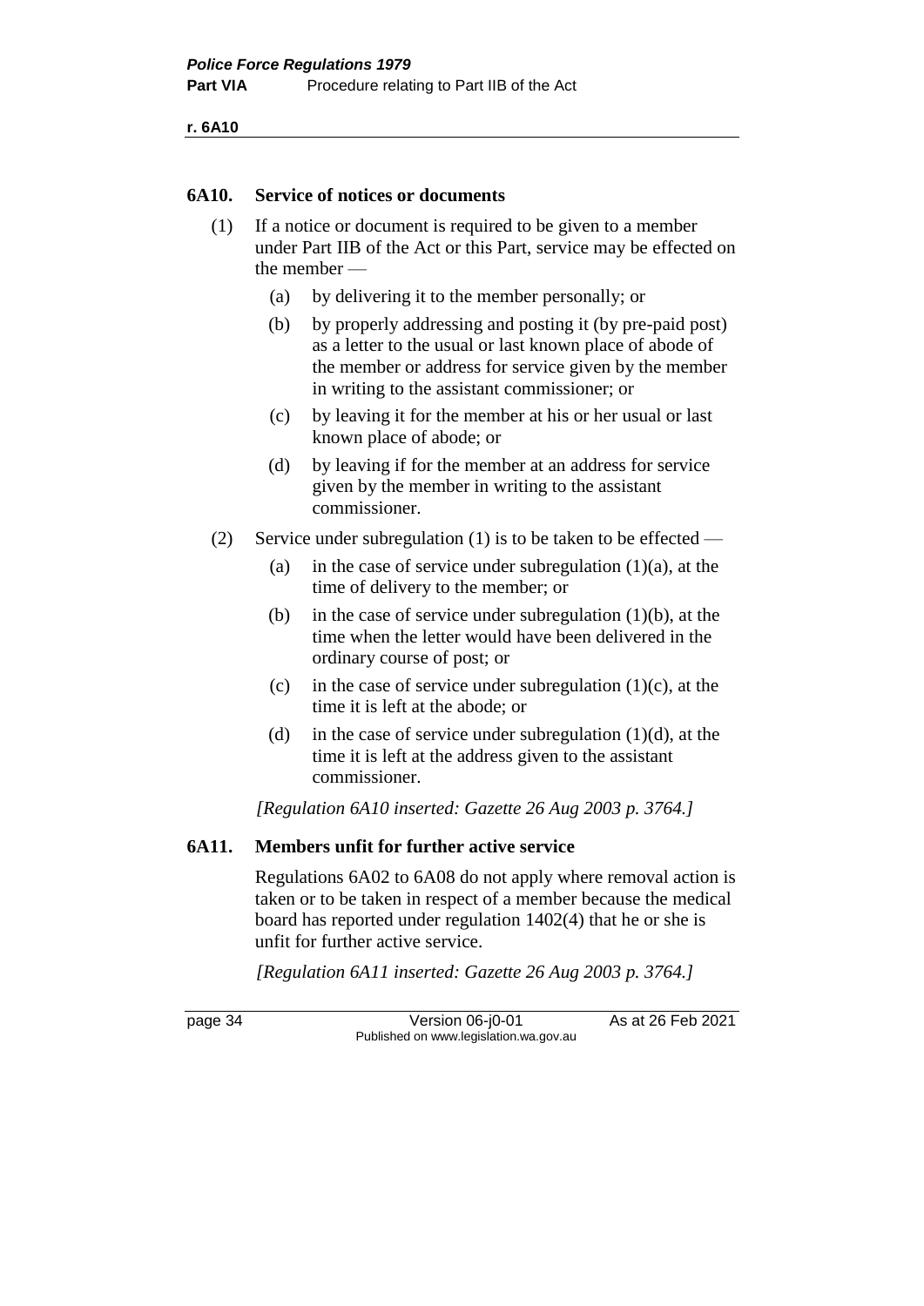## 6A10. Service of notices or documents

(1) If a notice or document is required to be given to a member under Part IIB of the Act or this Part, service may be effected on the member —

- (a) by delivering it to the member personally; or
- (b) by properly addressing and posting it (by pre-paid post) as a letter to the usual or last known place of abode of the member or address for service given by the member in writing to the assistant commissioner; or
- (c) by leaving it for the member at his or her usual or last known place of abode; or
- (d) by leaving if for the member at an address for service given by the member in writing to the assistant commissioner.

(2) Service under subregulation (1) is to be taken to be effected —

- (a) in the case of service under subregulation (1)(a), at the time of delivery to the member; or
- (b) in the case of service under subregulation (1)(b), at the time when the letter would have been delivered in the ordinary course of post; or
- (c) in the case of service under subregulation (1)(c), at the time it is left at the abode; or
- (d) in the case of service under subregulation (1)(d), at the time it is left at the address given to the assistant commissioner.

*[Regulation 6A10 inserted: Gazette 26 Aug 2003 p. 3764.]*

## 6A11. Members unfit for further active service

Regulations 6A02 to 6A08 do not apply where removal action is taken or to be taken in respect of a member because the medical board has reported under regulation 1402(4) that he or she is unfit for further active service.

*[Regulation 6A11 inserted: Gazette 26 Aug 2003 p. 3764.]*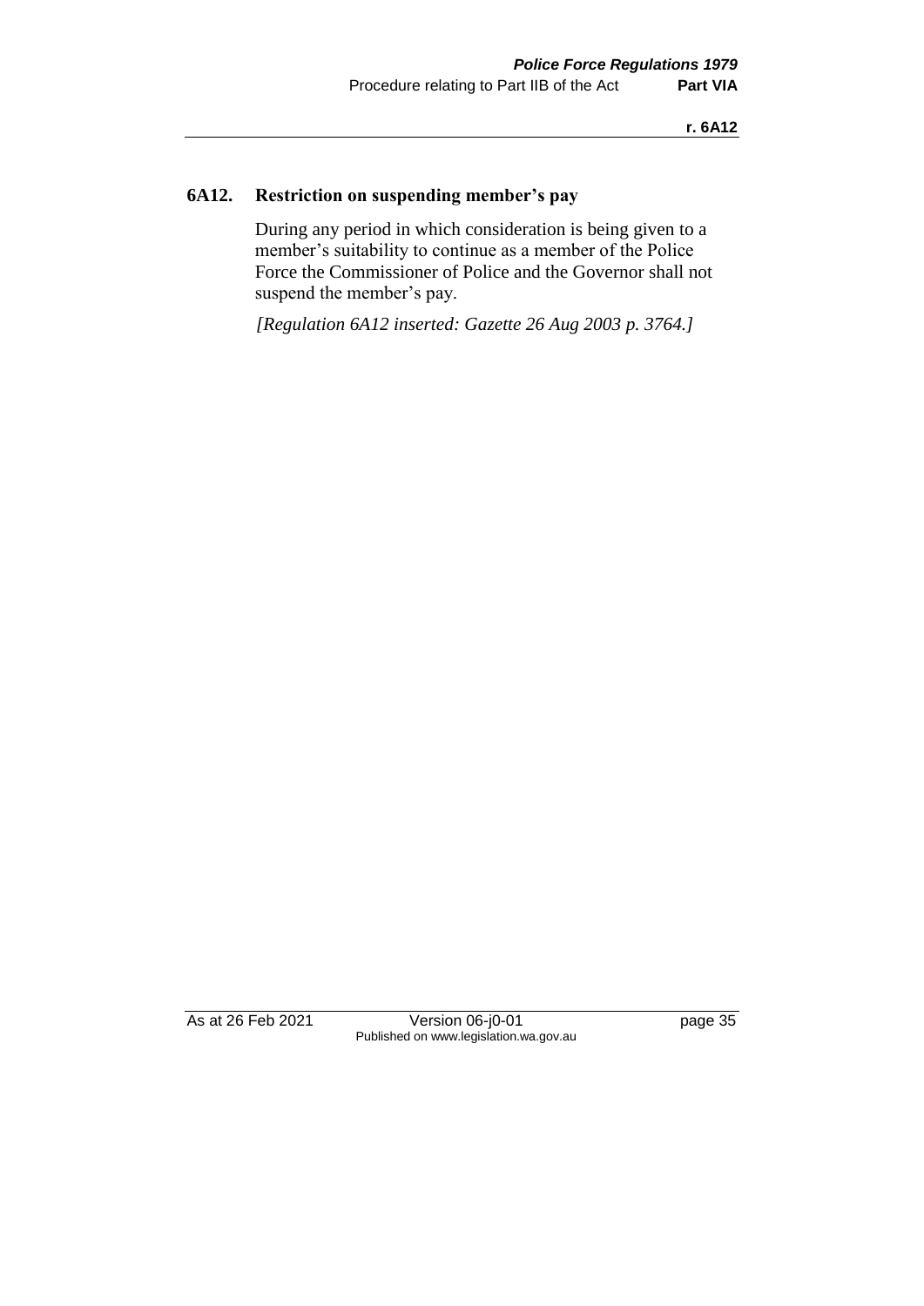## 6A12. Restriction on suspending member's pay

During any period in which consideration is being given to a member's suitability to continue as a member of the Police Force the Commissioner of Police and the Governor shall not suspend the member's pay.

*[Regulation 6A12 inserted: Gazette 26 Aug 2003 p. 3764.]*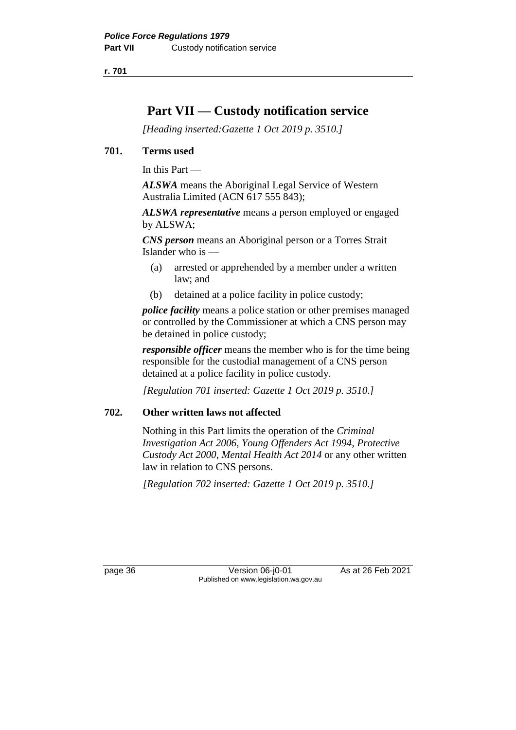# Part VII — Custody notification service

*[Heading inserted:Gazette 1 Oct 2019 p. 3510.]*

## 701. Terms used

In this Part —

***ALSWA*** means the Aboriginal Legal Service of Western Australia Limited (ACN 617 555 843);

***ALSWA representative*** means a person employed or engaged by ALSWA;

***CNS person*** means an Aboriginal person or a Torres Strait Islander who is —

- (a) arrested or apprehended by a member under a written law; and
- (b) detained at a police facility in police custody;

***police facility*** means a police station or other premises managed or controlled by the Commissioner at which a CNS person may be detained in police custody;

***responsible officer*** means the member who is for the time being responsible for the custodial management of a CNS person detained at a police facility in police custody.

*[Regulation 701 inserted: Gazette 1 Oct 2019 p. 3510.]*

## 702. Other written laws not affected

Nothing in this Part limits the operation of the *Criminal Investigation Act 2006*, *Young Offenders Act 1994*, *Protective Custody Act 2000*, *Mental Health Act 2014* or any other written law in relation to CNS persons.

*[Regulation 702 inserted: Gazette 1 Oct 2019 p. 3510.]*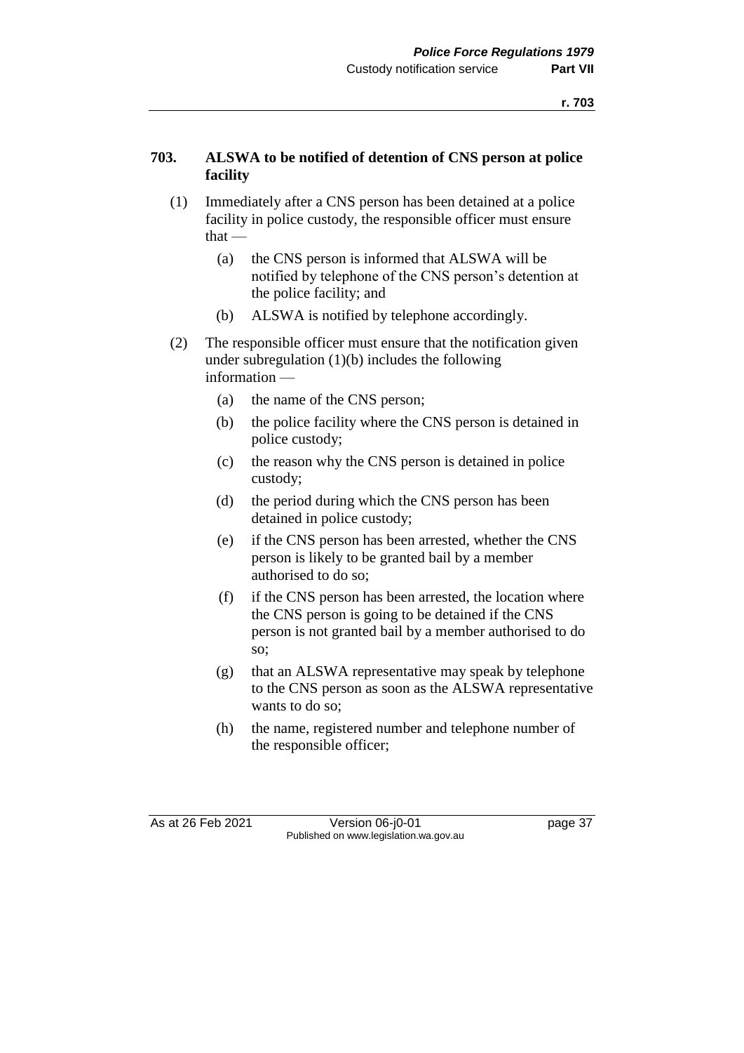### 703. ALSWA to be notified of detention of CNS person at police facility

(1) Immediately after a CNS person has been detained at a police facility in police custody, the responsible officer must ensure that —

- (a) the CNS person is informed that ALSWA will be notified by telephone of the CNS person's detention at the police facility; and
- (b) ALSWA is notified by telephone accordingly.

(2) The responsible officer must ensure that the notification given under subregulation (1)(b) includes the following information —

- (a) the name of the CNS person;
- (b) the police facility where the CNS person is detained in police custody;
- (c) the reason why the CNS person is detained in police custody;
- (d) the period during which the CNS person has been detained in police custody;
- (e) if the CNS person has been arrested, whether the CNS person is likely to be granted bail by a member authorised to do so;
- (f) if the CNS person has been arrested, the location where the CNS person is going to be detained if the CNS person is not granted bail by a member authorised to do so;
- (g) that an ALSWA representative may speak by telephone to the CNS person as soon as the ALSWA representative wants to do so;
- (h) the name, registered number and telephone number of the responsible officer;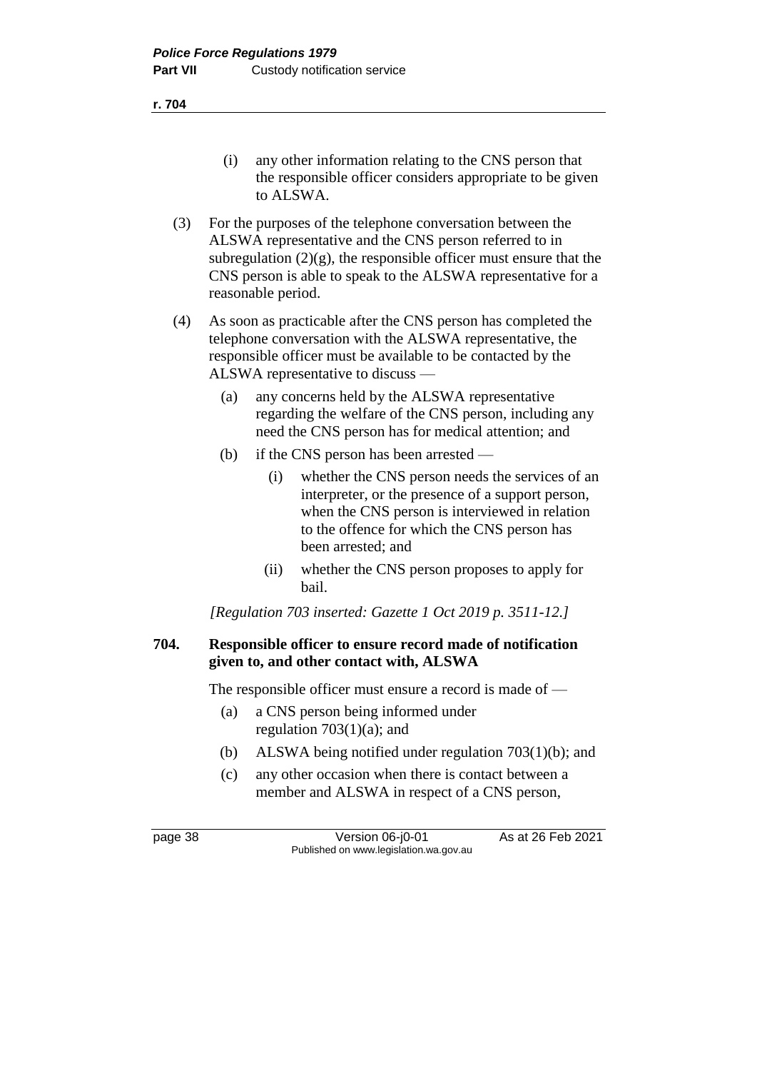(i) any other information relating to the CNS person that the responsible officer considers appropriate to be given to ALSWA.

(3) For the purposes of the telephone conversation between the ALSWA representative and the CNS person referred to in subregulation (2)(g), the responsible officer must ensure that the CNS person is able to speak to the ALSWA representative for a reasonable period.

(4) As soon as practicable after the CNS person has completed the telephone conversation with the ALSWA representative, the responsible officer must be available to be contacted by the ALSWA representative to discuss —

(a) any concerns held by the ALSWA representative regarding the welfare of the CNS person, including any need the CNS person has for medical attention; and

(b) if the CNS person has been arrested —

(i) whether the CNS person needs the services of an interpreter, or the presence of a support person, when the CNS person is interviewed in relation to the offence for which the CNS person has been arrested; and

(ii) whether the CNS person proposes to apply for bail.

*[Regulation 703 inserted: Gazette 1 Oct 2019 p. 3511-12.]*

**704. Responsible officer to ensure record made of notification given to, and other contact with, ALSWA**

The responsible officer must ensure a record is made of —

(a) a CNS person being informed under regulation 703(1)(a); and

(b) ALSWA being notified under regulation 703(1)(b); and

(c) any other occasion when there is contact between a member and ALSWA in respect of a CNS person,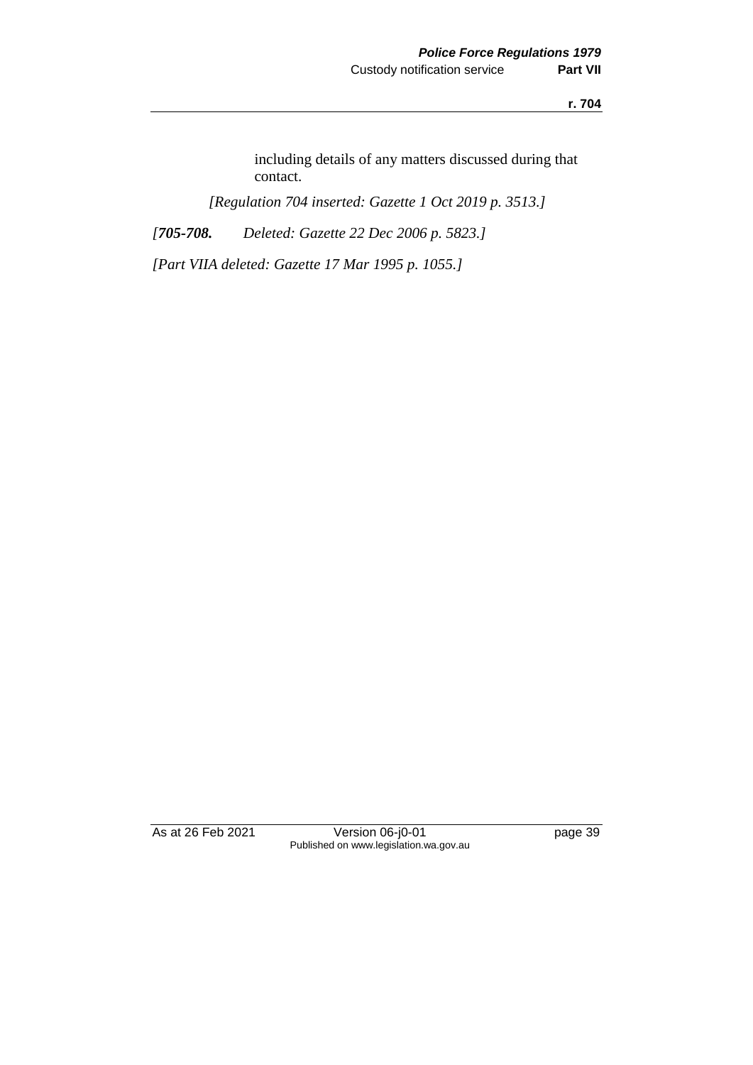including details of any matters discussed during that contact.

*[Regulation 704 inserted: Gazette 1 Oct 2019 p. 3513.]*

*[**705-708.** Deleted: Gazette 22 Dec 2006 p. 5823.]*

*[Part VIIA deleted: Gazette 17 Mar 1995 p. 1055.]*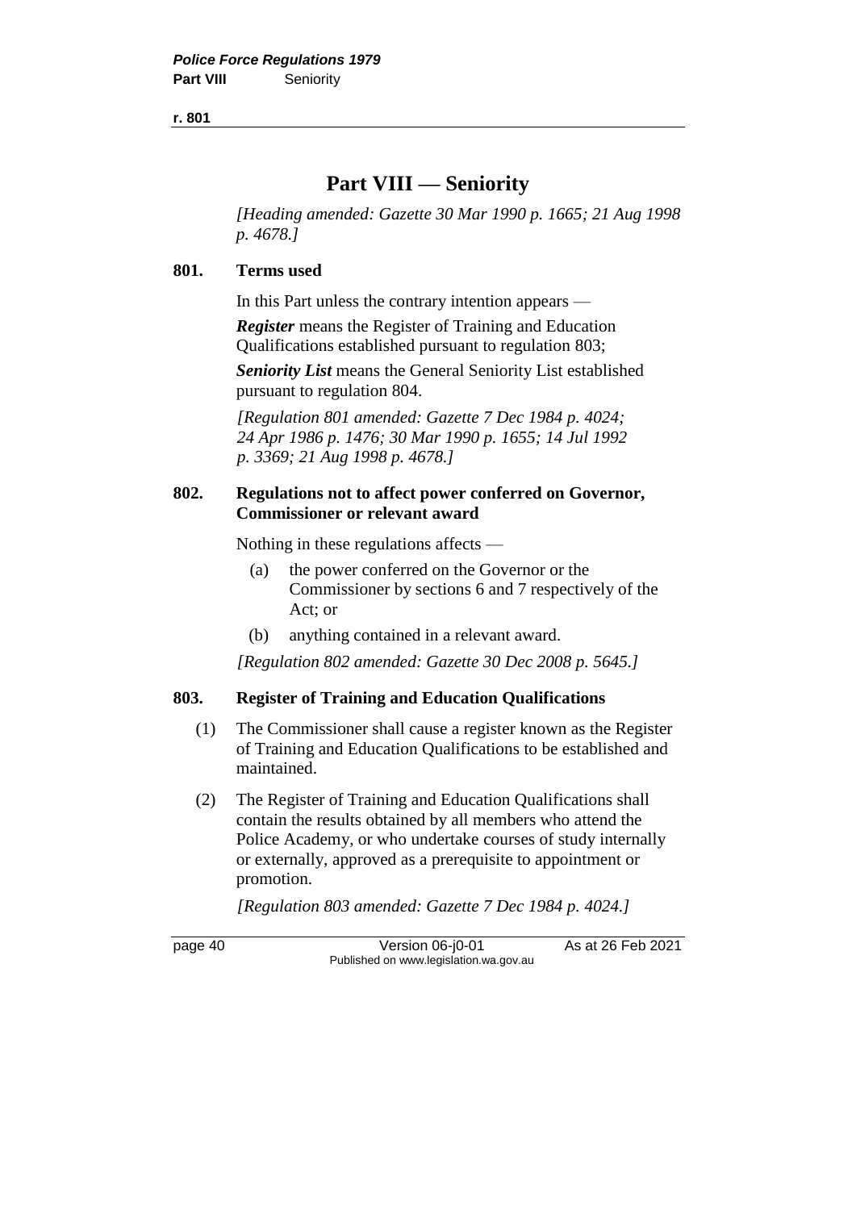# Part VIII — Seniority

*[Heading amended: Gazette 30 Mar 1990 p. 1665; 21 Aug 1998 p. 4678.]*

## 801. Terms used

In this Part unless the contrary intention appears —

***Register*** means the Register of Training and Education Qualifications established pursuant to regulation 803;

***Seniority List*** means the General Seniority List established pursuant to regulation 804.

*[Regulation 801 amended: Gazette 7 Dec 1984 p. 4024; 24 Apr 1986 p. 1476; 30 Mar 1990 p. 1655; 14 Jul 1992 p. 3369; 21 Aug 1998 p. 4678.]*

## 802. Regulations not to affect power conferred on Governor, Commissioner or relevant award

Nothing in these regulations affects —

(a) the power conferred on the Governor or the Commissioner by sections 6 and 7 respectively of the Act; or

(b) anything contained in a relevant award.

*[Regulation 802 amended: Gazette 30 Dec 2008 p. 5645.]*

## 803. Register of Training and Education Qualifications

(1) The Commissioner shall cause a register known as the Register of Training and Education Qualifications to be established and maintained.

(2) The Register of Training and Education Qualifications shall contain the results obtained by all members who attend the Police Academy, or who undertake courses of study internally or externally, approved as a prerequisite to appointment or promotion.

*[Regulation 803 amended: Gazette 7 Dec 1984 p. 4024.]*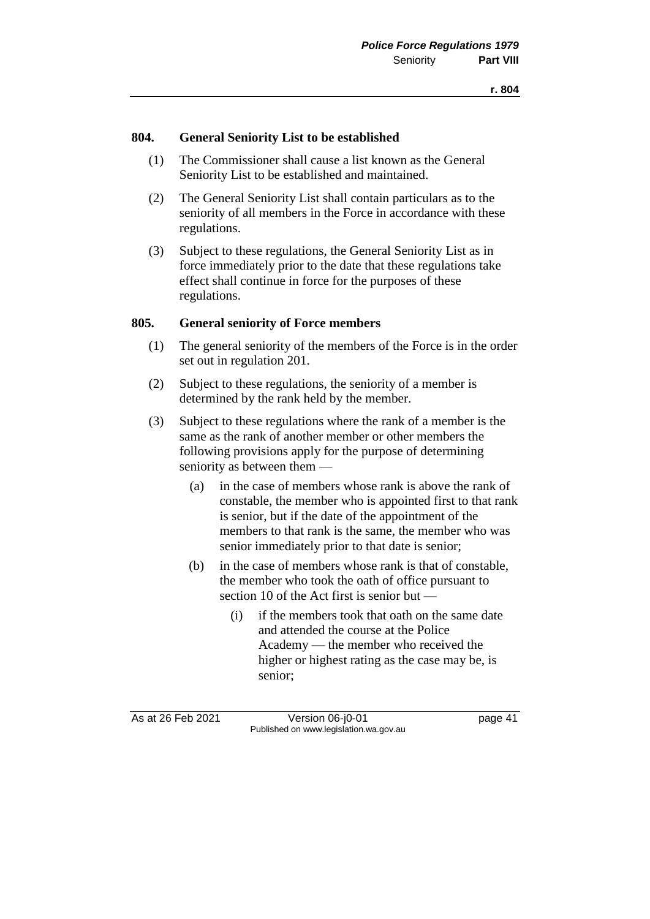## 804. General Seniority List to be established

(1) The Commissioner shall cause a list known as the General Seniority List to be established and maintained.

(2) The General Seniority List shall contain particulars as to the seniority of all members in the Force in accordance with these regulations.

(3) Subject to these regulations, the General Seniority List as in force immediately prior to the date that these regulations take effect shall continue in force for the purposes of these regulations.

## 805. General seniority of Force members

(1) The general seniority of the members of the Force is in the order set out in regulation 201.

(2) Subject to these regulations, the seniority of a member is determined by the rank held by the member.

(3) Subject to these regulations where the rank of a member is the same as the rank of another member or other members the following provisions apply for the purpose of determining seniority as between them —

(a) in the case of members whose rank is above the rank of constable, the member who is appointed first to that rank is senior, but if the date of the appointment of the members to that rank is the same, the member who was senior immediately prior to that date is senior;

(b) in the case of members whose rank is that of constable, the member who took the oath of office pursuant to section 10 of the Act first is senior but —

(i) if the members took that oath on the same date and attended the course at the Police Academy — the member who received the higher or highest rating as the case may be, is senior;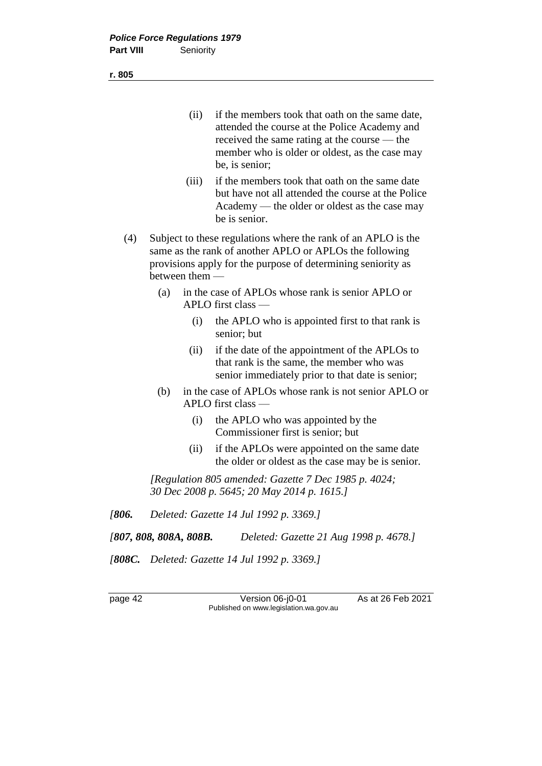(ii) if the members took that oath on the same date, attended the course at the Police Academy and received the same rating at the course — the member who is older or oldest, as the case may be, is senior;

(iii) if the members took that oath on the same date but have not all attended the course at the Police Academy — the older or oldest as the case may be is senior.

(4) Subject to these regulations where the rank of an APLO is the same as the rank of another APLO or APLOs the following provisions apply for the purpose of determining seniority as between them —

(a) in the case of APLOs whose rank is senior APLO or APLO first class —

(i) the APLO who is appointed first to that rank is senior; but

(ii) if the date of the appointment of the APLOs to that rank is the same, the member who was senior immediately prior to that date is senior;

(b) in the case of APLOs whose rank is not senior APLO or APLO first class —

(i) the APLO who was appointed by the Commissioner first is senior; but

(ii) if the APLOs were appointed on the same date the older or oldest as the case may be is senior.

*[Regulation 805 amended: Gazette 7 Dec 1985 p. 4024; 30 Dec 2008 p. 5645; 20 May 2014 p. 1615.]*

*[**806.** Deleted: Gazette 14 Jul 1992 p. 3369.]*

*[**807, 808, 808A, 808B.** Deleted: Gazette 21 Aug 1998 p. 4678.]*

*[**808C.** Deleted: Gazette 14 Jul 1992 p. 3369.]*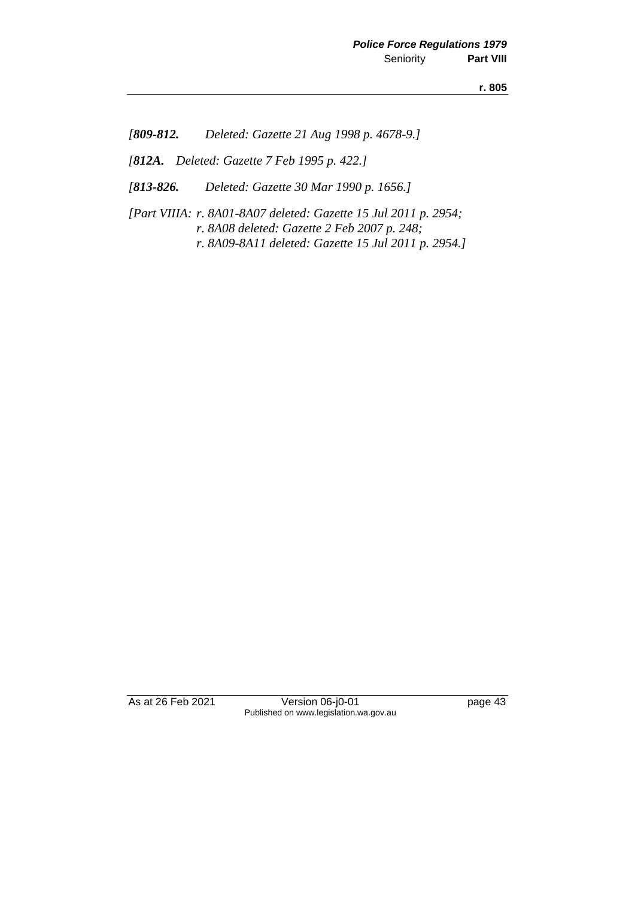*[**809-812.** Deleted: Gazette 21 Aug 1998 p. 4678-9.]*

*[**812A.** Deleted: Gazette 7 Feb 1995 p. 422.]*

*[**813-826.** Deleted: Gazette 30 Mar 1990 p. 1656.]*

*[Part VIIIA: r. 8A01-8A07 deleted: Gazette 15 Jul 2011 p. 2954;
r. 8A08 deleted: Gazette 2 Feb 2007 p. 248;
r. 8A09-8A11 deleted: Gazette 15 Jul 2011 p. 2954.]*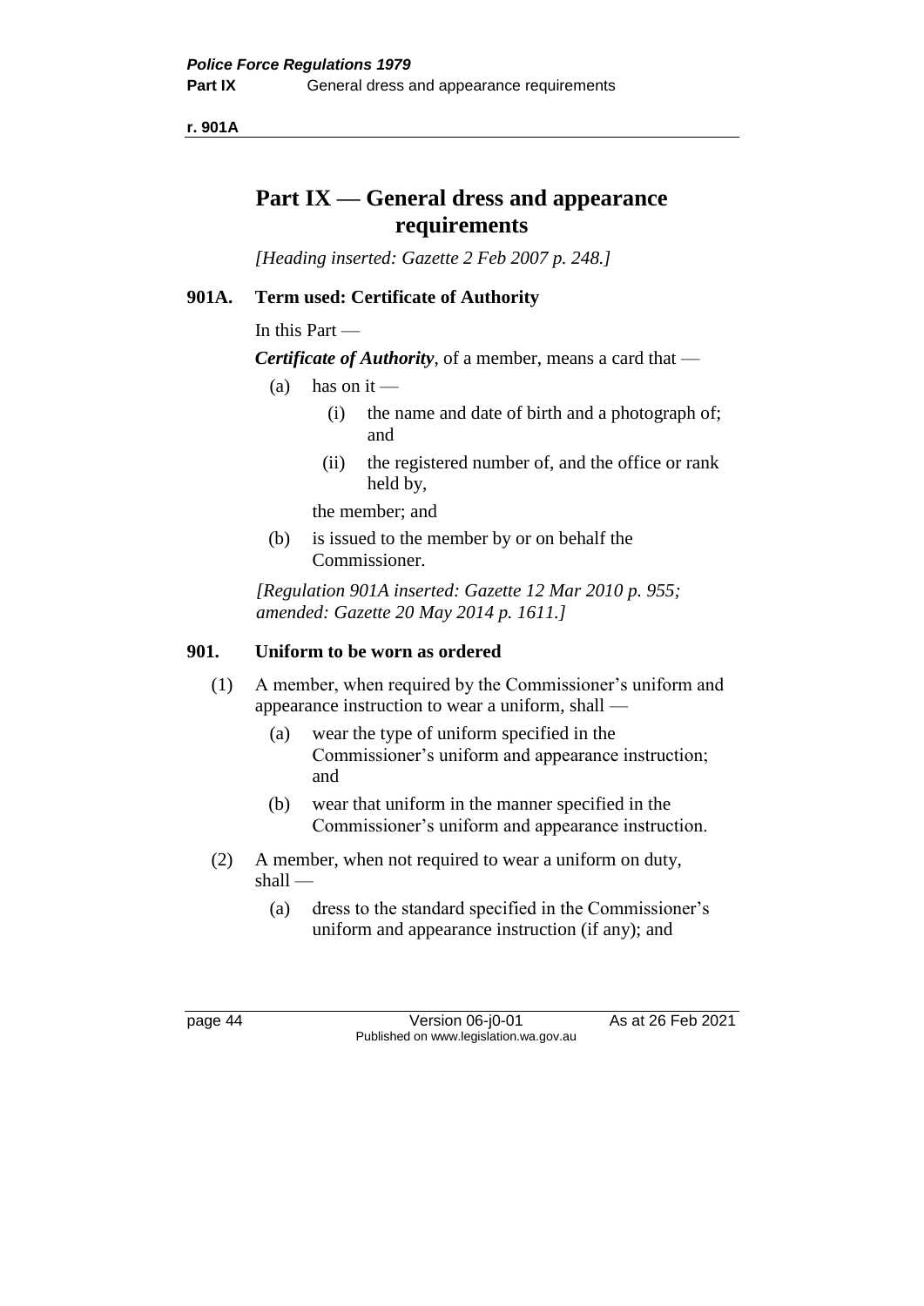# Part IX — General dress and appearance requirements

*[Heading inserted: Gazette 2 Feb 2007 p. 248.]*

## 901A. Term used: Certificate of Authority

In this Part —

***Certificate of Authority***, of a member, means a card that —

- (a) has on it —
  - (i) the name and date of birth and a photograph of; and
  - (ii) the registered number of, and the office or rank held by,

  the member; and
- (b) is issued to the member by or on behalf the Commissioner.

*[Regulation 901A inserted: Gazette 12 Mar 2010 p. 955; amended: Gazette 20 May 2014 p. 1611.]*

## 901. Uniform to be worn as ordered

(1) A member, when required by the Commissioner's uniform and appearance instruction to wear a uniform, shall —

- (a) wear the type of uniform specified in the Commissioner's uniform and appearance instruction; and
- (b) wear that uniform in the manner specified in the Commissioner's uniform and appearance instruction.

(2) A member, when not required to wear a uniform on duty, shall —

- (a) dress to the standard specified in the Commissioner's uniform and appearance instruction (if any); and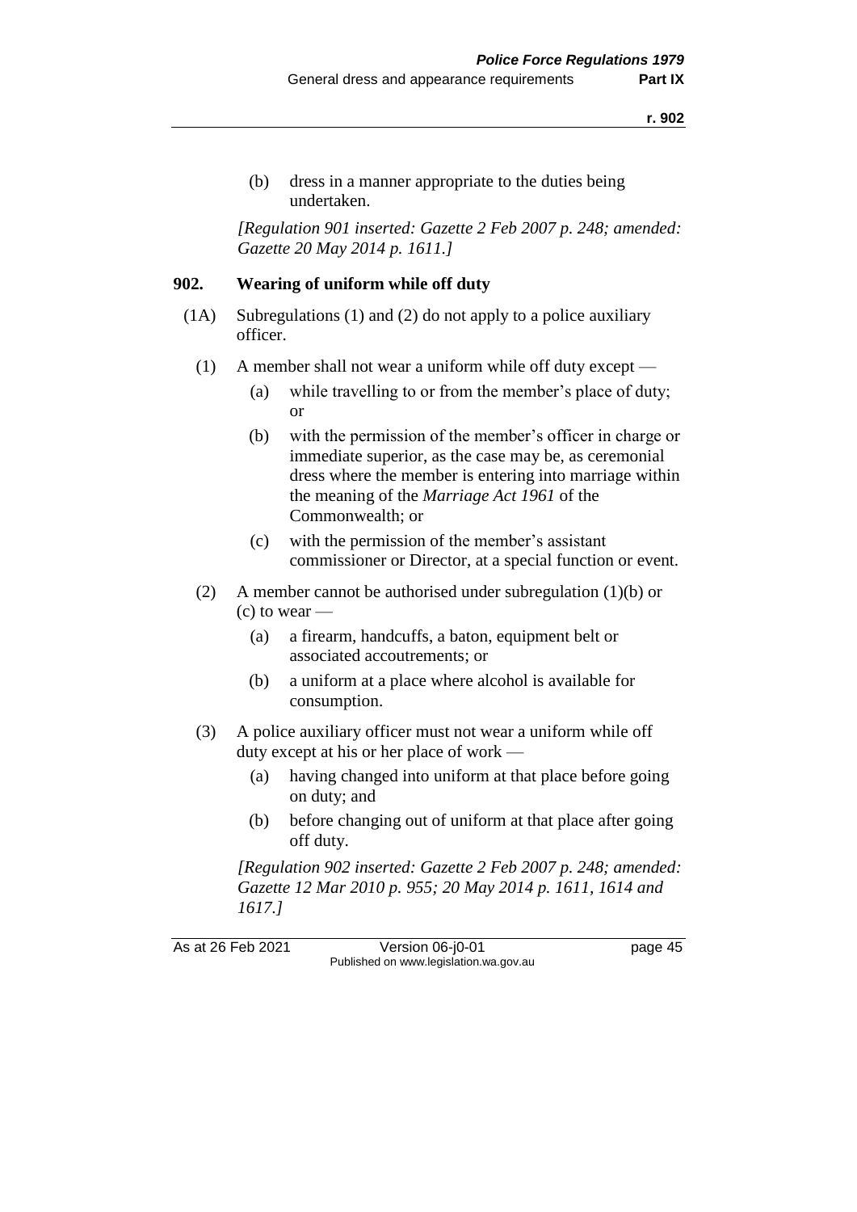(b) dress in a manner appropriate to the duties being undertaken.

*[Regulation 901 inserted: Gazette 2 Feb 2007 p. 248; amended: Gazette 20 May 2014 p. 1611.]*

## 902. Wearing of uniform while off duty

(1A) Subregulations (1) and (2) do not apply to a police auxiliary officer.

(1) A member shall not wear a uniform while off duty except —

(a) while travelling to or from the member's place of duty; or

(b) with the permission of the member's officer in charge or immediate superior, as the case may be, as ceremonial dress where the member is entering into marriage within the meaning of the *Marriage Act 1961* of the Commonwealth; or

(c) with the permission of the member's assistant commissioner or Director, at a special function or event.

(2) A member cannot be authorised under subregulation (1)(b) or (c) to wear —

(a) a firearm, handcuffs, a baton, equipment belt or associated accoutrements; or

(b) a uniform at a place where alcohol is available for consumption.

(3) A police auxiliary officer must not wear a uniform while off duty except at his or her place of work —

(a) having changed into uniform at that place before going on duty; and

(b) before changing out of uniform at that place after going off duty.

*[Regulation 902 inserted: Gazette 2 Feb 2007 p. 248; amended: Gazette 12 Mar 2010 p. 955; 20 May 2014 p. 1611, 1614 and 1617.]*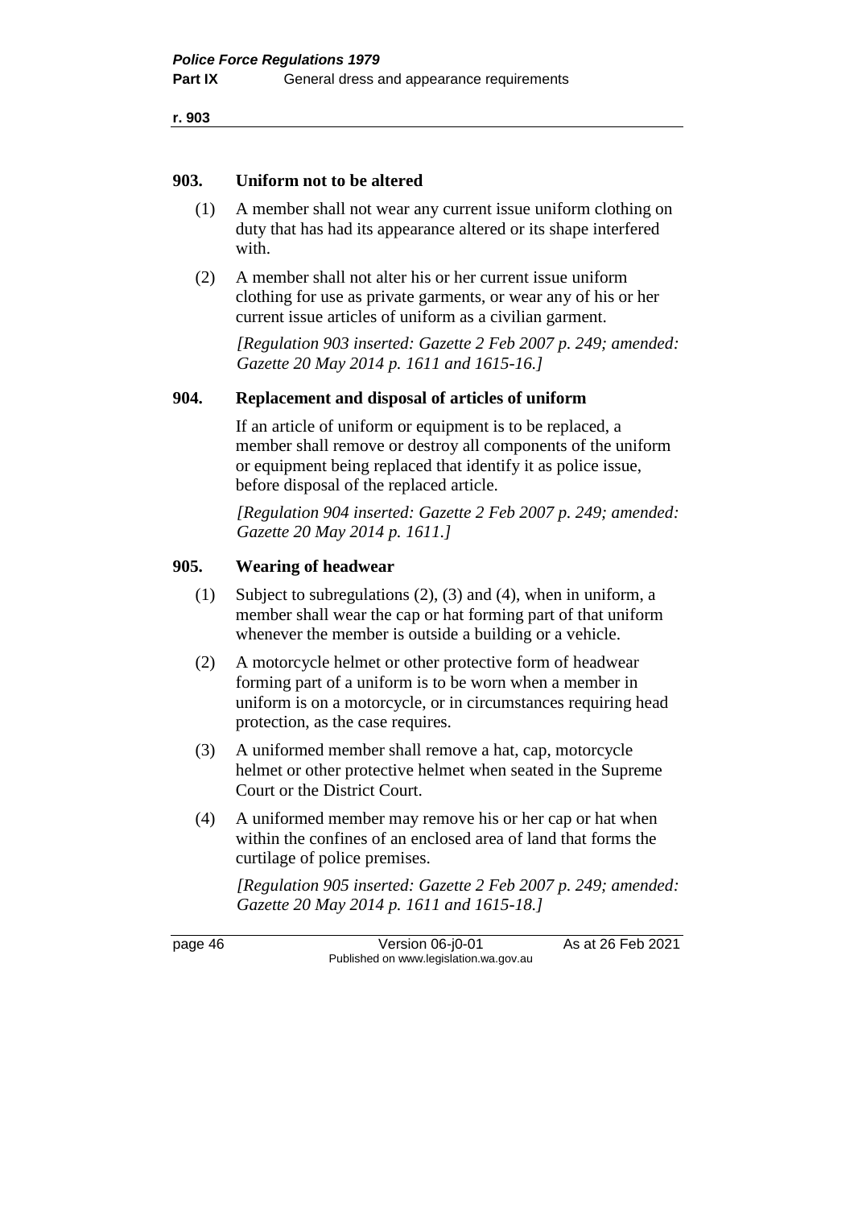### 903. Uniform not to be altered

(1) A member shall not wear any current issue uniform clothing on duty that has had its appearance altered or its shape interfered with.

(2) A member shall not alter his or her current issue uniform clothing for use as private garments, or wear any of his or her current issue articles of uniform as a civilian garment.

*[Regulation 903 inserted: Gazette 2 Feb 2007 p. 249; amended: Gazette 20 May 2014 p. 1611 and 1615-16.]*

### 904. Replacement and disposal of articles of uniform

If an article of uniform or equipment is to be replaced, a member shall remove or destroy all components of the uniform or equipment being replaced that identify it as police issue, before disposal of the replaced article.

*[Regulation 904 inserted: Gazette 2 Feb 2007 p. 249; amended: Gazette 20 May 2014 p. 1611.]*

### 905. Wearing of headwear

(1) Subject to subregulations (2), (3) and (4), when in uniform, a member shall wear the cap or hat forming part of that uniform whenever the member is outside a building or a vehicle.

(2) A motorcycle helmet or other protective form of headwear forming part of a uniform is to be worn when a member in uniform is on a motorcycle, or in circumstances requiring head protection, as the case requires.

(3) A uniformed member shall remove a hat, cap, motorcycle helmet or other protective helmet when seated in the Supreme Court or the District Court.

(4) A uniformed member may remove his or her cap or hat when within the confines of an enclosed area of land that forms the curtilage of police premises.

*[Regulation 905 inserted: Gazette 2 Feb 2007 p. 249; amended: Gazette 20 May 2014 p. 1611 and 1615-18.]*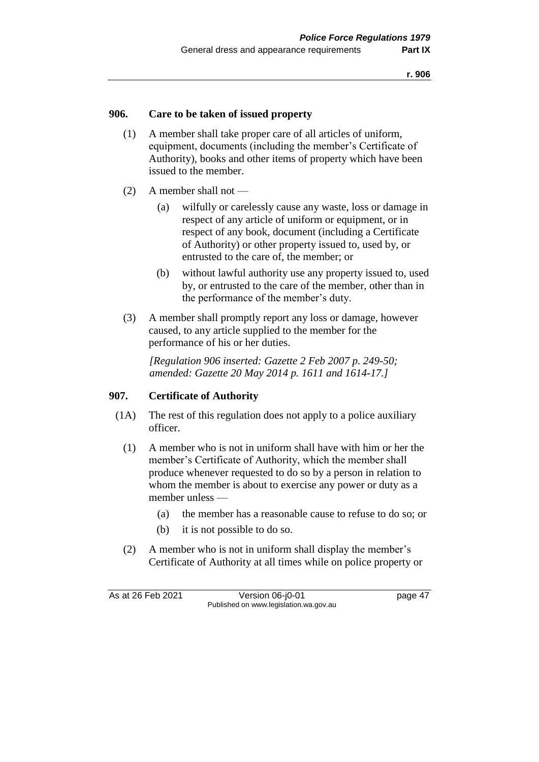**906. Care to be taken of issued property**

(1) A member shall take proper care of all articles of uniform, equipment, documents (including the member's Certificate of Authority), books and other items of property which have been issued to the member.

(2) A member shall not —

(a) wilfully or carelessly cause any waste, loss or damage in respect of any article of uniform or equipment, or in respect of any book, document (including a Certificate of Authority) or other property issued to, used by, or entrusted to the care of, the member; or

(b) without lawful authority use any property issued to, used by, or entrusted to the care of the member, other than in the performance of the member's duty.

(3) A member shall promptly report any loss or damage, however caused, to any article supplied to the member for the performance of his or her duties.

*[Regulation 906 inserted: Gazette 2 Feb 2007 p. 249-50; amended: Gazette 20 May 2014 p. 1611 and 1614-17.]*

**907. Certificate of Authority**

(1A) The rest of this regulation does not apply to a police auxiliary officer.

(1) A member who is not in uniform shall have with him or her the member's Certificate of Authority, which the member shall produce whenever requested to do so by a person in relation to whom the member is about to exercise any power or duty as a member unless —

(a) the member has a reasonable cause to refuse to do so; or

(b) it is not possible to do so.

(2) A member who is not in uniform shall display the member's Certificate of Authority at all times while on police property or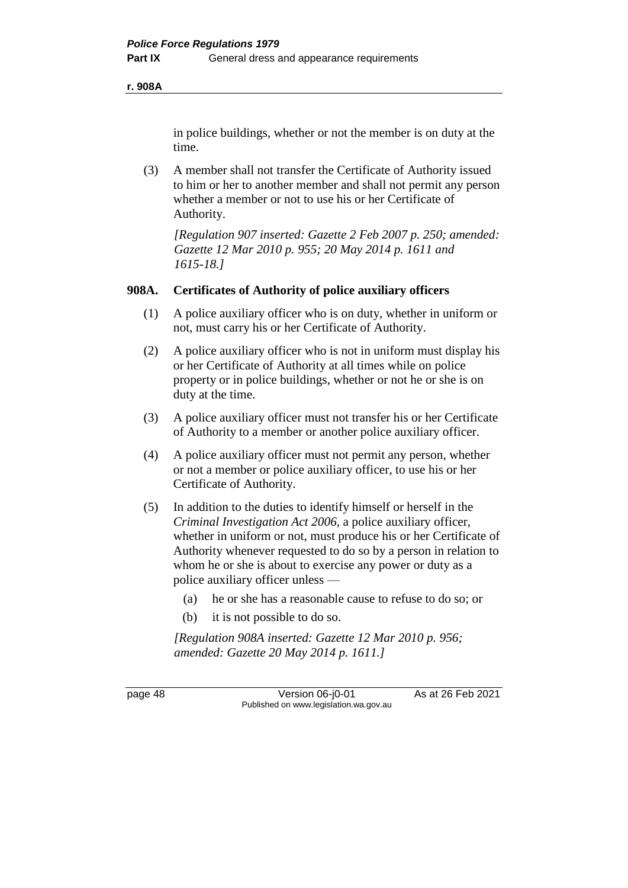in police buildings, whether or not the member is on duty at the time.

(3) A member shall not transfer the Certificate of Authority issued to him or her to another member and shall not permit any person whether a member or not to use his or her Certificate of Authority.

*[Regulation 907 inserted: Gazette 2 Feb 2007 p. 250; amended: Gazette 12 Mar 2010 p. 955; 20 May 2014 p. 1611 and 1615-18.]*

### 908A. Certificates of Authority of police auxiliary officers

(1) A police auxiliary officer who is on duty, whether in uniform or not, must carry his or her Certificate of Authority.

(2) A police auxiliary officer who is not in uniform must display his or her Certificate of Authority at all times while on police property or in police buildings, whether or not he or she is on duty at the time.

(3) A police auxiliary officer must not transfer his or her Certificate of Authority to a member or another police auxiliary officer.

(4) A police auxiliary officer must not permit any person, whether or not a member or police auxiliary officer, to use his or her Certificate of Authority.

(5) In addition to the duties to identify himself or herself in the *Criminal Investigation Act 2006*, a police auxiliary officer, whether in uniform or not, must produce his or her Certificate of Authority whenever requested to do so by a person in relation to whom he or she is about to exercise any power or duty as a police auxiliary officer unless —

- (a) he or she has a reasonable cause to refuse to do so; or
- (b) it is not possible to do so.

*[Regulation 908A inserted: Gazette 12 Mar 2010 p. 956; amended: Gazette 20 May 2014 p. 1611.]*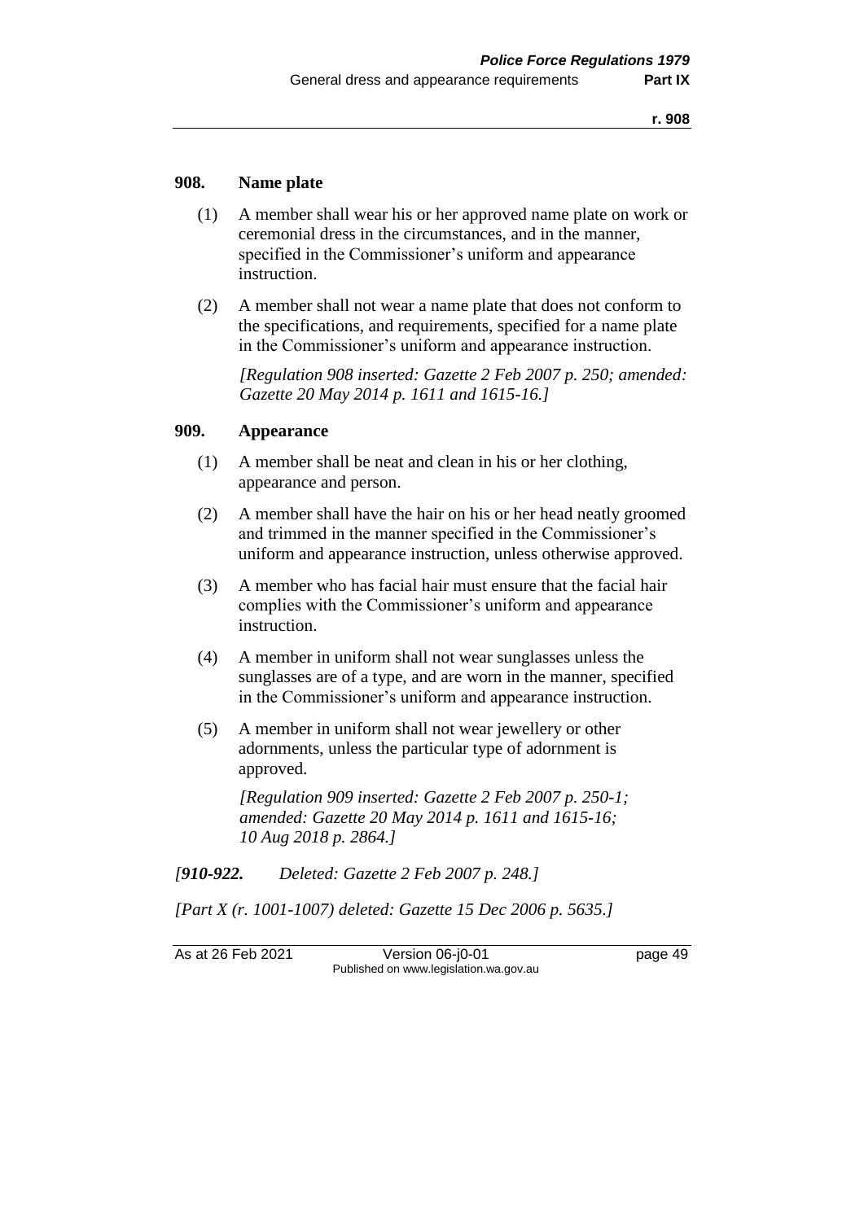### 908. Name plate

(1) A member shall wear his or her approved name plate on work or ceremonial dress in the circumstances, and in the manner, specified in the Commissioner's uniform and appearance instruction.

(2) A member shall not wear a name plate that does not conform to the specifications, and requirements, specified for a name plate in the Commissioner's uniform and appearance instruction.

*[Regulation 908 inserted: Gazette 2 Feb 2007 p. 250; amended: Gazette 20 May 2014 p. 1611 and 1615-16.]*

### 909. Appearance

(1) A member shall be neat and clean in his or her clothing, appearance and person.

(2) A member shall have the hair on his or her head neatly groomed and trimmed in the manner specified in the Commissioner's uniform and appearance instruction, unless otherwise approved.

(3) A member who has facial hair must ensure that the facial hair complies with the Commissioner's uniform and appearance instruction.

(4) A member in uniform shall not wear sunglasses unless the sunglasses are of a type, and are worn in the manner, specified in the Commissioner's uniform and appearance instruction.

(5) A member in uniform shall not wear jewellery or other adornments, unless the particular type of adornment is approved.

*[Regulation 909 inserted: Gazette 2 Feb 2007 p. 250-1; amended: Gazette 20 May 2014 p. 1611 and 1615-16; 10 Aug 2018 p. 2864.]*

*[**910-922.** Deleted: Gazette 2 Feb 2007 p. 248.]*

*[Part X (r. 1001-1007) deleted: Gazette 15 Dec 2006 p. 5635.]*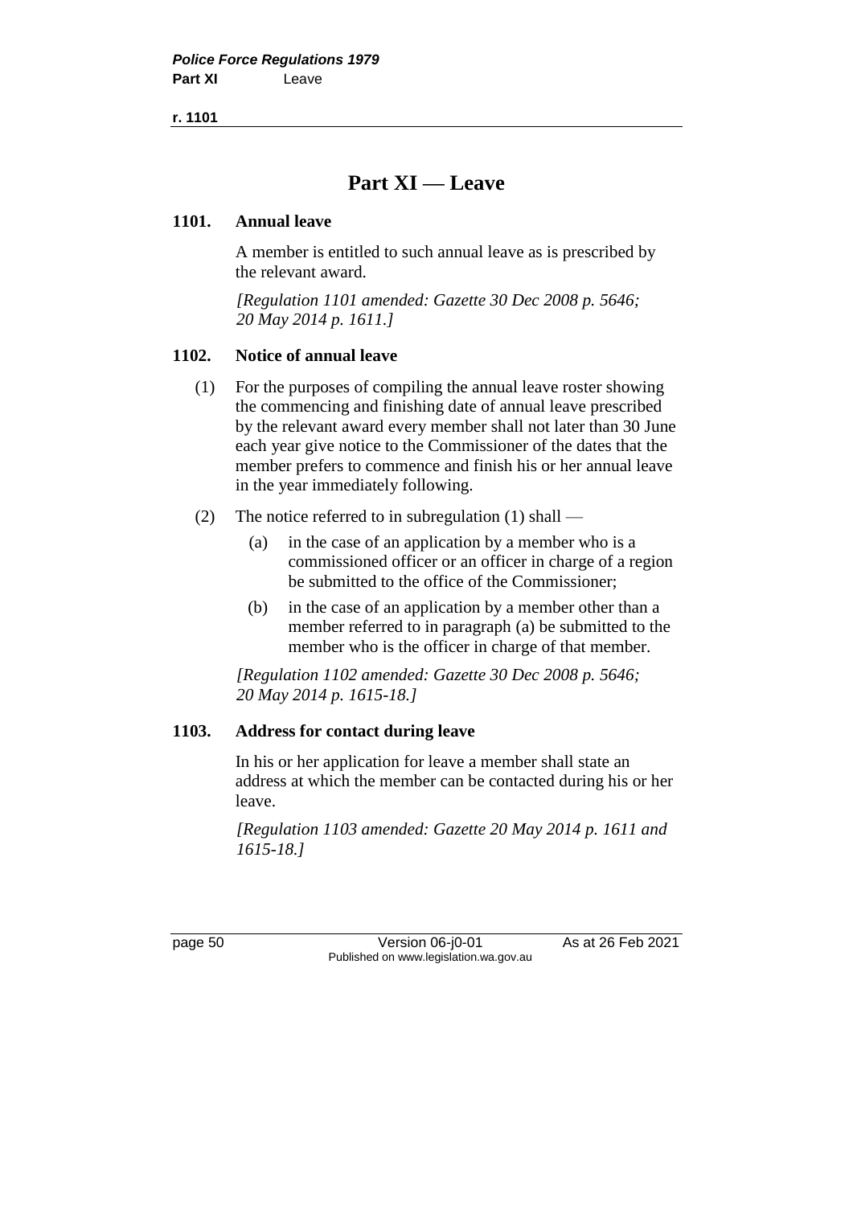# Part XI — Leave

## 1101. Annual leave

A member is entitled to such annual leave as is prescribed by the relevant award.

*[Regulation 1101 amended: Gazette 30 Dec 2008 p. 5646; 20 May 2014 p. 1611.]*

## 1102. Notice of annual leave

(1) For the purposes of compiling the annual leave roster showing the commencing and finishing date of annual leave prescribed by the relevant award every member shall not later than 30 June each year give notice to the Commissioner of the dates that the member prefers to commence and finish his or her annual leave in the year immediately following.

(2) The notice referred to in subregulation (1) shall —

- (a) in the case of an application by a member who is a commissioned officer or an officer in charge of a region be submitted to the office of the Commissioner;
- (b) in the case of an application by a member other than a member referred to in paragraph (a) be submitted to the member who is the officer in charge of that member.

*[Regulation 1102 amended: Gazette 30 Dec 2008 p. 5646; 20 May 2014 p. 1615-18.]*

## 1103. Address for contact during leave

In his or her application for leave a member shall state an address at which the member can be contacted during his or her leave.

*[Regulation 1103 amended: Gazette 20 May 2014 p. 1611 and 1615-18.]*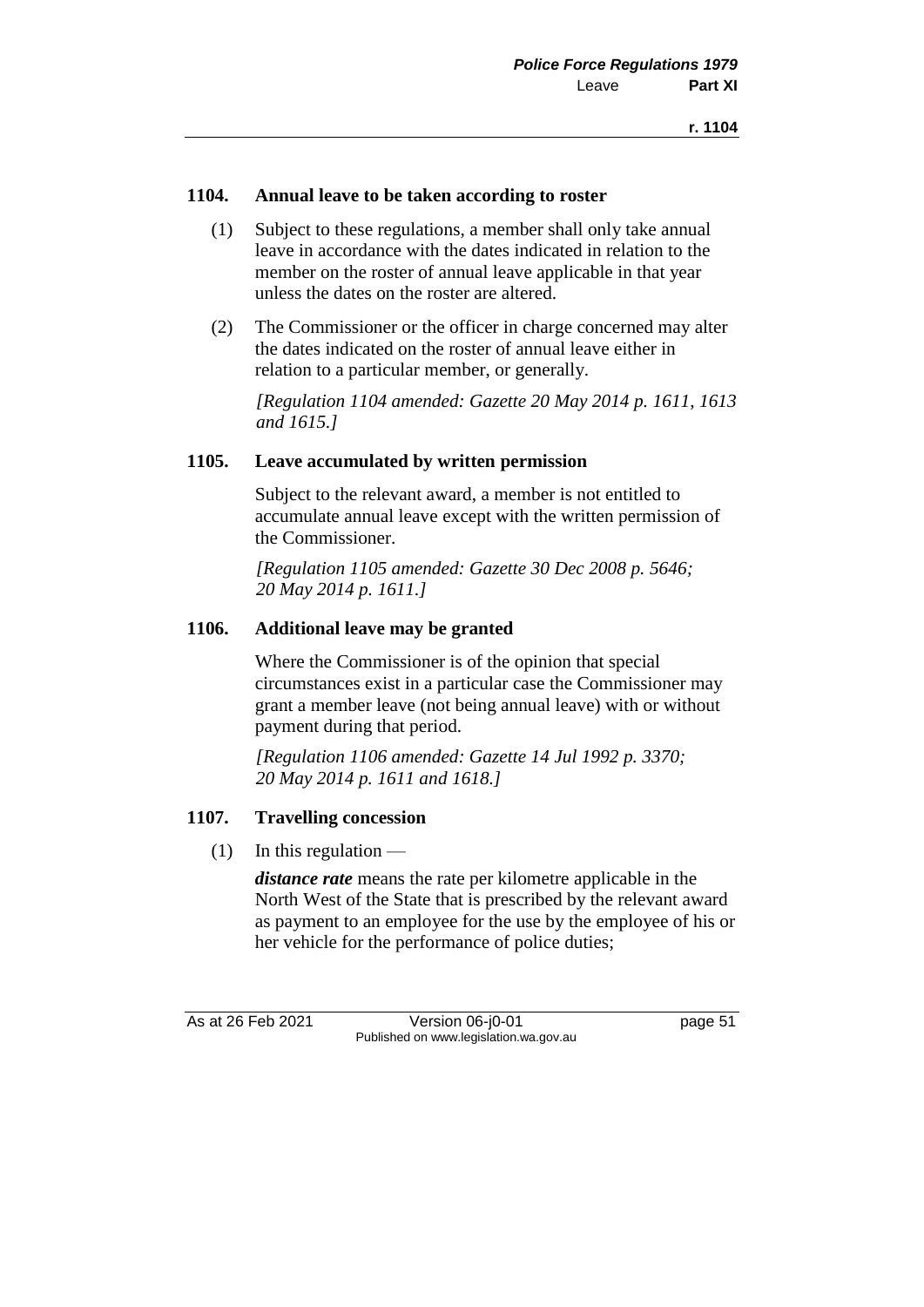#### 1104. Annual leave to be taken according to roster

(1) Subject to these regulations, a member shall only take annual leave in accordance with the dates indicated in relation to the member on the roster of annual leave applicable in that year unless the dates on the roster are altered.

(2) The Commissioner or the officer in charge concerned may alter the dates indicated on the roster of annual leave either in relation to a particular member, or generally.

*[Regulation 1104 amended: Gazette 20 May 2014 p. 1611, 1613 and 1615.]*

#### 1105. Leave accumulated by written permission

Subject to the relevant award, a member is not entitled to accumulate annual leave except with the written permission of the Commissioner.

*[Regulation 1105 amended: Gazette 30 Dec 2008 p. 5646; 20 May 2014 p. 1611.]*

#### 1106. Additional leave may be granted

Where the Commissioner is of the opinion that special circumstances exist in a particular case the Commissioner may grant a member leave (not being annual leave) with or without payment during that period.

*[Regulation 1106 amended: Gazette 14 Jul 1992 p. 3370; 20 May 2014 p. 1611 and 1618.]*

#### 1107. Travelling concession

(1) In this regulation —

***distance rate*** means the rate per kilometre applicable in the North West of the State that is prescribed by the relevant award as payment to an employee for the use by the employee of his or her vehicle for the performance of police duties;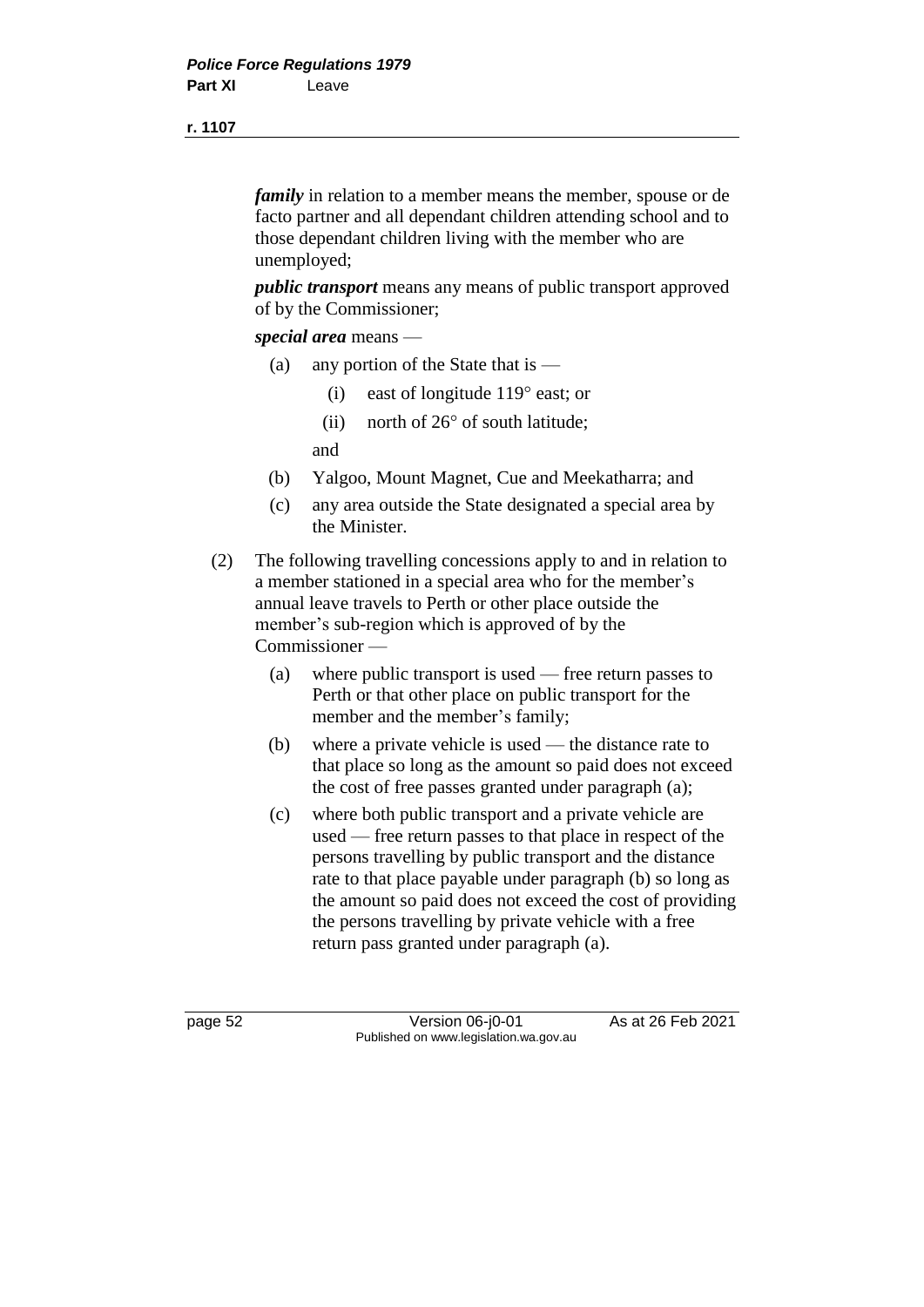***family*** in relation to a member means the member, spouse or de facto partner and all dependant children attending school and to those dependant children living with the member who are unemployed;

***public transport*** means any means of public transport approved of by the Commissioner;

***special area*** means —

- (a) any portion of the State that is —
  - (i) east of longitude 119° east; or
  - (ii) north of 26° of south latitude;

  and
- (b) Yalgoo, Mount Magnet, Cue and Meekatharra; and
- (c) any area outside the State designated a special area by the Minister.

(2) The following travelling concessions apply to and in relation to a member stationed in a special area who for the member's annual leave travels to Perth or other place outside the member's sub-region which is approved of by the Commissioner —

- (a) where public transport is used — free return passes to Perth or that other place on public transport for the member and the member's family;
- (b) where a private vehicle is used — the distance rate to that place so long as the amount so paid does not exceed the cost of free passes granted under paragraph (a);
- (c) where both public transport and a private vehicle are used — free return passes to that place in respect of the persons travelling by public transport and the distance rate to that place payable under paragraph (b) so long as the amount so paid does not exceed the cost of providing the persons travelling by private vehicle with a free return pass granted under paragraph (a).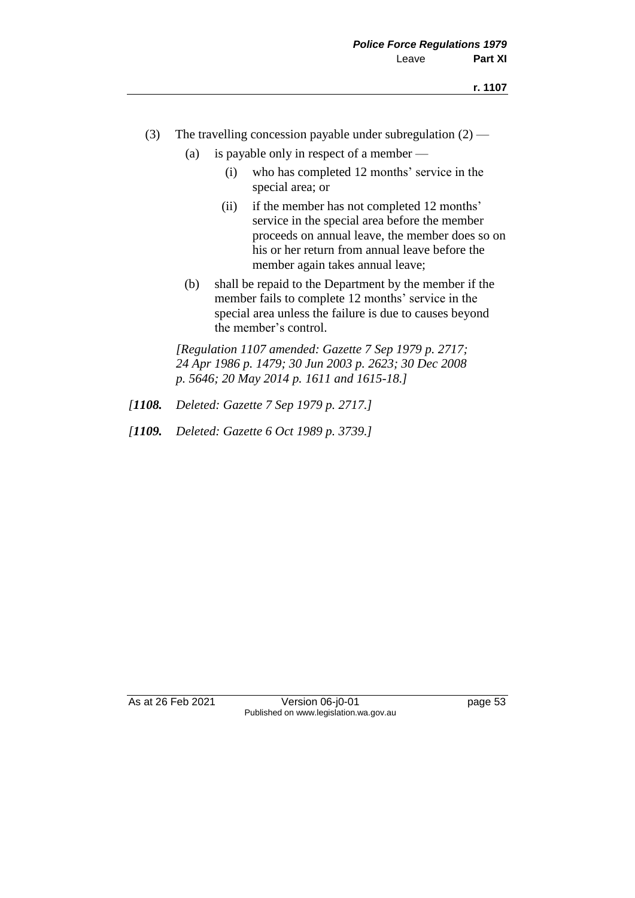(3) The travelling concession payable under subregulation (2) —

(a) is payable only in respect of a member —

(i) who has completed 12 months' service in the special area; or

(ii) if the member has not completed 12 months' service in the special area before the member proceeds on annual leave, the member does so on his or her return from annual leave before the member again takes annual leave;

(b) shall be repaid to the Department by the member if the member fails to complete 12 months' service in the special area unless the failure is due to causes beyond the member's control.

*[Regulation 1107 amended: Gazette 7 Sep 1979 p. 2717; 24 Apr 1986 p. 1479; 30 Jun 2003 p. 2623; 30 Dec 2008 p. 5646; 20 May 2014 p. 1611 and 1615-18.]*

*[**1108.** Deleted: Gazette 7 Sep 1979 p. 2717.]*

*[**1109.** Deleted: Gazette 6 Oct 1989 p. 3739.]*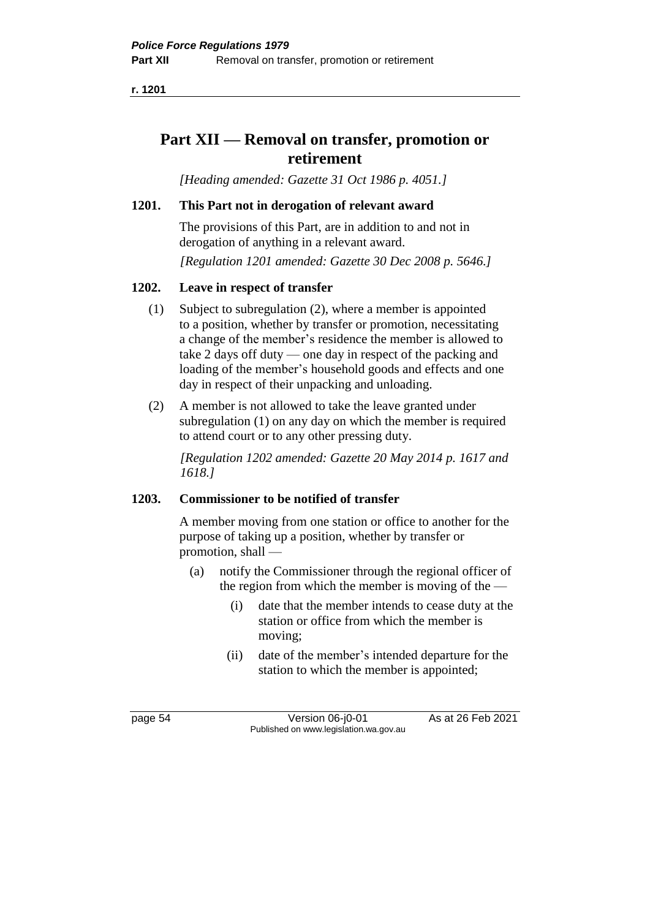# Part XII — Removal on transfer, promotion or retirement

*[Heading amended: Gazette 31 Oct 1986 p. 4051.]*

### 1201. This Part not in derogation of relevant award

The provisions of this Part, are in addition to and not in derogation of anything in a relevant award.

*[Regulation 1201 amended: Gazette 30 Dec 2008 p. 5646.]*

### 1202. Leave in respect of transfer

(1) Subject to subregulation (2), where a member is appointed to a position, whether by transfer or promotion, necessitating a change of the member's residence the member is allowed to take 2 days off duty — one day in respect of the packing and loading of the member's household goods and effects and one day in respect of their unpacking and unloading.

(2) A member is not allowed to take the leave granted under subregulation (1) on any day on which the member is required to attend court or to any other pressing duty.

*[Regulation 1202 amended: Gazette 20 May 2014 p. 1617 and 1618.]*

### 1203. Commissioner to be notified of transfer

A member moving from one station or office to another for the purpose of taking up a position, whether by transfer or promotion, shall —

- (a) notify the Commissioner through the regional officer of the region from which the member is moving of the —
  - (i) date that the member intends to cease duty at the station or office from which the member is moving;
  - (ii) date of the member's intended departure for the station to which the member is appointed;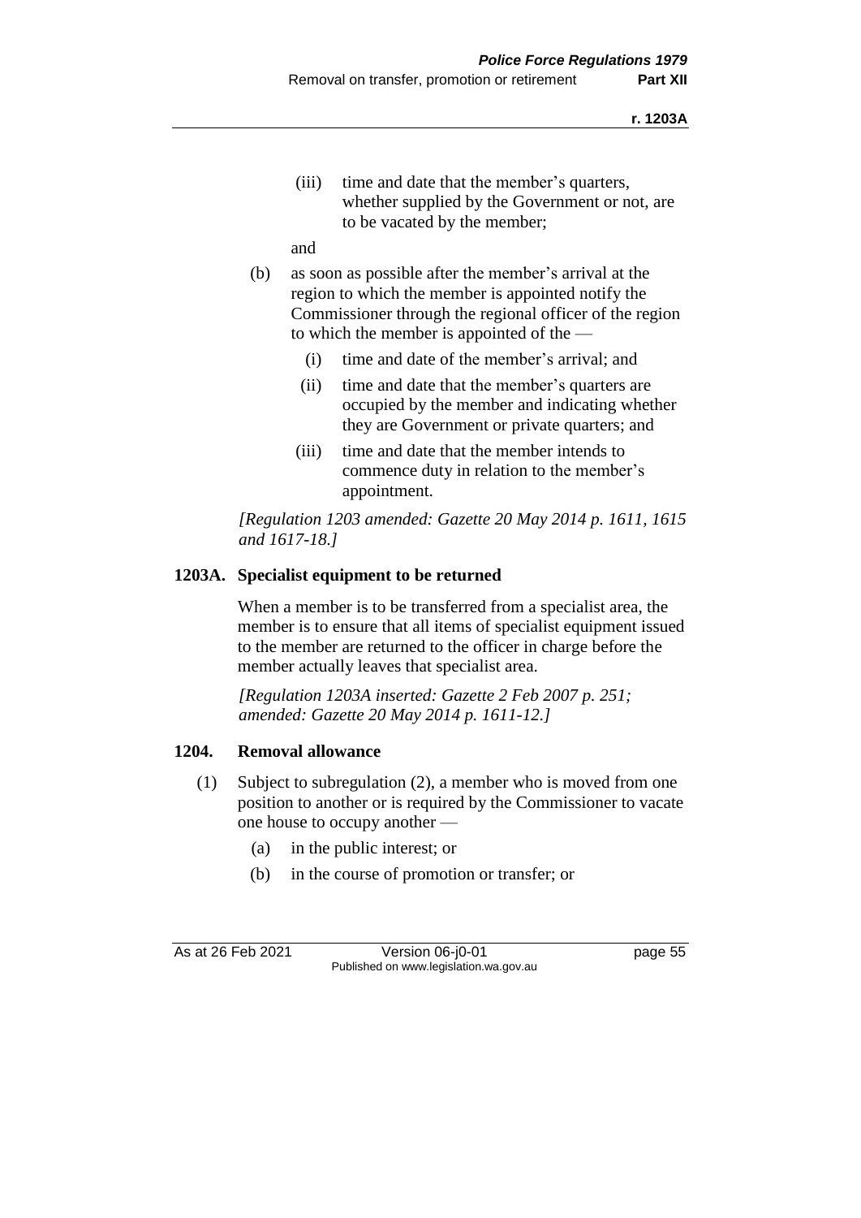(iii) time and date that the member's quarters, whether supplied by the Government or not, are to be vacated by the member;

and

(b) as soon as possible after the member's arrival at the region to which the member is appointed notify the Commissioner through the regional officer of the region to which the member is appointed of the —

(i) time and date of the member's arrival; and

(ii) time and date that the member's quarters are occupied by the member and indicating whether they are Government or private quarters; and

(iii) time and date that the member intends to commence duty in relation to the member's appointment.

*[Regulation 1203 amended: Gazette 20 May 2014 p. 1611, 1615 and 1617-18.]*

### 1203A. Specialist equipment to be returned

When a member is to be transferred from a specialist area, the member is to ensure that all items of specialist equipment issued to the member are returned to the officer in charge before the member actually leaves that specialist area.

*[Regulation 1203A inserted: Gazette 2 Feb 2007 p. 251; amended: Gazette 20 May 2014 p. 1611-12.]*

### 1204. Removal allowance

(1) Subject to subregulation (2), a member who is moved from one position to another or is required by the Commissioner to vacate one house to occupy another —

(a) in the public interest; or

(b) in the course of promotion or transfer; or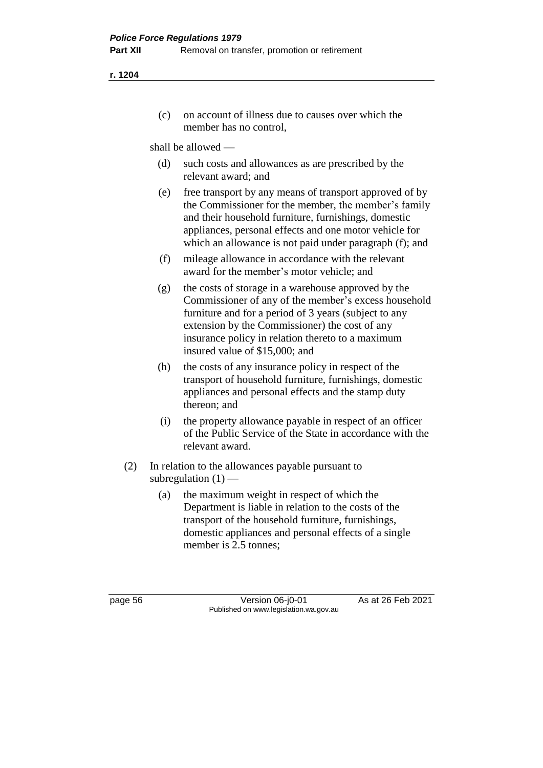(c) on account of illness due to causes over which the member has no control,

shall be allowed —

(d) such costs and allowances as are prescribed by the relevant award; and

(e) free transport by any means of transport approved of by the Commissioner for the member, the member's family and their household furniture, furnishings, domestic appliances, personal effects and one motor vehicle for which an allowance is not paid under paragraph (f); and

(f) mileage allowance in accordance with the relevant award for the member's motor vehicle; and

(g) the costs of storage in a warehouse approved by the Commissioner of any of the member's excess household furniture and for a period of 3 years (subject to any extension by the Commissioner) the cost of any insurance policy in relation thereto to a maximum insured value of $15,000; and

(h) the costs of any insurance policy in respect of the transport of household furniture, furnishings, domestic appliances and personal effects and the stamp duty thereon; and

(i) the property allowance payable in respect of an officer of the Public Service of the State in accordance with the relevant award.

(2) In relation to the allowances payable pursuant to subregulation (1) —

(a) the maximum weight in respect of which the Department is liable in relation to the costs of the transport of the household furniture, furnishings, domestic appliances and personal effects of a single member is 2.5 tonnes;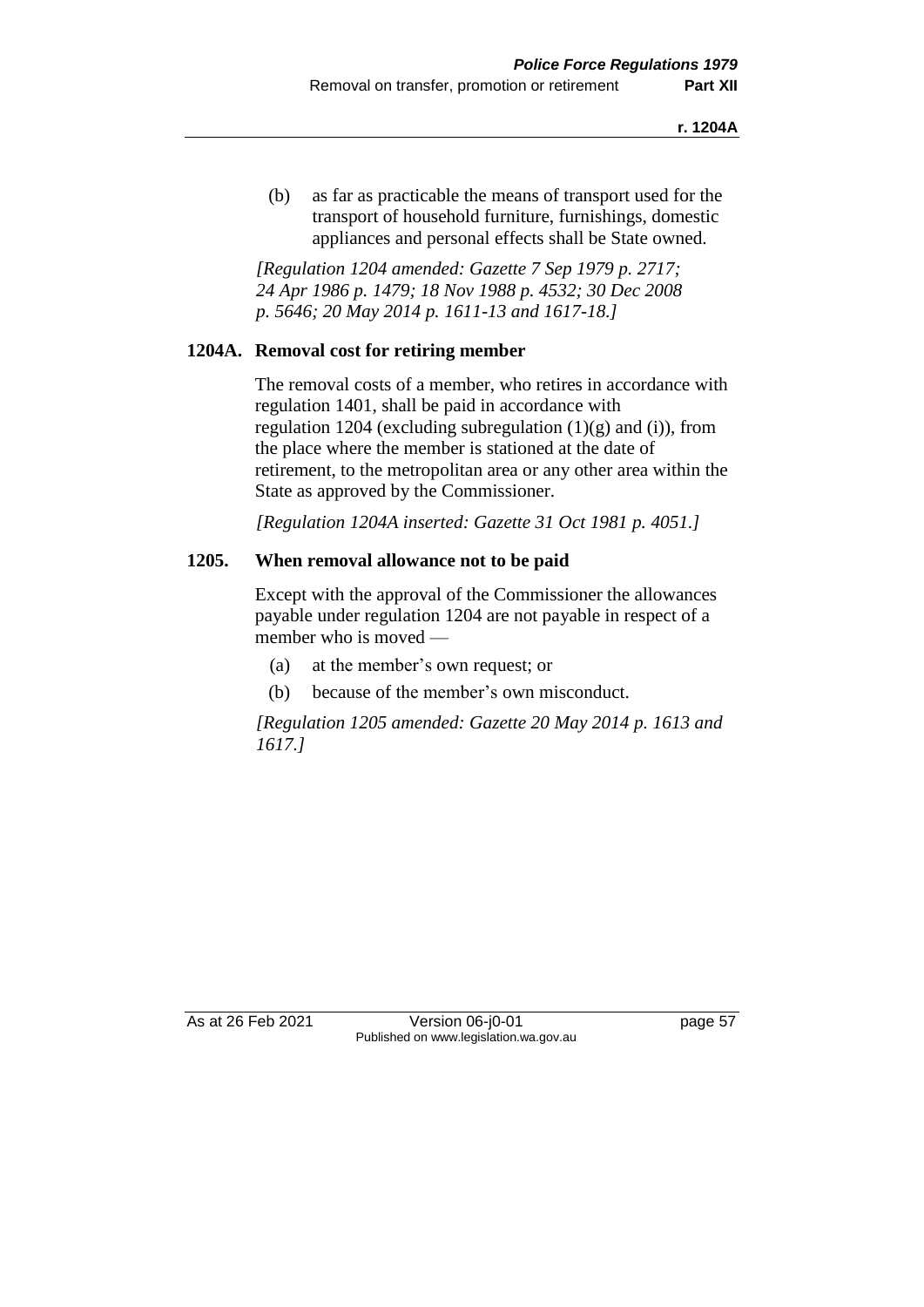(b) as far as practicable the means of transport used for the transport of household furniture, furnishings, domestic appliances and personal effects shall be State owned.

*[Regulation 1204 amended: Gazette 7 Sep 1979 p. 2717; 24 Apr 1986 p. 1479; 18 Nov 1988 p. 4532; 30 Dec 2008 p. 5646; 20 May 2014 p. 1611-13 and 1617-18.]*

### 1204A. Removal cost for retiring member

The removal costs of a member, who retires in accordance with regulation 1401, shall be paid in accordance with regulation 1204 (excluding subregulation (1)(g) and (i)), from the place where the member is stationed at the date of retirement, to the metropolitan area or any other area within the State as approved by the Commissioner.

*[Regulation 1204A inserted: Gazette 31 Oct 1981 p. 4051.]*

### 1205. When removal allowance not to be paid

Except with the approval of the Commissioner the allowances payable under regulation 1204 are not payable in respect of a member who is moved —

(a) at the member's own request; or

(b) because of the member's own misconduct.

*[Regulation 1205 amended: Gazette 20 May 2014 p. 1613 and 1617.]*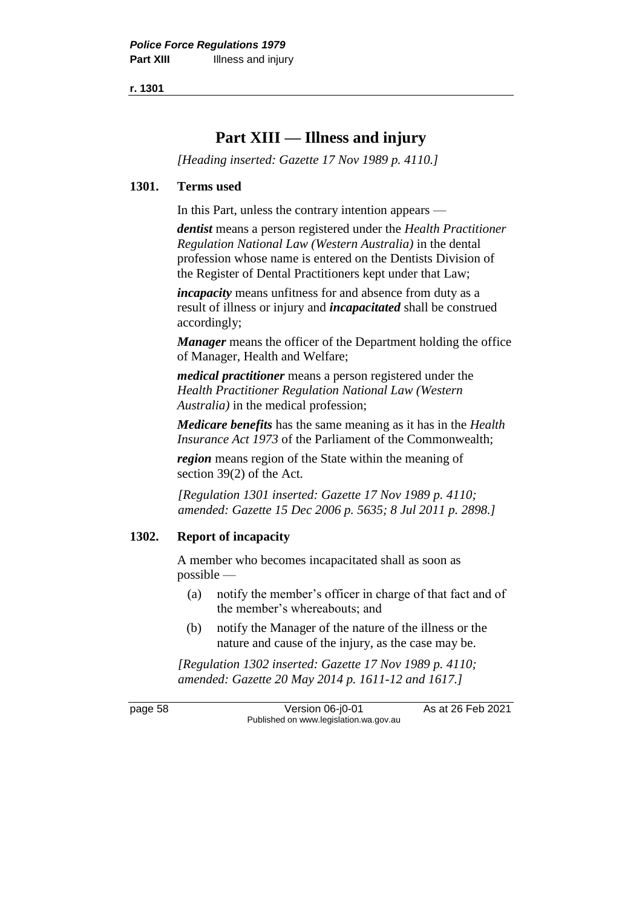# Part XIII — Illness and injury

*[Heading inserted: Gazette 17 Nov 1989 p. 4110.]*

## 1301. Terms used

In this Part, unless the contrary intention appears —

***dentist*** means a person registered under the *Health Practitioner Regulation National Law (Western Australia)* in the dental profession whose name is entered on the Dentists Division of the Register of Dental Practitioners kept under that Law;

***incapacity*** means unfitness for and absence from duty as a result of illness or injury and ***incapacitated*** shall be construed accordingly;

***Manager*** means the officer of the Department holding the office of Manager, Health and Welfare;

***medical practitioner*** means a person registered under the *Health Practitioner Regulation National Law (Western Australia)* in the medical profession;

***Medicare benefits*** has the same meaning as it has in the *Health Insurance Act 1973* of the Parliament of the Commonwealth;

***region*** means region of the State within the meaning of section 39(2) of the Act.

*[Regulation 1301 inserted: Gazette 17 Nov 1989 p. 4110; amended: Gazette 15 Dec 2006 p. 5635; 8 Jul 2011 p. 2898.]*

## 1302. Report of incapacity

A member who becomes incapacitated shall as soon as possible —

(a) notify the member's officer in charge of that fact and of the member's whereabouts; and

(b) notify the Manager of the nature of the illness or the nature and cause of the injury, as the case may be.

*[Regulation 1302 inserted: Gazette 17 Nov 1989 p. 4110; amended: Gazette 20 May 2014 p. 1611-12 and 1617.]*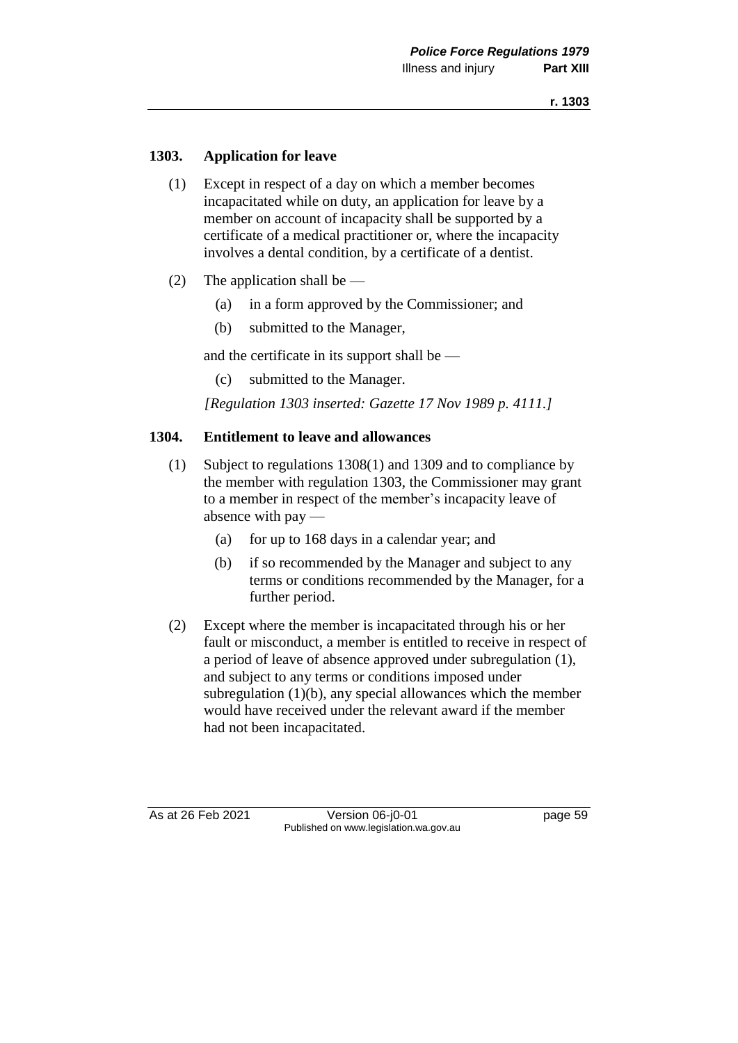## 1303. Application for leave

(1) Except in respect of a day on which a member becomes incapacitated while on duty, an application for leave by a member on account of incapacity shall be supported by a certificate of a medical practitioner or, where the incapacity involves a dental condition, by a certificate of a dentist.

(2) The application shall be —

(a) in a form approved by the Commissioner; and

(b) submitted to the Manager,

and the certificate in its support shall be —

(c) submitted to the Manager.

*[Regulation 1303 inserted: Gazette 17 Nov 1989 p. 4111.]*

## 1304. Entitlement to leave and allowances

(1) Subject to regulations 1308(1) and 1309 and to compliance by the member with regulation 1303, the Commissioner may grant to a member in respect of the member's incapacity leave of absence with pay —

(a) for up to 168 days in a calendar year; and

(b) if so recommended by the Manager and subject to any terms or conditions recommended by the Manager, for a further period.

(2) Except where the member is incapacitated through his or her fault or misconduct, a member is entitled to receive in respect of a period of leave of absence approved under subregulation (1), and subject to any terms or conditions imposed under subregulation (1)(b), any special allowances which the member would have received under the relevant award if the member had not been incapacitated.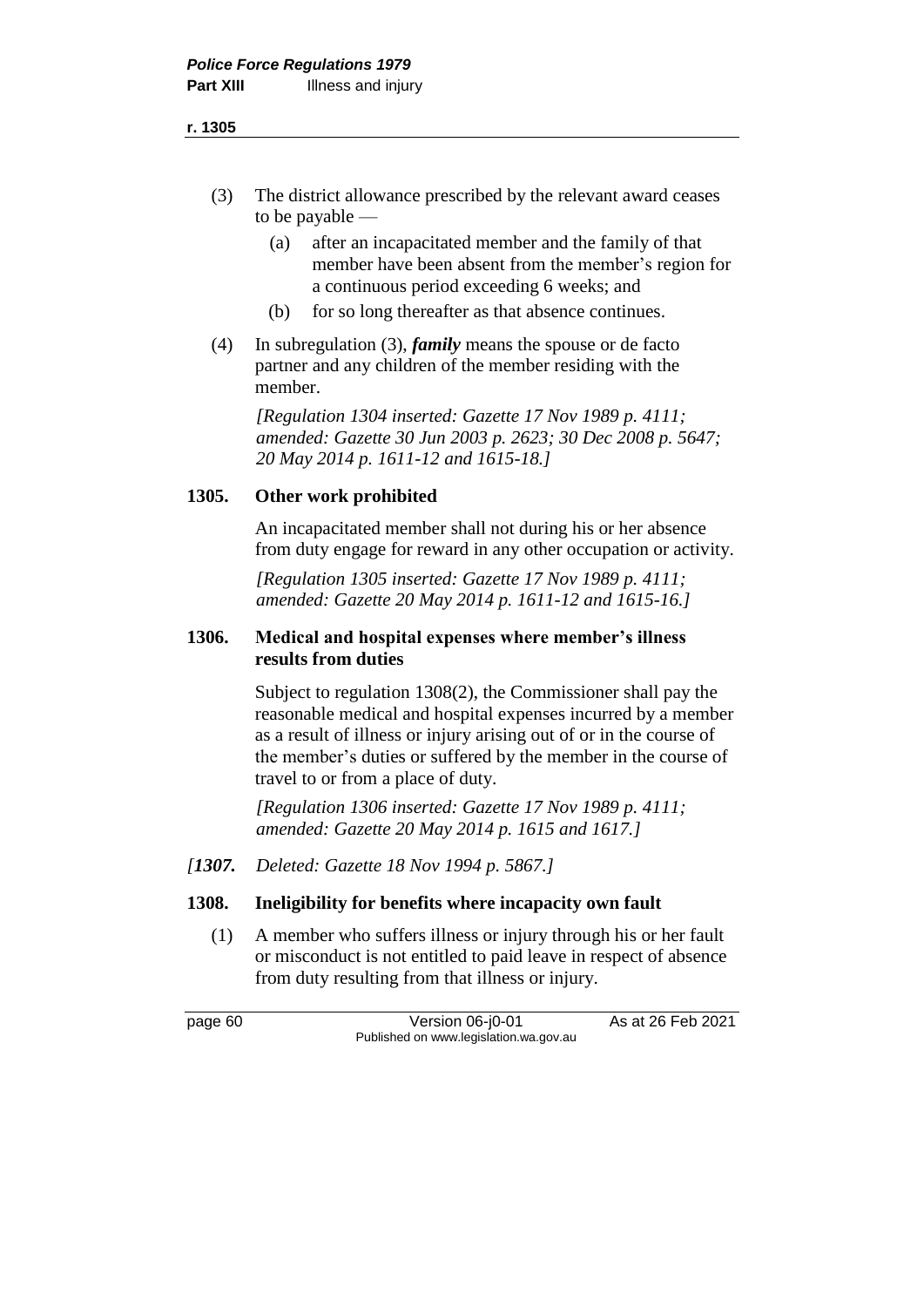(3) The district allowance prescribed by the relevant award ceases to be payable —

(a) after an incapacitated member and the family of that member have been absent from the member's region for a continuous period exceeding 6 weeks; and

(b) for so long thereafter as that absence continues.

(4) In subregulation (3), ***family*** means the spouse or de facto partner and any children of the member residing with the member.

*[Regulation 1304 inserted: Gazette 17 Nov 1989 p. 4111; amended: Gazette 30 Jun 2003 p. 2623; 30 Dec 2008 p. 5647; 20 May 2014 p. 1611-12 and 1615-18.]*

### 1305. Other work prohibited

An incapacitated member shall not during his or her absence from duty engage for reward in any other occupation or activity.

*[Regulation 1305 inserted: Gazette 17 Nov 1989 p. 4111; amended: Gazette 20 May 2014 p. 1611-12 and 1615-16.]*

### 1306. Medical and hospital expenses where member's illness results from duties

Subject to regulation 1308(2), the Commissioner shall pay the reasonable medical and hospital expenses incurred by a member as a result of illness or injury arising out of or in the course of the member's duties or suffered by the member in the course of travel to or from a place of duty.

*[Regulation 1306 inserted: Gazette 17 Nov 1989 p. 4111; amended: Gazette 20 May 2014 p. 1615 and 1617.]*

*[**1307.** Deleted: Gazette 18 Nov 1994 p. 5867.]*

### 1308. Ineligibility for benefits where incapacity own fault

(1) A member who suffers illness or injury through his or her fault or misconduct is not entitled to paid leave in respect of absence from duty resulting from that illness or injury.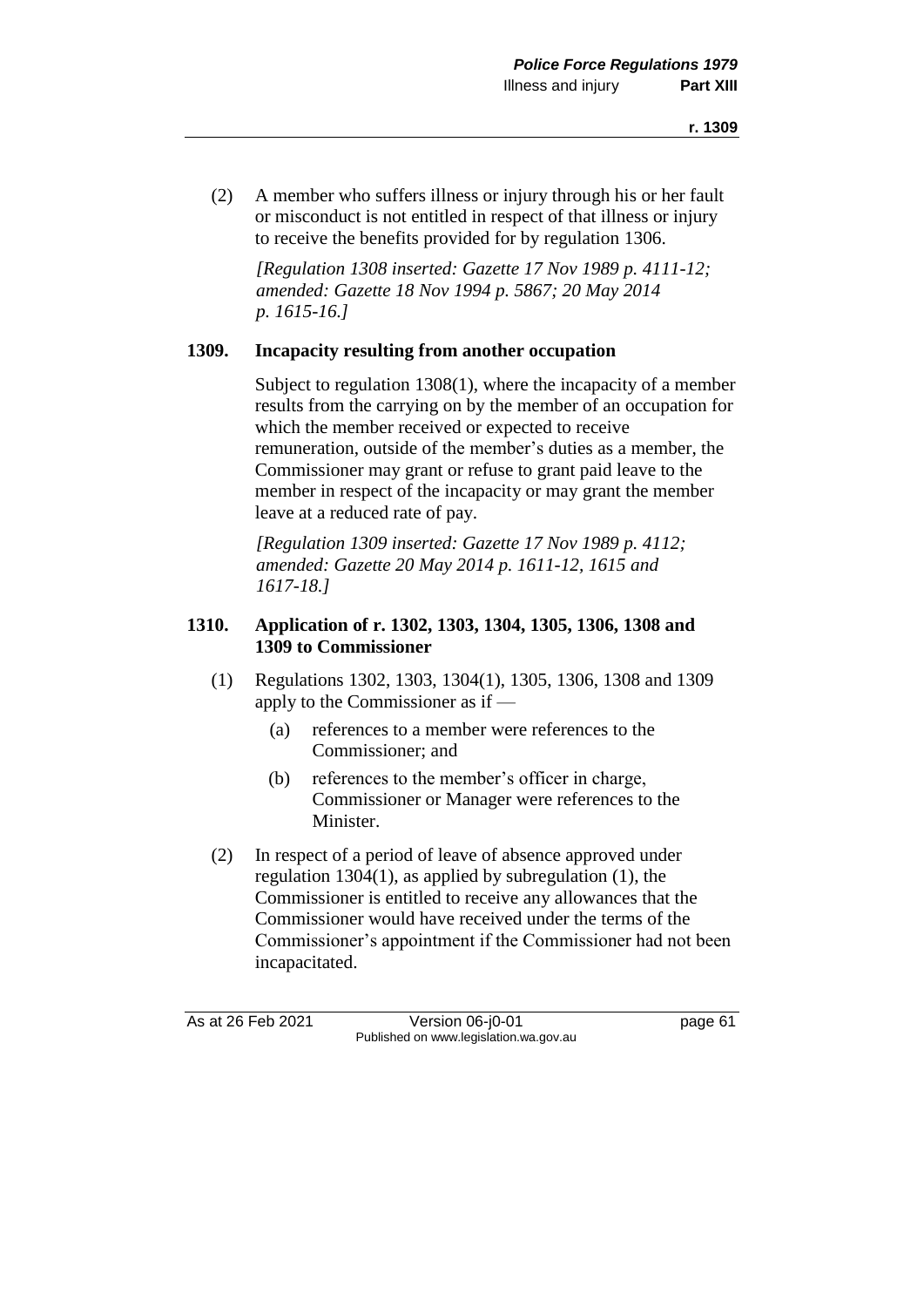(2) A member who suffers illness or injury through his or her fault or misconduct is not entitled in respect of that illness or injury to receive the benefits provided for by regulation 1306.

*[Regulation 1308 inserted: Gazette 17 Nov 1989 p. 4111-12; amended: Gazette 18 Nov 1994 p. 5867; 20 May 2014 p. 1615-16.]*

### 1309. Incapacity resulting from another occupation

Subject to regulation 1308(1), where the incapacity of a member results from the carrying on by the member of an occupation for which the member received or expected to receive remuneration, outside of the member's duties as a member, the Commissioner may grant or refuse to grant paid leave to the member in respect of the incapacity or may grant the member leave at a reduced rate of pay.

*[Regulation 1309 inserted: Gazette 17 Nov 1989 p. 4112; amended: Gazette 20 May 2014 p. 1611-12, 1615 and 1617-18.]*

### 1310. Application of r. 1302, 1303, 1304, 1305, 1306, 1308 and 1309 to Commissioner

(1) Regulations 1302, 1303, 1304(1), 1305, 1306, 1308 and 1309 apply to the Commissioner as if —

- (a) references to a member were references to the Commissioner; and
- (b) references to the member's officer in charge, Commissioner or Manager were references to the Minister.

(2) In respect of a period of leave of absence approved under regulation 1304(1), as applied by subregulation (1), the Commissioner is entitled to receive any allowances that the Commissioner would have received under the terms of the Commissioner's appointment if the Commissioner had not been incapacitated.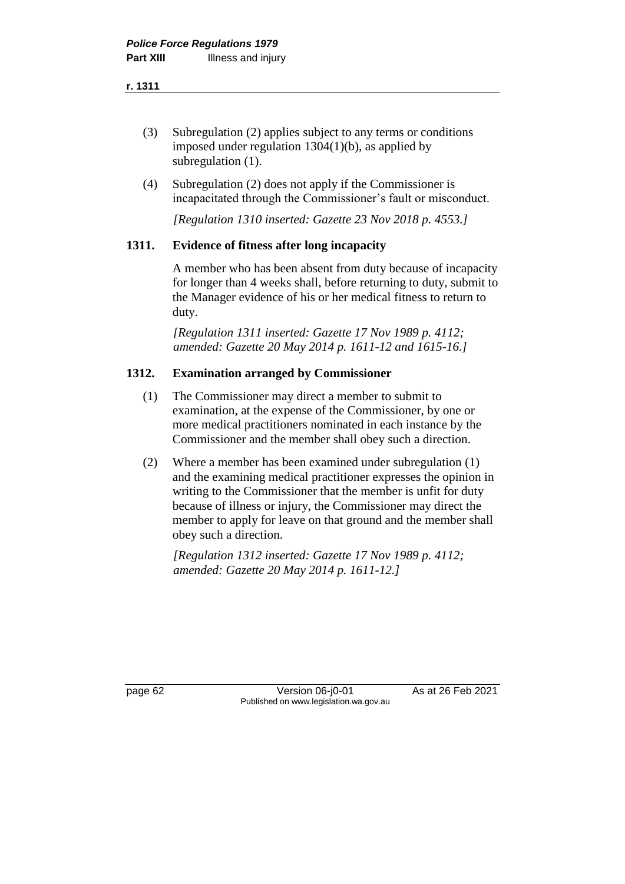(3) Subregulation (2) applies subject to any terms or conditions imposed under regulation 1304(1)(b), as applied by subregulation (1).

(4) Subregulation (2) does not apply if the Commissioner is incapacitated through the Commissioner's fault or misconduct.

*[Regulation 1310 inserted: Gazette 23 Nov 2018 p. 4553.]*

### 1311. Evidence of fitness after long incapacity

A member who has been absent from duty because of incapacity for longer than 4 weeks shall, before returning to duty, submit to the Manager evidence of his or her medical fitness to return to duty.

*[Regulation 1311 inserted: Gazette 17 Nov 1989 p. 4112; amended: Gazette 20 May 2014 p. 1611-12 and 1615-16.]*

### 1312. Examination arranged by Commissioner

(1) The Commissioner may direct a member to submit to examination, at the expense of the Commissioner, by one or more medical practitioners nominated in each instance by the Commissioner and the member shall obey such a direction.

(2) Where a member has been examined under subregulation (1) and the examining medical practitioner expresses the opinion in writing to the Commissioner that the member is unfit for duty because of illness or injury, the Commissioner may direct the member to apply for leave on that ground and the member shall obey such a direction.

*[Regulation 1312 inserted: Gazette 17 Nov 1989 p. 4112; amended: Gazette 20 May 2014 p. 1611-12.]*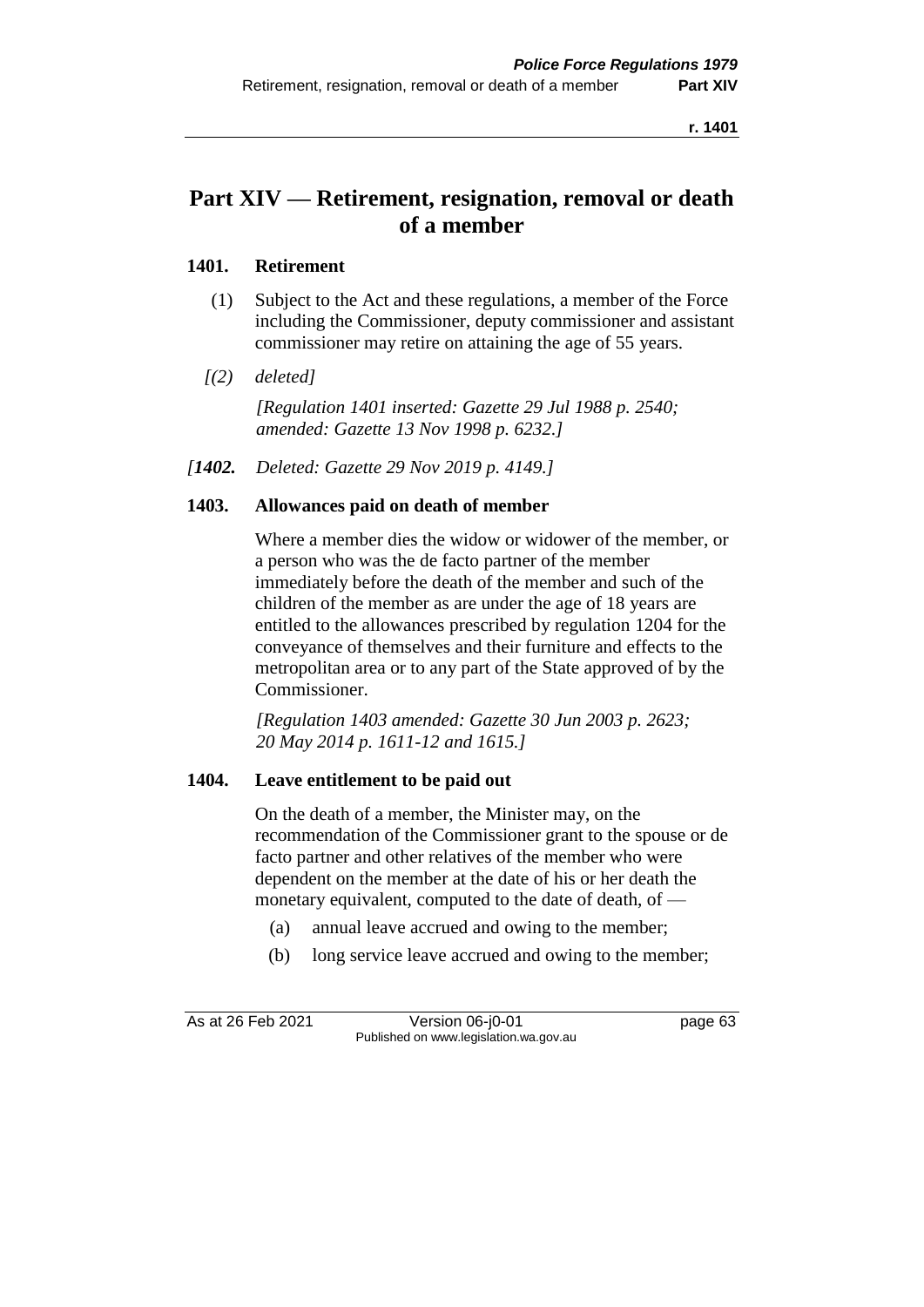# Part XIV — Retirement, resignation, removal or death of a member

## 1401. Retirement

(1) Subject to the Act and these regulations, a member of the Force including the Commissioner, deputy commissioner and assistant commissioner may retire on attaining the age of 55 years.

*[(2) deleted]*

*[Regulation 1401 inserted: Gazette 29 Jul 1988 p. 2540; amended: Gazette 13 Nov 1998 p. 6232.]*

*[**1402.** Deleted: Gazette 29 Nov 2019 p. 4149.]*

## 1403. Allowances paid on death of member

Where a member dies the widow or widower of the member, or a person who was the de facto partner of the member immediately before the death of the member and such of the children of the member as are under the age of 18 years are entitled to the allowances prescribed by regulation 1204 for the conveyance of themselves and their furniture and effects to the metropolitan area or to any part of the State approved of by the Commissioner.

*[Regulation 1403 amended: Gazette 30 Jun 2003 p. 2623; 20 May 2014 p. 1611-12 and 1615.]*

## 1404. Leave entitlement to be paid out

On the death of a member, the Minister may, on the recommendation of the Commissioner grant to the spouse or de facto partner and other relatives of the member who were dependent on the member at the date of his or her death the monetary equivalent, computed to the date of death, of —

(a) annual leave accrued and owing to the member;

(b) long service leave accrued and owing to the member;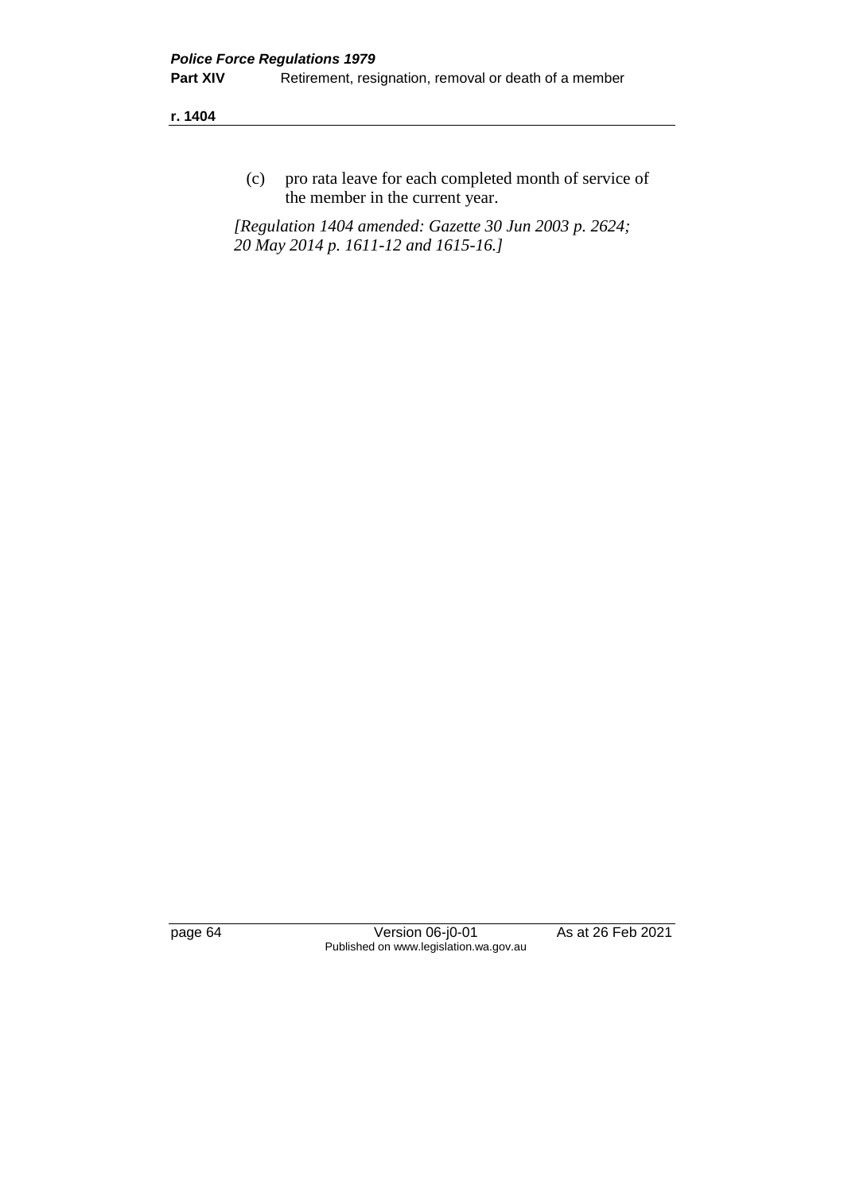(c) pro rata leave for each completed month of service of the member in the current year.

*[Regulation 1404 amended: Gazette 30 Jun 2003 p. 2624; 20 May 2014 p. 1611-12 and 1615-16.]*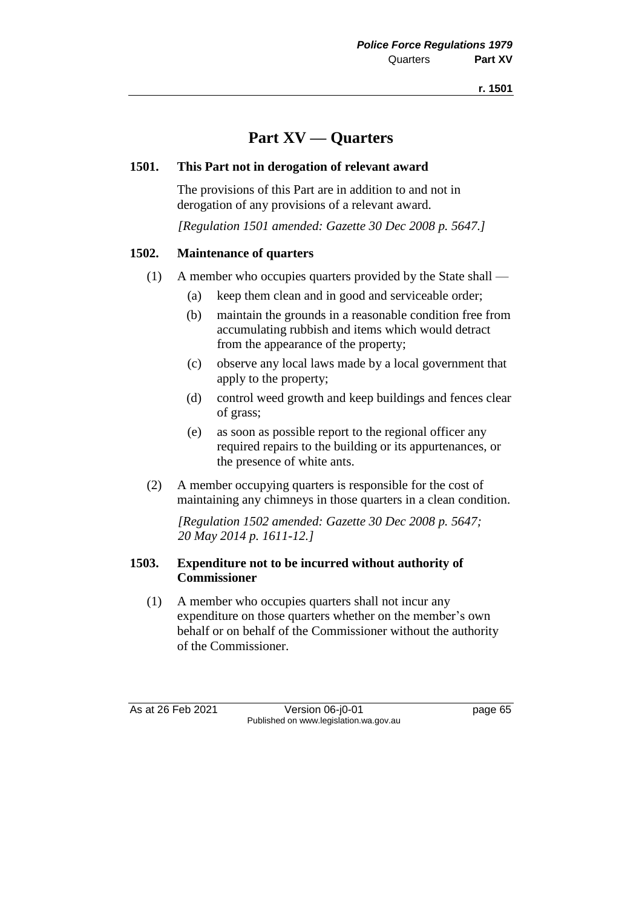# Part XV — Quarters

## 1501. This Part not in derogation of relevant award

The provisions of this Part are in addition to and not in derogation of any provisions of a relevant award.

*[Regulation 1501 amended: Gazette 30 Dec 2008 p. 5647.]*

## 1502. Maintenance of quarters

(1) A member who occupies quarters provided by the State shall —

- (a) keep them clean and in good and serviceable order;
- (b) maintain the grounds in a reasonable condition free from accumulating rubbish and items which would detract from the appearance of the property;
- (c) observe any local laws made by a local government that apply to the property;
- (d) control weed growth and keep buildings and fences clear of grass;
- (e) as soon as possible report to the regional officer any required repairs to the building or its appurtenances, or the presence of white ants.

(2) A member occupying quarters is responsible for the cost of maintaining any chimneys in those quarters in a clean condition.

*[Regulation 1502 amended: Gazette 30 Dec 2008 p. 5647; 20 May 2014 p. 1611-12.]*

## 1503. Expenditure not to be incurred without authority of Commissioner

(1) A member who occupies quarters shall not incur any expenditure on those quarters whether on the member's own behalf or on behalf of the Commissioner without the authority of the Commissioner.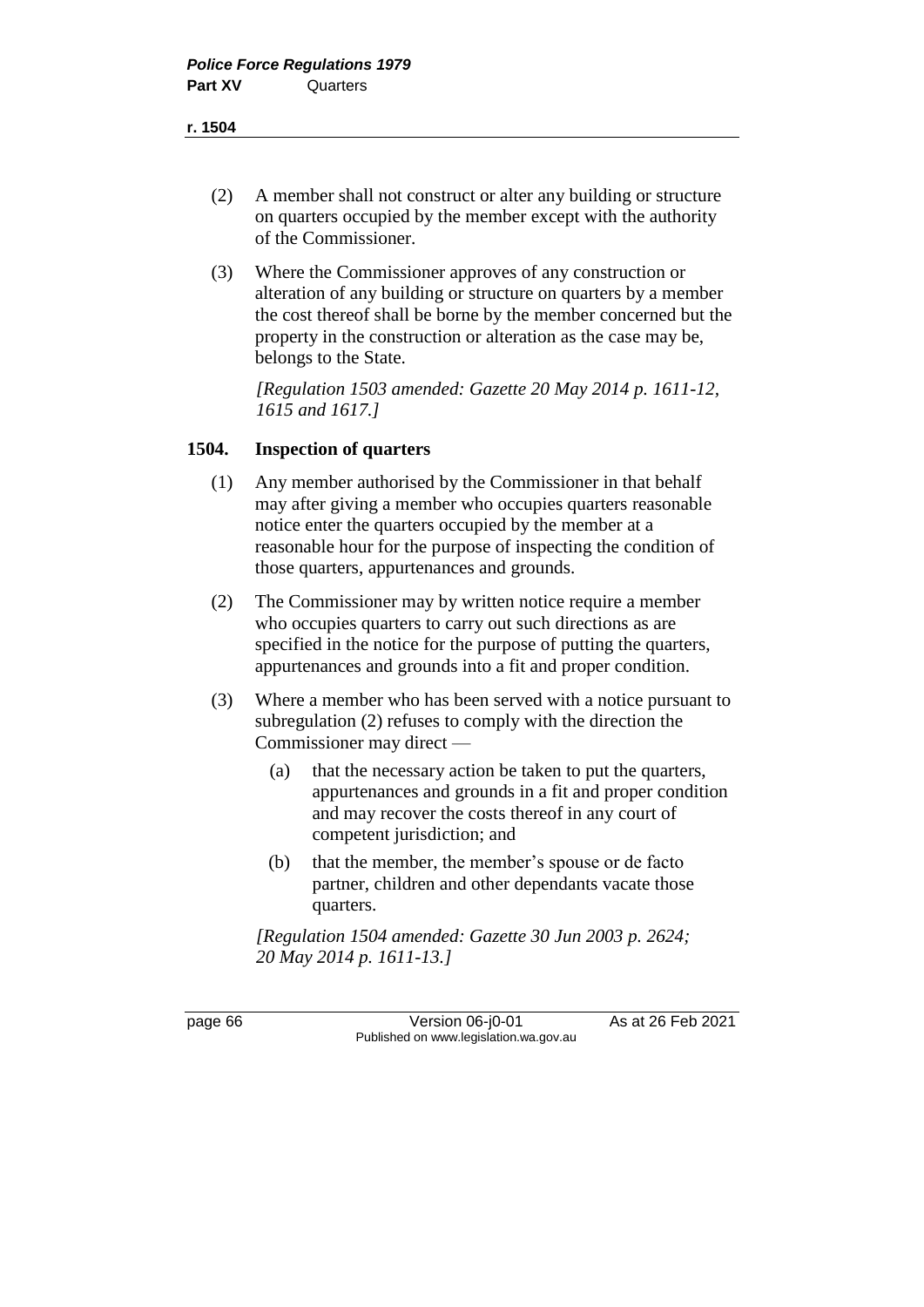(2) A member shall not construct or alter any building or structure on quarters occupied by the member except with the authority of the Commissioner.

(3) Where the Commissioner approves of any construction or alteration of any building or structure on quarters by a member the cost thereof shall be borne by the member concerned but the property in the construction or alteration as the case may be, belongs to the State.

*[Regulation 1503 amended: Gazette 20 May 2014 p. 1611-12, 1615 and 1617.]*

## 1504. Inspection of quarters

(1) Any member authorised by the Commissioner in that behalf may after giving a member who occupies quarters reasonable notice enter the quarters occupied by the member at a reasonable hour for the purpose of inspecting the condition of those quarters, appurtenances and grounds.

(2) The Commissioner may by written notice require a member who occupies quarters to carry out such directions as are specified in the notice for the purpose of putting the quarters, appurtenances and grounds into a fit and proper condition.

(3) Where a member who has been served with a notice pursuant to subregulation (2) refuses to comply with the direction the Commissioner may direct —

  (a) that the necessary action be taken to put the quarters, appurtenances and grounds in a fit and proper condition and may recover the costs thereof in any court of competent jurisdiction; and

  (b) that the member, the member's spouse or de facto partner, children and other dependants vacate those quarters.

*[Regulation 1504 amended: Gazette 30 Jun 2003 p. 2624; 20 May 2014 p. 1611-13.]*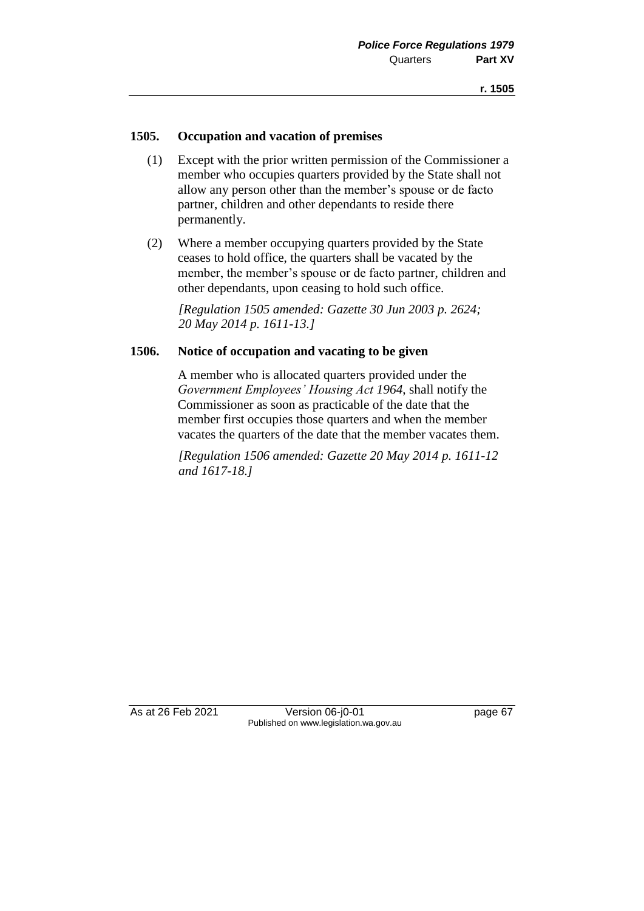## 1505. Occupation and vacation of premises

(1) Except with the prior written permission of the Commissioner a member who occupies quarters provided by the State shall not allow any person other than the member's spouse or de facto partner, children and other dependants to reside there permanently.

(2) Where a member occupying quarters provided by the State ceases to hold office, the quarters shall be vacated by the member, the member's spouse or de facto partner, children and other dependants, upon ceasing to hold such office.

*[Regulation 1505 amended: Gazette 30 Jun 2003 p. 2624; 20 May 2014 p. 1611-13.]*

## 1506. Notice of occupation and vacating to be given

A member who is allocated quarters provided under the *Government Employees' Housing Act 1964*, shall notify the Commissioner as soon as practicable of the date that the member first occupies those quarters and when the member vacates the quarters of the date that the member vacates them.

*[Regulation 1506 amended: Gazette 20 May 2014 p. 1611-12 and 1617-18.]*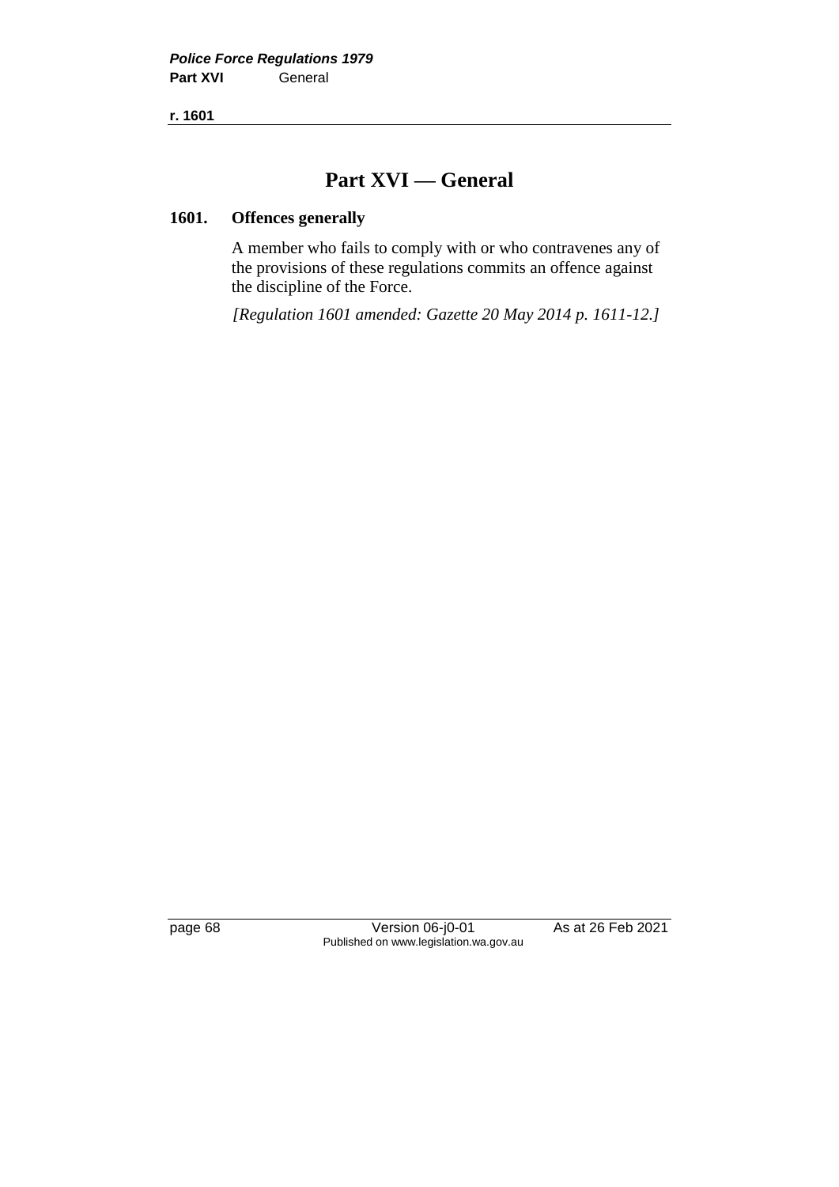# Part XVI — General

## 1601. Offences generally

A member who fails to comply with or who contravenes any of the provisions of these regulations commits an offence against the discipline of the Force.

*[Regulation 1601 amended: Gazette 20 May 2014 p. 1611-12.]*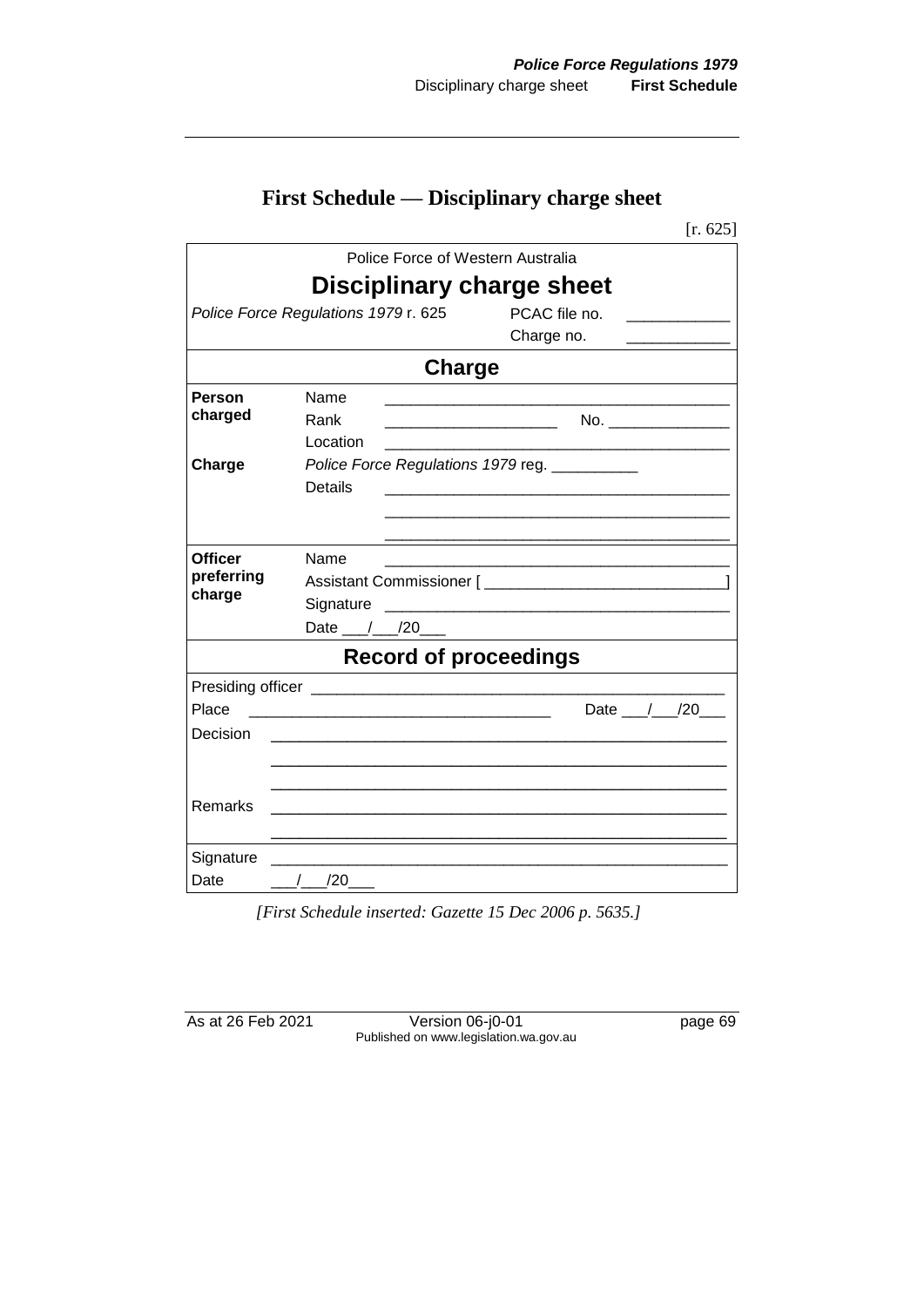## First Schedule — Disciplinary charge sheet

[r. 625]

| Police Force of Western Australia | | |
|---|---|---|
| **Disciplinary charge sheet** | | |
| *Police Force Regulations 1979* r. 625 | PCAC file no. ____________ | |
| | Charge no. ____________ | |
| **Charge** | | |
| **Person charged** | Name | ________________________________________ |
| | Rank | ____________________ No. _______________ |
| | Location | ________________________________________ |
| **Charge** | *Police Force Regulations 1979* reg. __________ | |
| | Details | ________________________________________ |
| | | ________________________________________ |
| | | ________________________________________ |
| **Officer preferring charge** | Name | ________________________________________ |
| | Assistant Commissioner [ ____________________________ ] | |
| | Signature | ________________________________________ |
| | Date ___/___/20___ | |
| **Record of proceedings** | | |
| Presiding officer | ________________________________________ | |
| Place | ___________________________________ | Date ___/___/20___ |
| Decision | ________________________________________ | |
| | ________________________________________ | |
| | ________________________________________ | |
| Remarks | ________________________________________ | |
| | ________________________________________ | |
| Signature | ________________________________________ | |
| Date | ___/___/20___ | |

*[First Schedule inserted: Gazette 15 Dec 2006 p. 5635.]*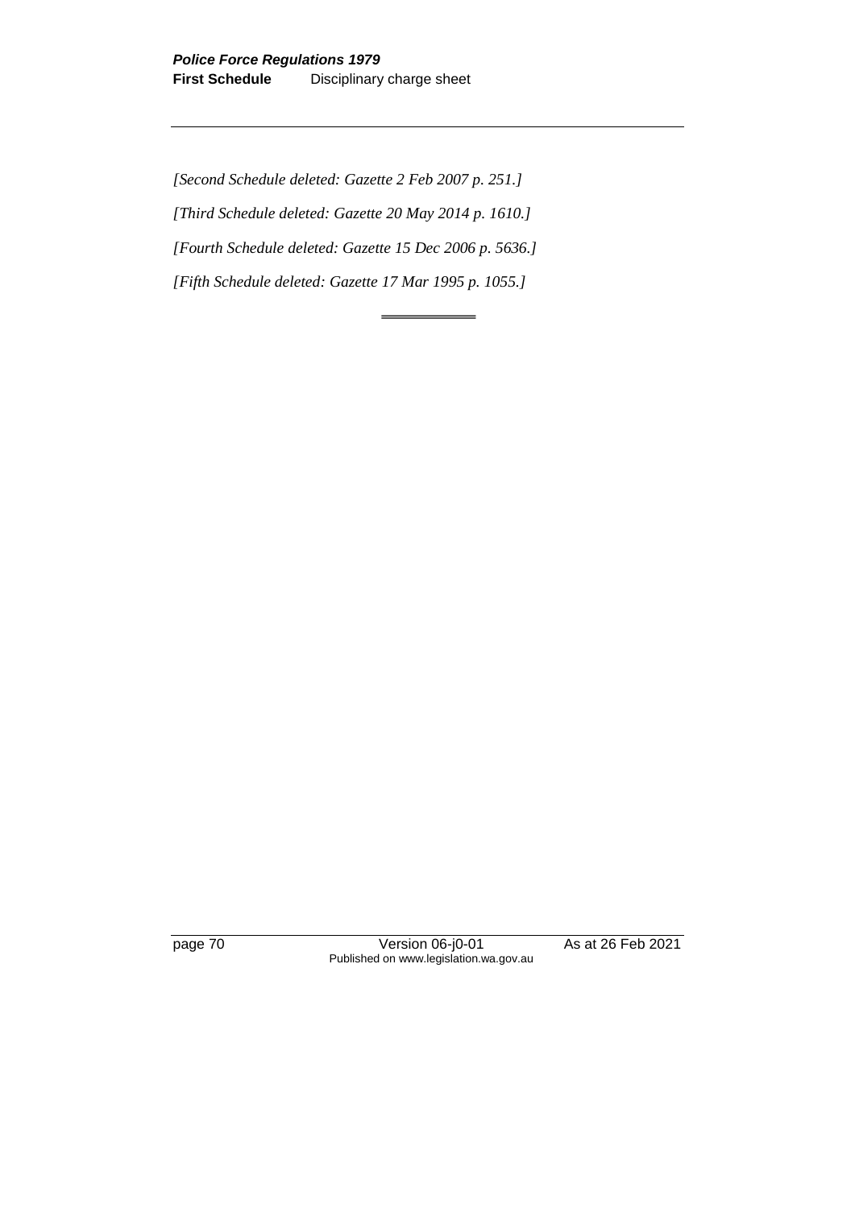*[Second Schedule deleted: Gazette 2 Feb 2007 p. 251.]*

*[Third Schedule deleted: Gazette 20 May 2014 p. 1610.]*

*[Fourth Schedule deleted: Gazette 15 Dec 2006 p. 5636.]*

*[Fifth Schedule deleted: Gazette 17 Mar 1995 p. 1055.]*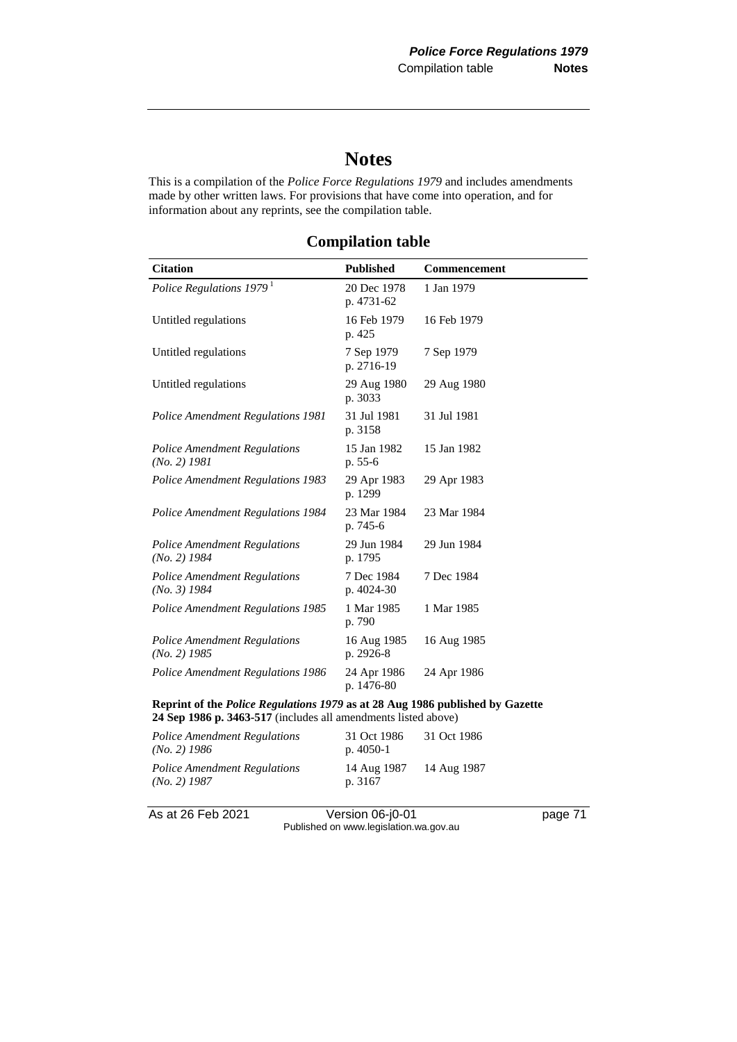# Notes

This is a compilation of the *Police Force Regulations 1979* and includes amendments made by other written laws. For provisions that have come into operation, and for information about any reprints, see the compilation table.

## Compilation table

| Citation | Published | Commencement |
|---|---|---|
| *Police Regulations 1979* [1] | 20 Dec 1978 p. 4731-62 | 1 Jan 1979 |
| Untitled regulations | 16 Feb 1979 p. 425 | 16 Feb 1979 |
| Untitled regulations | 7 Sep 1979 p. 2716-19 | 7 Sep 1979 |
| Untitled regulations | 29 Aug 1980 p. 3033 | 29 Aug 1980 |
| *Police Amendment Regulations 1981* | 31 Jul 1981 p. 3158 | 31 Jul 1981 |
| *Police Amendment Regulations (No. 2) 1981* | 15 Jan 1982 p. 55-6 | 15 Jan 1982 |
| *Police Amendment Regulations 1983* | 29 Apr 1983 p. 1299 | 29 Apr 1983 |
| *Police Amendment Regulations 1984* | 23 Mar 1984 p. 745-6 | 23 Mar 1984 |
| *Police Amendment Regulations (No. 2) 1984* | 29 Jun 1984 p. 1795 | 29 Jun 1984 |
| *Police Amendment Regulations (No. 3) 1984* | 7 Dec 1984 p. 4024-30 | 7 Dec 1984 |
| *Police Amendment Regulations 1985* | 1 Mar 1985 p. 790 | 1 Mar 1985 |
| *Police Amendment Regulations (No. 2) 1985* | 16 Aug 1985 p. 2926-8 | 16 Aug 1985 |
| *Police Amendment Regulations 1986* | 24 Apr 1986 p. 1476-80 | 24 Apr 1986 |
| **Reprint of the *Police Regulations 1979* as at 28 Aug 1986 published by Gazette 24 Sep 1986 p. 3463-517** (includes all amendments listed above) | | |
| *Police Amendment Regulations (No. 2) 1986* | 31 Oct 1986 p. 4050-1 | 31 Oct 1986 |
| *Police Amendment Regulations (No. 2) 1987* | 14 Aug 1987 p. 3167 | 14 Aug 1987 |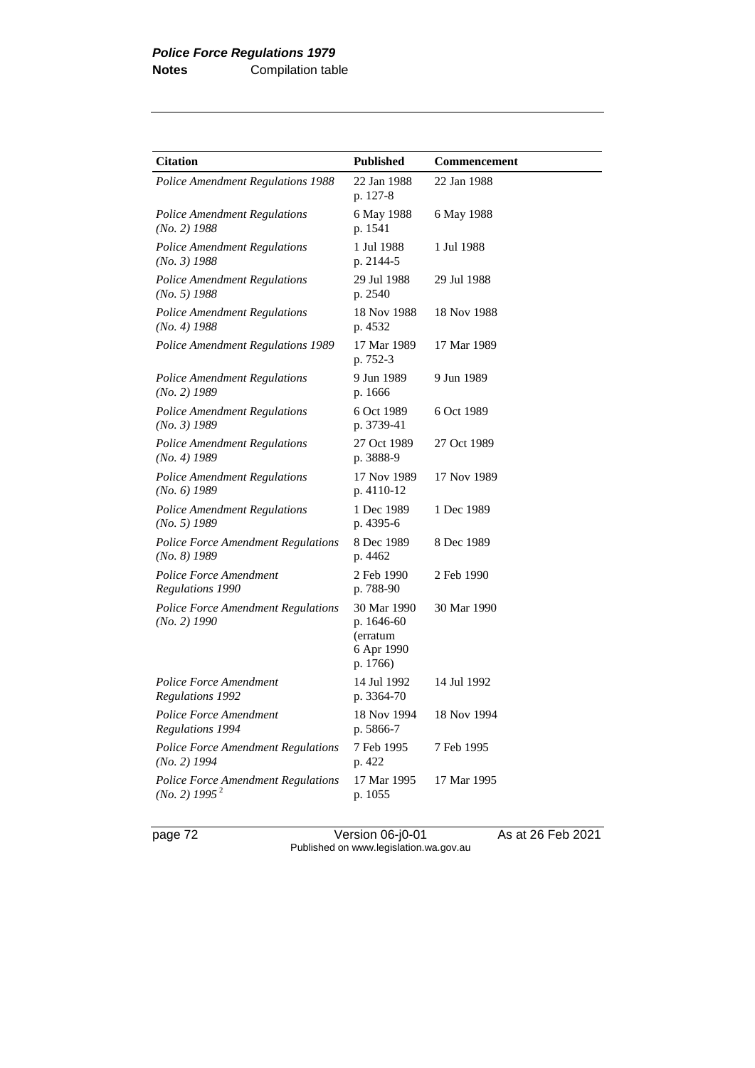| Citation | Published | Commencement |
|---|---|---|
| *Police Amendment Regulations 1988* | 22 Jan 1988 p. 127-8 | 22 Jan 1988 |
| *Police Amendment Regulations (No. 2) 1988* | 6 May 1988 p. 1541 | 6 May 1988 |
| *Police Amendment Regulations (No. 3) 1988* | 1 Jul 1988 p. 2144-5 | 1 Jul 1988 |
| *Police Amendment Regulations (No. 5) 1988* | 29 Jul 1988 p. 2540 | 29 Jul 1988 |
| *Police Amendment Regulations (No. 4) 1988* | 18 Nov 1988 p. 4532 | 18 Nov 1988 |
| *Police Amendment Regulations 1989* | 17 Mar 1989 p. 752-3 | 17 Mar 1989 |
| *Police Amendment Regulations (No. 2) 1989* | 9 Jun 1989 p. 1666 | 9 Jun 1989 |
| *Police Amendment Regulations (No. 3) 1989* | 6 Oct 1989 p. 3739-41 | 6 Oct 1989 |
| *Police Amendment Regulations (No. 4) 1989* | 27 Oct 1989 p. 3888-9 | 27 Oct 1989 |
| *Police Amendment Regulations (No. 6) 1989* | 17 Nov 1989 p. 4110-12 | 17 Nov 1989 |
| *Police Amendment Regulations (No. 5) 1989* | 1 Dec 1989 p. 4395-6 | 1 Dec 1989 |
| *Police Force Amendment Regulations (No. 8) 1989* | 8 Dec 1989 p. 4462 | 8 Dec 1989 |
| *Police Force Amendment Regulations 1990* | 2 Feb 1990 p. 788-90 | 2 Feb 1990 |
| *Police Force Amendment Regulations (No. 2) 1990* | 30 Mar 1990 p. 1646-60 (erratum 6 Apr 1990 p. 1766) | 30 Mar 1990 |
| *Police Force Amendment Regulations 1992* | 14 Jul 1992 p. 3364-70 | 14 Jul 1992 |
| *Police Force Amendment Regulations 1994* | 18 Nov 1994 p. 5866-7 | 18 Nov 1994 |
| *Police Force Amendment Regulations (No. 2) 1994* | 7 Feb 1995 p. 422 | 7 Feb 1995 |
| *Police Force Amendment Regulations (No. 2) 1995* [2] | 17 Mar 1995 p. 1055 | 17 Mar 1995 |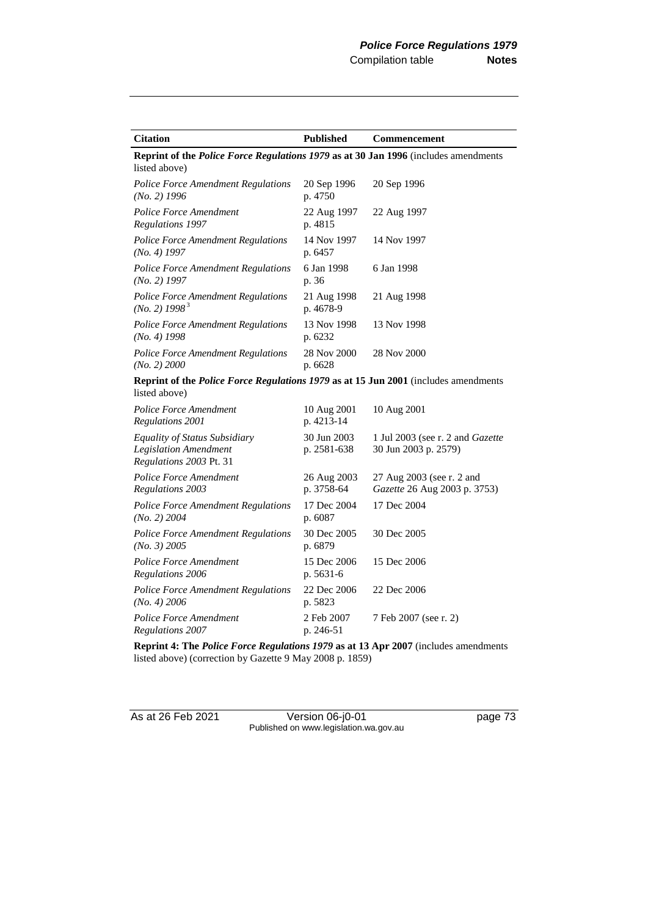| Citation | Published | Commencement |
|---|---|---|
| **Reprint of the *Police Force Regulations 1979* as at 30 Jan 1996** (includes amendments listed above) | | |
| *Police Force Amendment Regulations (No. 2) 1996* | 20 Sep 1996 p. 4750 | 20 Sep 1996 |
| *Police Force Amendment Regulations 1997* | 22 Aug 1997 p. 4815 | 22 Aug 1997 |
| *Police Force Amendment Regulations (No. 4) 1997* | 14 Nov 1997 p. 6457 | 14 Nov 1997 |
| *Police Force Amendment Regulations (No. 2) 1997* | 6 Jan 1998 p. 36 | 6 Jan 1998 |
| *Police Force Amendment Regulations (No. 2) 1998* [3] | 21 Aug 1998 p. 4678-9 | 21 Aug 1998 |
| *Police Force Amendment Regulations (No. 4) 1998* | 13 Nov 1998 p. 6232 | 13 Nov 1998 |
| *Police Force Amendment Regulations (No. 2) 2000* | 28 Nov 2000 p. 6628 | 28 Nov 2000 |
| **Reprint of the *Police Force Regulations 1979* as at 15 Jun 2001** (includes amendments listed above) | | |
| *Police Force Amendment Regulations 2001* | 10 Aug 2001 p. 4213-14 | 10 Aug 2001 |
| *Equality of Status Subsidiary Legislation Amendment Regulations 2003* Pt. 31 | 30 Jun 2003 p. 2581-638 | 1 Jul 2003 (see r. 2 and *Gazette* 30 Jun 2003 p. 2579) |
| *Police Force Amendment Regulations 2003* | 26 Aug 2003 p. 3758-64 | 27 Aug 2003 (see r. 2 and *Gazette* 26 Aug 2003 p. 3753) |
| *Police Force Amendment Regulations (No. 2) 2004* | 17 Dec 2004 p. 6087 | 17 Dec 2004 |
| *Police Force Amendment Regulations (No. 3) 2005* | 30 Dec 2005 p. 6879 | 30 Dec 2005 |
| *Police Force Amendment Regulations 2006* | 15 Dec 2006 p. 5631-6 | 15 Dec 2006 |
| *Police Force Amendment Regulations (No. 4) 2006* | 22 Dec 2006 p. 5823 | 22 Dec 2006 |
| *Police Force Amendment Regulations 2007* | 2 Feb 2007 p. 246-51 | 7 Feb 2007 (see r. 2) |
| **Reprint 4: The *Police Force Regulations 1979* as at 13 Apr 2007** (includes amendments listed above) (correction by Gazette 9 May 2008 p. 1859) | | |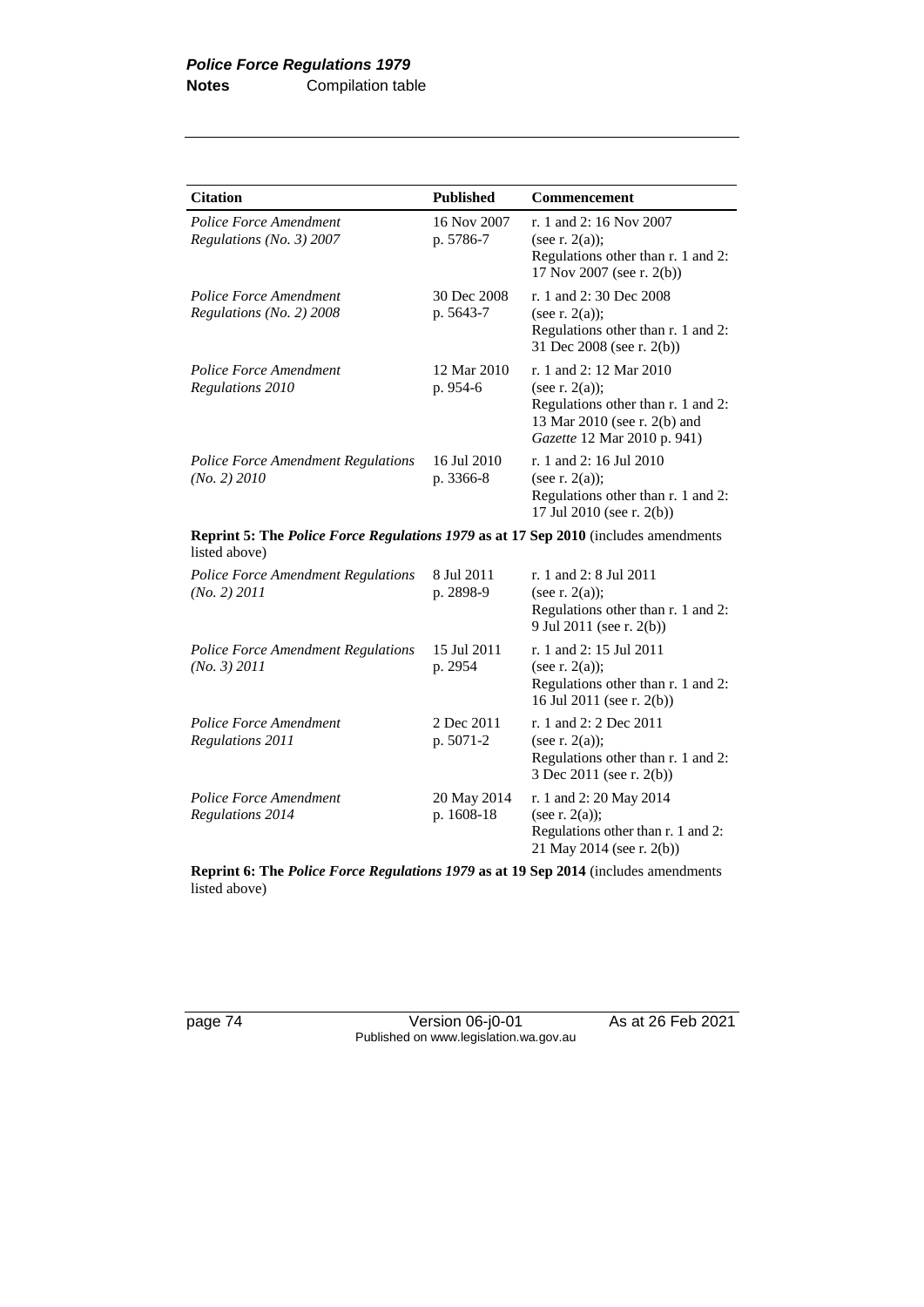| Citation | Published | Commencement |
|---|---|---|
| *Police Force Amendment Regulations (No. 3) 2007* | 16 Nov 2007 p. 5786-7 | r. 1 and 2: 16 Nov 2007 (see r. 2(a)); Regulations other than r. 1 and 2: 17 Nov 2007 (see r. 2(b)) |
| *Police Force Amendment Regulations (No. 2) 2008* | 30 Dec 2008 p. 5643-7 | r. 1 and 2: 30 Dec 2008 (see r. 2(a)); Regulations other than r. 1 and 2: 31 Dec 2008 (see r. 2(b)) |
| *Police Force Amendment Regulations 2010* | 12 Mar 2010 p. 954-6 | r. 1 and 2: 12 Mar 2010 (see r. 2(a)); Regulations other than r. 1 and 2: 13 Mar 2010 (see r. 2(b) and *Gazette* 12 Mar 2010 p. 941) |
| *Police Force Amendment Regulations (No. 2) 2010* | 16 Jul 2010 p. 3366-8 | r. 1 and 2: 16 Jul 2010 (see r. 2(a)); Regulations other than r. 1 and 2: 17 Jul 2010 (see r. 2(b)) |
| **Reprint 5: The *Police Force Regulations 1979* as at 17 Sep 2010** (includes amendments listed above) | | |
| *Police Force Amendment Regulations (No. 2) 2011* | 8 Jul 2011 p. 2898-9 | r. 1 and 2: 8 Jul 2011 (see r. 2(a)); Regulations other than r. 1 and 2: 9 Jul 2011 (see r. 2(b)) |
| *Police Force Amendment Regulations (No. 3) 2011* | 15 Jul 2011 p. 2954 | r. 1 and 2: 15 Jul 2011 (see r. 2(a)); Regulations other than r. 1 and 2: 16 Jul 2011 (see r. 2(b)) |
| *Police Force Amendment Regulations 2011* | 2 Dec 2011 p. 5071-2 | r. 1 and 2: 2 Dec 2011 (see r. 2(a)); Regulations other than r. 1 and 2: 3 Dec 2011 (see r. 2(b)) |
| *Police Force Amendment Regulations 2014* | 20 May 2014 p. 1608-18 | r. 1 and 2: 20 May 2014 (see r. 2(a)); Regulations other than r. 1 and 2: 21 May 2014 (see r. 2(b)) |
| **Reprint 6: The *Police Force Regulations 1979* as at 19 Sep 2014** (includes amendments listed above) | | |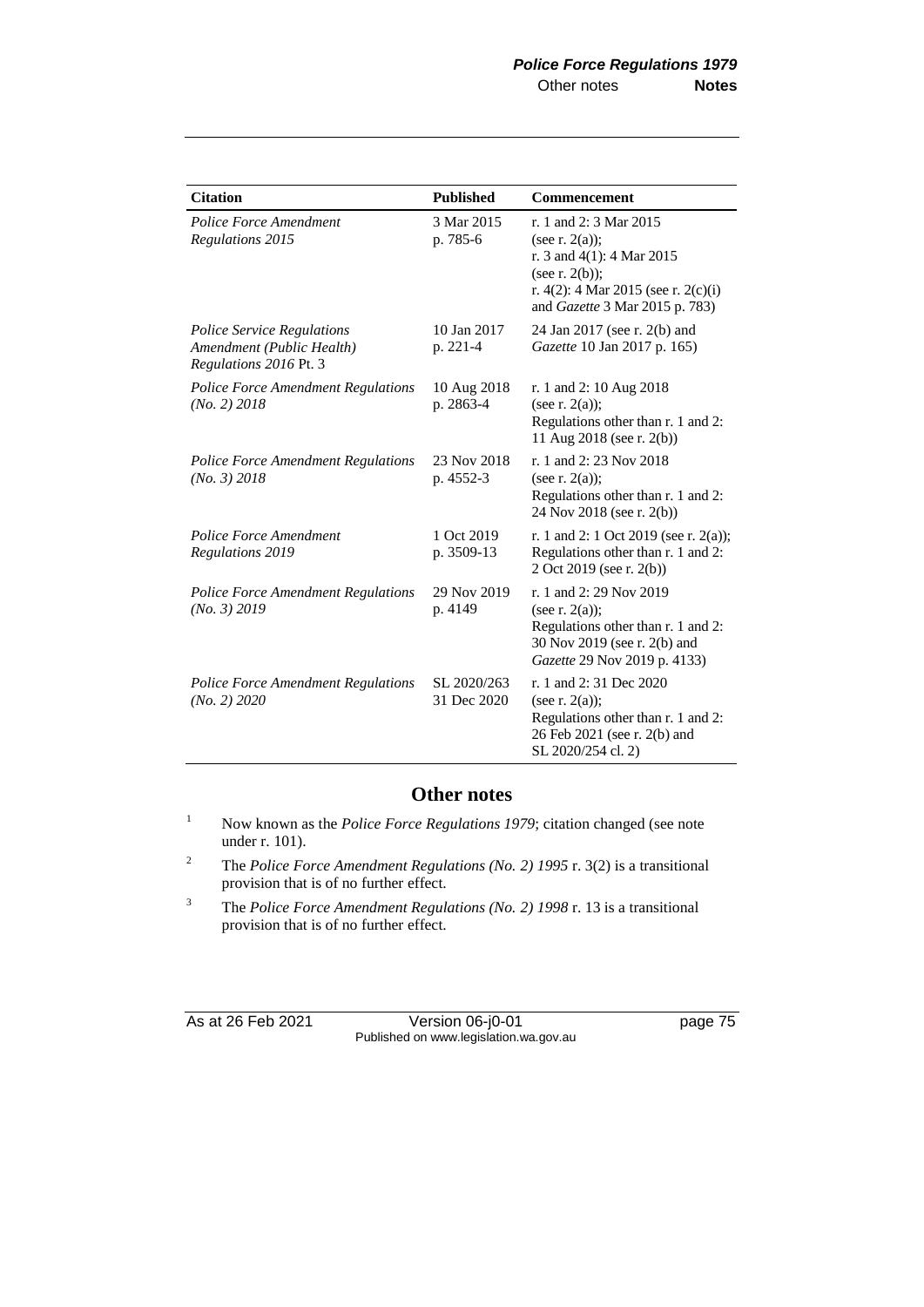| Citation | Published | Commencement |
|---|---|---|
| *Police Force Amendment Regulations 2015* | 3 Mar 2015 p. 785-6 | r. 1 and 2: 3 Mar 2015 (see r. 2(a)); r. 3 and 4(1): 4 Mar 2015 (see r. 2(b)); r. 4(2): 4 Mar 2015 (see r. 2(c)(i) and *Gazette* 3 Mar 2015 p. 783) |
| *Police Service Regulations Amendment (Public Health) Regulations 2016* Pt. 3 | 10 Jan 2017 p. 221-4 | 24 Jan 2017 (see r. 2(b) and *Gazette* 10 Jan 2017 p. 165) |
| *Police Force Amendment Regulations (No. 2) 2018* | 10 Aug 2018 p. 2863-4 | r. 1 and 2: 10 Aug 2018 (see r. 2(a)); Regulations other than r. 1 and 2: 11 Aug 2018 (see r. 2(b)) |
| *Police Force Amendment Regulations (No. 3) 2018* | 23 Nov 2018 p. 4552-3 | r. 1 and 2: 23 Nov 2018 (see r. 2(a)); Regulations other than r. 1 and 2: 24 Nov 2018 (see r. 2(b)) |
| *Police Force Amendment Regulations 2019* | 1 Oct 2019 p. 3509-13 | r. 1 and 2: 1 Oct 2019 (see r. 2(a)); Regulations other than r. 1 and 2: 2 Oct 2019 (see r. 2(b)) |
| *Police Force Amendment Regulations (No. 3) 2019* | 29 Nov 2019 p. 4149 | r. 1 and 2: 29 Nov 2019 (see r. 2(a)); Regulations other than r. 1 and 2: 30 Nov 2019 (see r. 2(b) and *Gazette* 29 Nov 2019 p. 4133) |
| *Police Force Amendment Regulations (No. 2) 2020* | SL 2020/263 31 Dec 2020 | r. 1 and 2: 31 Dec 2020 (see r. 2(a)); Regulations other than r. 1 and 2: 26 Feb 2021 (see r. 2(b) and SL 2020/254 cl. 2) |

## Other notes

[1] Now known as the *Police Force Regulations 1979*; citation changed (see note under r. 101).

[2] The *Police Force Amendment Regulations (No. 2) 1995* r. 3(2) is a transitional provision that is of no further effect.

[3] The *Police Force Amendment Regulations (No. 2) 1998* r. 13 is a transitional provision that is of no further effect.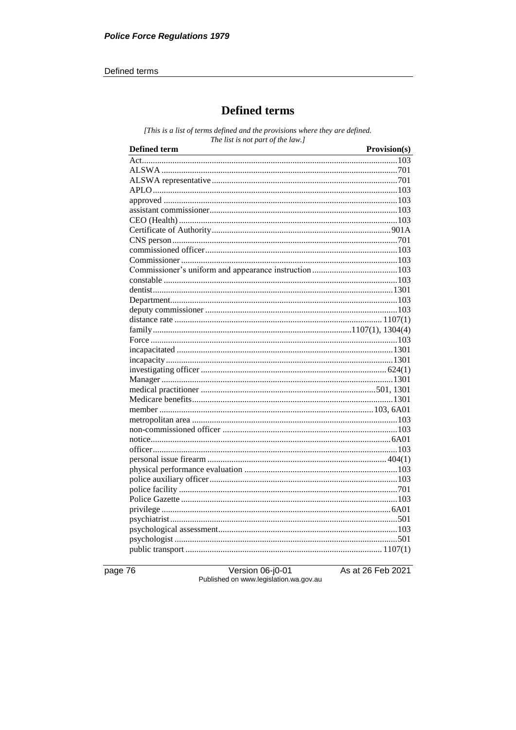# Defined terms

*[This is a list of terms defined and the provisions where they are defined. The list is not part of the law.]*

| Defined term | Provision(s) |
| --- | --- |
| Act | 103 |
| ALSWA | 701 |
| ALSWA representative | 701 |
| APLO | 103 |
| approved | 103 |
| assistant commissioner | 103 |
| CEO (Health) | 103 |
| Certificate of Authority | 901A |
| CNS person | 701 |
| commissioned officer | 103 |
| Commissioner | 103 |
| Commissioner's uniform and appearance instruction | 103 |
| constable | 103 |
| dentist | 1301 |
| Department | 103 |
| deputy commissioner | 103 |
| distance rate | 1107(1) |
| family | 1107(1), 1304(4) |
| Force | 103 |
| incapacitated | 1301 |
| incapacity | 1301 |
| investigating officer | 624(1) |
| Manager | 1301 |
| medical practitioner | 501, 1301 |
| Medicare benefits | 1301 |
| member | 103, 6A01 |
| metropolitan area | 103 |
| non-commissioned officer | 103 |
| notice | 6A01 |
| officer | 103 |
| personal issue firearm | 404(1) |
| physical performance evaluation | 103 |
| police auxiliary officer | 103 |
| police facility | 701 |
| Police Gazette | 103 |
| privilege | 6A01 |
| psychiatrist | 501 |
| psychological assessment | 103 |
| psychologist | 501 |
| public transport | 1107(1) |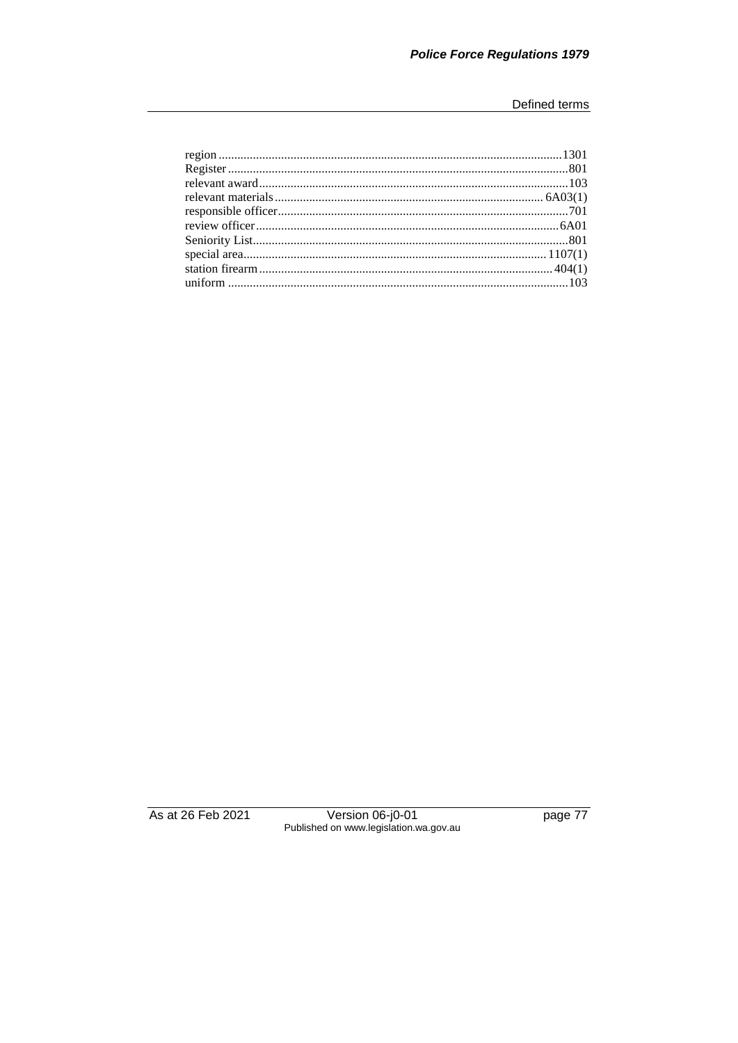| | |
|---|---|
| region | 1301 |
| Register | 801 |
| relevant award | 103 |
| relevant materials | 6A03(1) |
| responsible officer | 701 |
| review officer | 6A01 |
| Seniority List | 801 |
| special area | 1107(1) |
| station firearm | 404(1) |
| uniform | 103 |